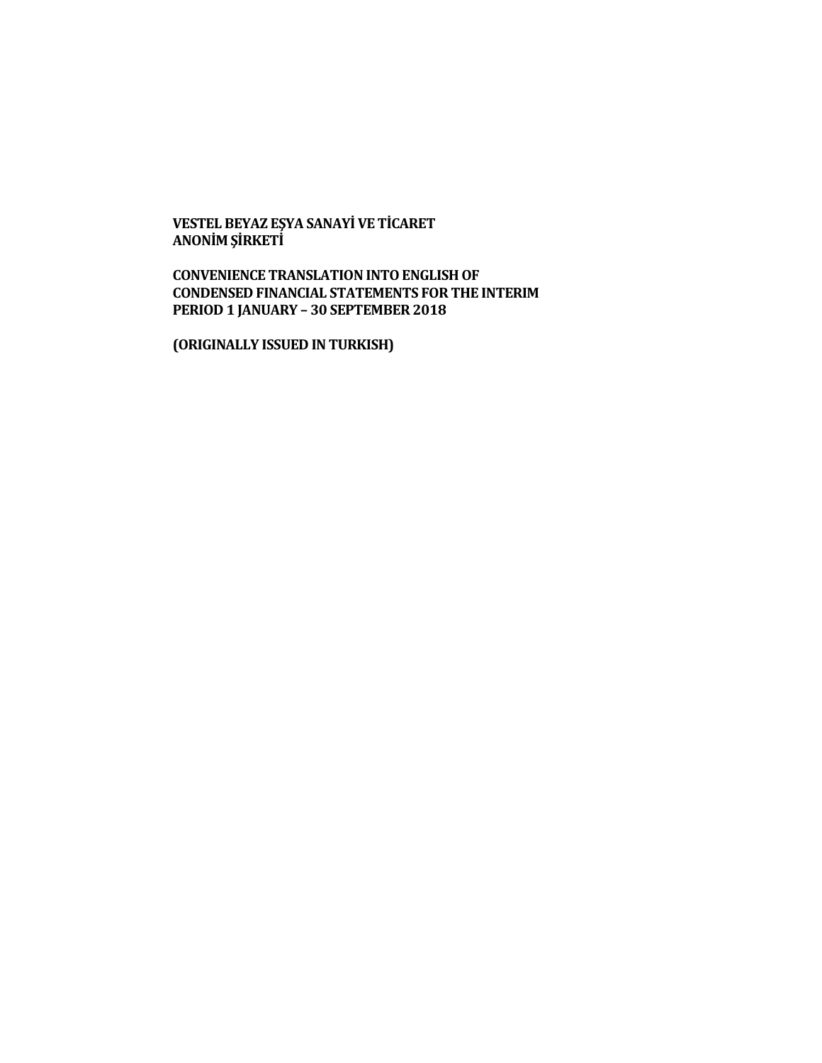**VESTEL BEYAZ EŞYA SANAYİ VE TİCARET ANONİM ŞİRKETİ**

**CONVENIENCE TRANSLATION INTO ENGLISH OF CONDENSED FINANCIAL STATEMENTS FOR THE INTERIM PERIOD 1 JANUARY – 30 SEPTEMBER 2018**

**(ORIGINALLY ISSUED IN TURKISH)**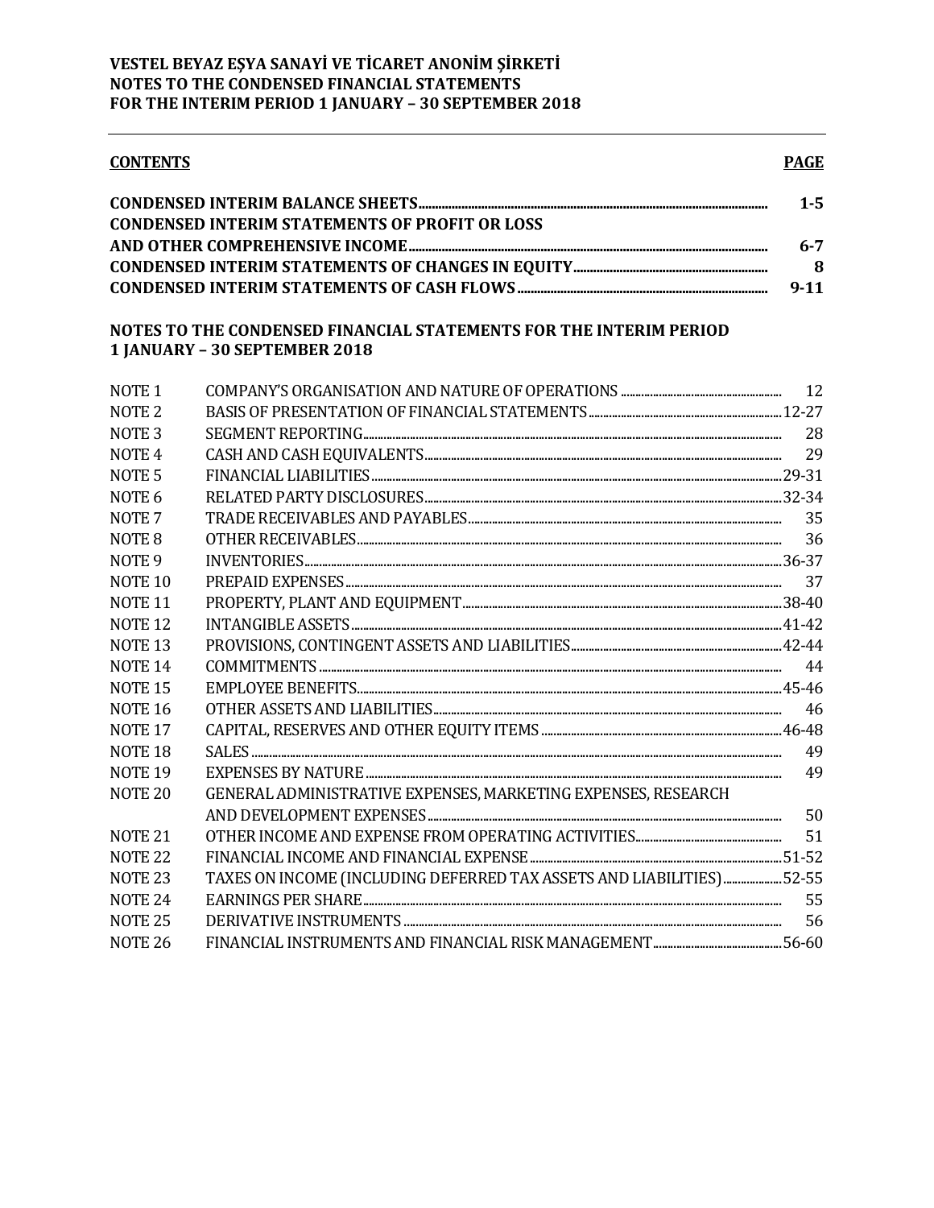**VESTEL BEYAZ EŞYA SANAYİ VE TİCARET ANONİM ŞİRKETİ**
**NOTES TO THE CONDENSED FINANCIAL STATEMENTS**
**FOR THE INTERIM PERIOD 1 JANUARY – 30 SEPTEMBER 2018**

| **CONTENTS** | **PAGE** |
|---|---|
| **CONDENSED INTERIM BALANCE SHEETS** | **1-5** |
| **CONDENSED INTERIM STATEMENTS OF PROFIT OR LOSS AND OTHER COMPREHENSIVE INCOME** | **6-7** |
| **CONDENSED INTERIM STATEMENTS OF CHANGES IN EQUITY** | **8** |
| **CONDENSED INTERIM STATEMENTS OF CASH FLOWS** | **9-11** |

**NOTES TO THE CONDENSED FINANCIAL STATEMENTS FOR THE INTERIM PERIOD 1 JANUARY – 30 SEPTEMBER 2018**

| | | |
|---|---|---|
| NOTE 1 | COMPANY'S ORGANISATION AND NATURE OF OPERATIONS | 12 |
| NOTE 2 | BASIS OF PRESENTATION OF FINANCIAL STATEMENTS | 12-27 |
| NOTE 3 | SEGMENT REPORTING | 28 |
| NOTE 4 | CASH AND CASH EQUIVALENTS | 29 |
| NOTE 5 | FINANCIAL LIABILITIES | 29-31 |
| NOTE 6 | RELATED PARTY DISCLOSURES | 32-34 |
| NOTE 7 | TRADE RECEIVABLES AND PAYABLES | 35 |
| NOTE 8 | OTHER RECEIVABLES | 36 |
| NOTE 9 | INVENTORIES | 36-37 |
| NOTE 10 | PREPAID EXPENSES | 37 |
| NOTE 11 | PROPERTY, PLANT AND EQUIPMENT | 38-40 |
| NOTE 12 | INTANGIBLE ASSETS | 41-42 |
| NOTE 13 | PROVISIONS, CONTINGENT ASSETS AND LIABILITIES | 42-44 |
| NOTE 14 | COMMITMENTS | 44 |
| NOTE 15 | EMPLOYEE BENEFITS | 45-46 |
| NOTE 16 | OTHER ASSETS AND LIABILITIES | 46 |
| NOTE 17 | CAPITAL, RESERVES AND OTHER EQUITY ITEMS | 46-48 |
| NOTE 18 | SALES | 49 |
| NOTE 19 | EXPENSES BY NATURE | 49 |
| NOTE 20 | GENERAL ADMINISTRATIVE EXPENSES, MARKETING EXPENSES, RESEARCH AND DEVELOPMENT EXPENSES | 50 |
| NOTE 21 | OTHER INCOME AND EXPENSE FROM OPERATING ACTIVITIES | 51 |
| NOTE 22 | FINANCIAL INCOME AND FINANCIAL EXPENSE | 51-52 |
| NOTE 23 | TAXES ON INCOME (INCLUDING DEFERRED TAX ASSETS AND LIABILITIES) | 52-55 |
| NOTE 24 | EARNINGS PER SHARE | 55 |
| NOTE 25 | DERIVATIVE INSTRUMENTS | 56 |
| NOTE 26 | FINANCIAL INSTRUMENTS AND FINANCIAL RISK MANAGEMENT | 56-60 |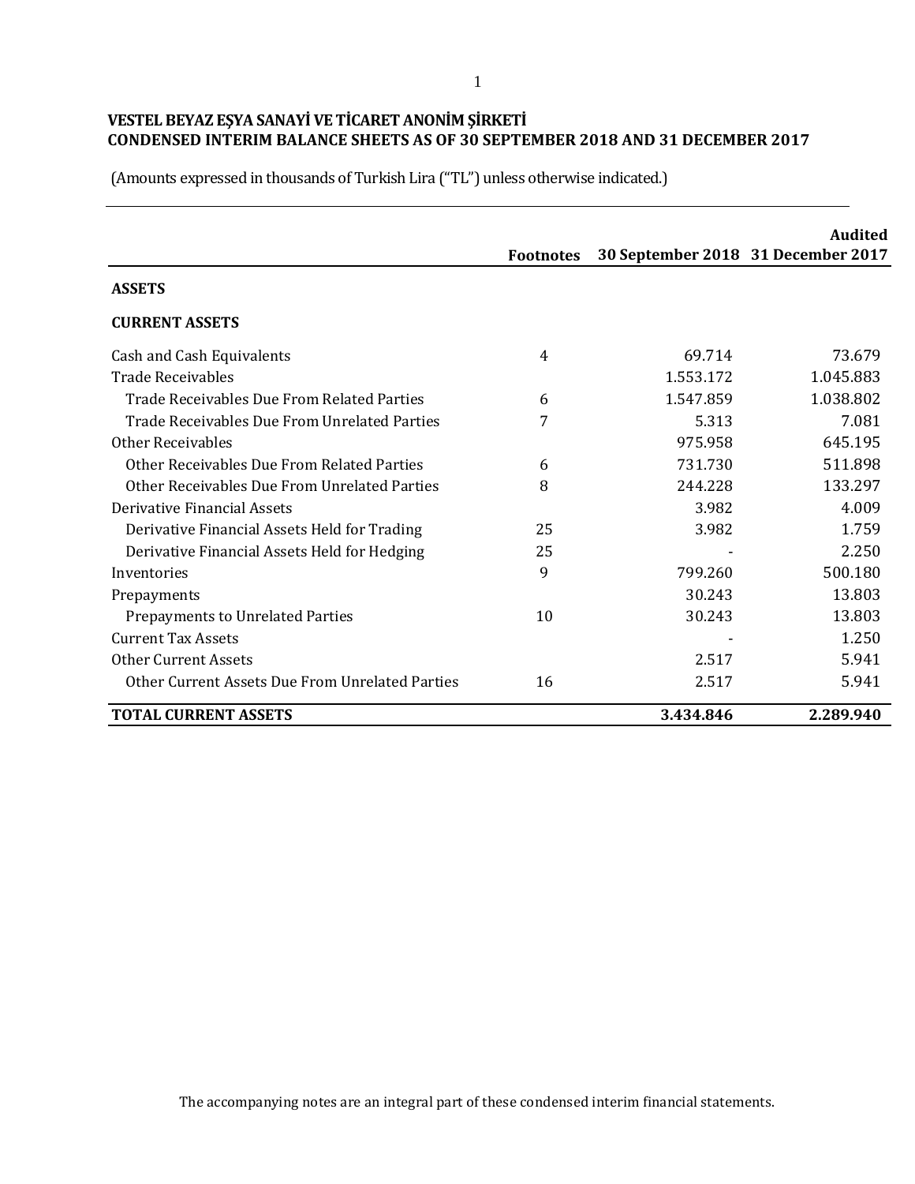**VESTEL BEYAZ EŞYA SANAYİ VE TİCARET ANONİM ŞİRKETİ**
**CONDENSED INTERIM BALANCE SHEETS AS OF 30 SEPTEMBER 2018 AND 31 DECEMBER 2017**

(Amounts expressed in thousands of Turkish Lira ("TL") unless otherwise indicated.)

| | Footnotes | 30 September 2018 | Audited 31 December 2017 |
|---|---|---|---|
| **ASSETS** | | | |
| **CURRENT ASSETS** | | | |
| Cash and Cash Equivalents | 4 | 69.714 | 73.679 |
| Trade Receivables | | 1.553.172 | 1.045.883 |
| Trade Receivables Due From Related Parties | 6 | 1.547.859 | 1.038.802 |
| Trade Receivables Due From Unrelated Parties | 7 | 5.313 | 7.081 |
| Other Receivables | | 975.958 | 645.195 |
| Other Receivables Due From Related Parties | 6 | 731.730 | 511.898 |
| Other Receivables Due From Unrelated Parties | 8 | 244.228 | 133.297 |
| Derivative Financial Assets | | 3.982 | 4.009 |
| Derivative Financial Assets Held for Trading | 25 | 3.982 | 1.759 |
| Derivative Financial Assets Held for Hedging | 25 | - | 2.250 |
| Inventories | 9 | 799.260 | 500.180 |
| Prepayments | | 30.243 | 13.803 |
| Prepayments to Unrelated Parties | 10 | 30.243 | 13.803 |
| Current Tax Assets | | - | 1.250 |
| Other Current Assets | | 2.517 | 5.941 |
| Other Current Assets Due From Unrelated Parties | 16 | 2.517 | 5.941 |
| **TOTAL CURRENT ASSETS** | | **3.434.846** | **2.289.940** |

The accompanying notes are an integral part of these condensed interim financial statements.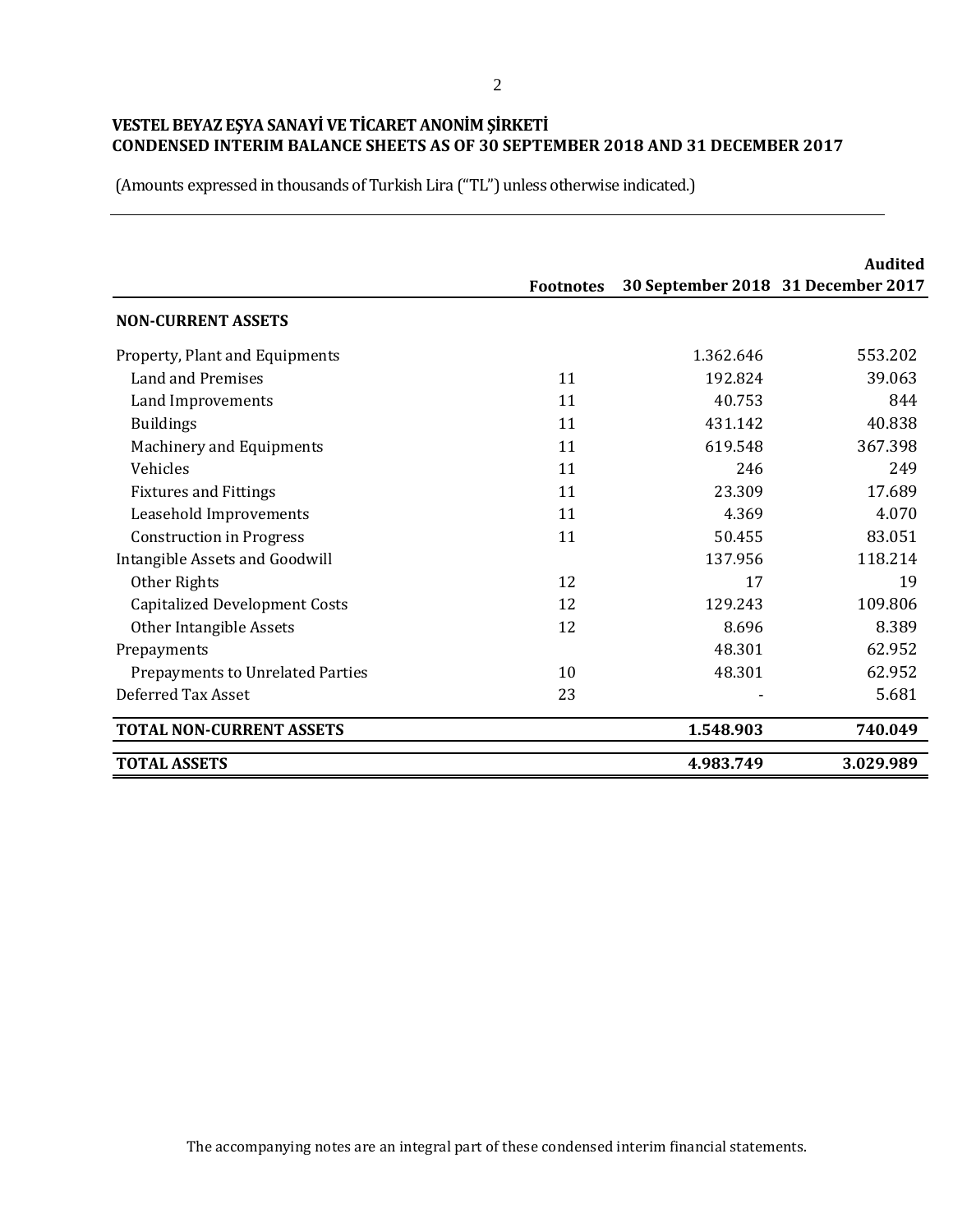**VESTEL BEYAZ EŞYA SANAYİ VE TİCARET ANONİM ŞİRKETİ**
**CONDENSED INTERIM BALANCE SHEETS AS OF 30 SEPTEMBER 2018 AND 31 DECEMBER 2017**

(Amounts expressed in thousands of Turkish Lira ("TL") unless otherwise indicated.)

| | Footnotes | 30 September 2018 | Audited 31 December 2017 |
|---|---|---|---|
| **NON-CURRENT ASSETS** | | | |
| Property, Plant and Equipments | | 1.362.646 | 553.202 |
| Land and Premises | 11 | 192.824 | 39.063 |
| Land Improvements | 11 | 40.753 | 844 |
| Buildings | 11 | 431.142 | 40.838 |
| Machinery and Equipments | 11 | 619.548 | 367.398 |
| Vehicles | 11 | 246 | 249 |
| Fixtures and Fittings | 11 | 23.309 | 17.689 |
| Leasehold Improvements | 11 | 4.369 | 4.070 |
| Construction in Progress | 11 | 50.455 | 83.051 |
| Intangible Assets and Goodwill | | 137.956 | 118.214 |
| Other Rights | 12 | 17 | 19 |
| Capitalized Development Costs | 12 | 129.243 | 109.806 |
| Other Intangible Assets | 12 | 8.696 | 8.389 |
| Prepayments | | 48.301 | 62.952 |
| Prepayments to Unrelated Parties | 10 | 48.301 | 62.952 |
| Deferred Tax Asset | 23 | - | 5.681 |
| **TOTAL NON-CURRENT ASSETS** | | **1.548.903** | **740.049** |
| **TOTAL ASSETS** | | **4.983.749** | **3.029.989** |

The accompanying notes are an integral part of these condensed interim financial statements.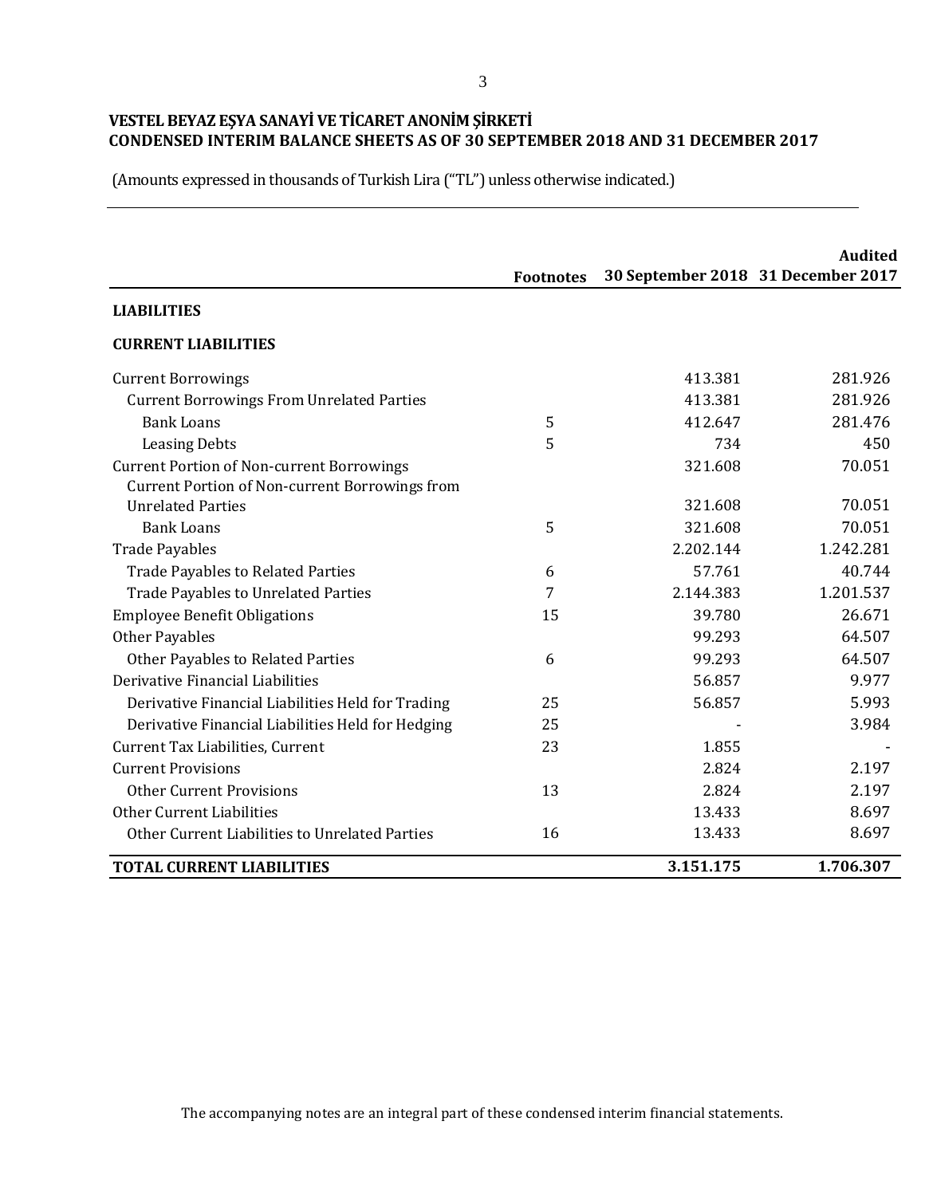**VESTEL BEYAZ EŞYA SANAYİ VE TİCARET ANONİM ŞİRKETİ**
**CONDENSED INTERIM BALANCE SHEETS AS OF 30 SEPTEMBER 2018 AND 31 DECEMBER 2017**

(Amounts expressed in thousands of Turkish Lira ("TL") unless otherwise indicated.)

| | Footnotes | 30 September 2018 | Audited 31 December 2017 |
|---|---|---|---|
| **LIABILITIES** | | | |
| **CURRENT LIABILITIES** | | | |
| Current Borrowings | | 413.381 | 281.926 |
| Current Borrowings From Unrelated Parties | | 413.381 | 281.926 |
| Bank Loans | 5 | 412.647 | 281.476 |
| Leasing Debts | 5 | 734 | 450 |
| Current Portion of Non-current Borrowings | | 321.608 | 70.051 |
| Current Portion of Non-current Borrowings from Unrelated Parties | | 321.608 | 70.051 |
| Bank Loans | 5 | 321.608 | 70.051 |
| Trade Payables | | 2.202.144 | 1.242.281 |
| Trade Payables to Related Parties | 6 | 57.761 | 40.744 |
| Trade Payables to Unrelated Parties | 7 | 2.144.383 | 1.201.537 |
| Employee Benefit Obligations | 15 | 39.780 | 26.671 |
| Other Payables | | 99.293 | 64.507 |
| Other Payables to Related Parties | 6 | 99.293 | 64.507 |
| Derivative Financial Liabilities | | 56.857 | 9.977 |
| Derivative Financial Liabilities Held for Trading | 25 | 56.857 | 5.993 |
| Derivative Financial Liabilities Held for Hedging | 25 | - | 3.984 |
| Current Tax Liabilities, Current | 23 | 1.855 | - |
| Current Provisions | | 2.824 | 2.197 |
| Other Current Provisions | 13 | 2.824 | 2.197 |
| Other Current Liabilities | | 13.433 | 8.697 |
| Other Current Liabilities to Unrelated Parties | 16 | 13.433 | 8.697 |
| **TOTAL CURRENT LIABILITIES** | | **3.151.175** | **1.706.307** |

The accompanying notes are an integral part of these condensed interim financial statements.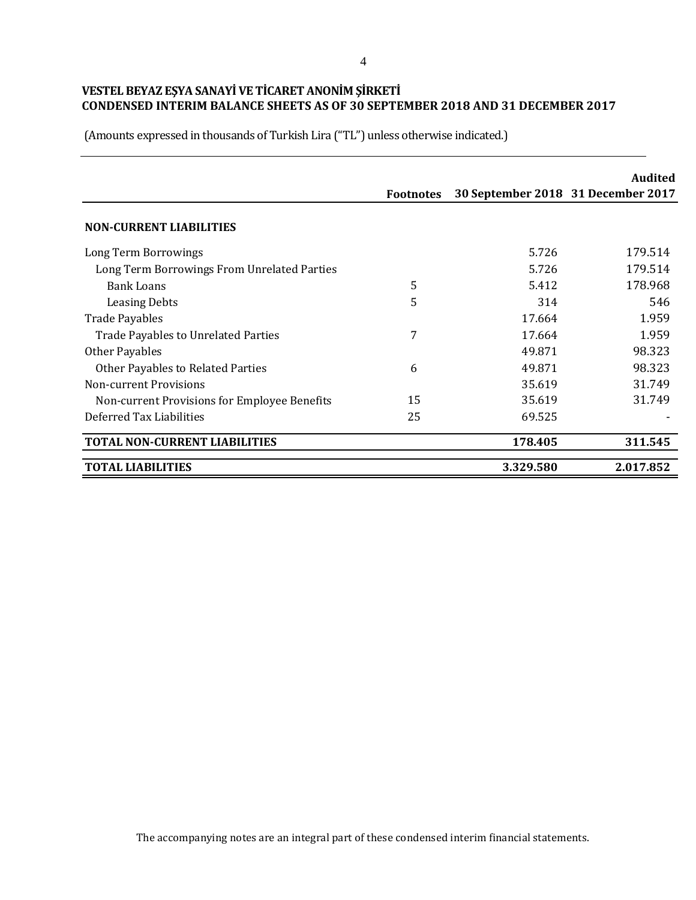**VESTEL BEYAZ EŞYA SANAYİ VE TİCARET ANONİM ŞİRKETİ**
**CONDENSED INTERIM BALANCE SHEETS AS OF 30 SEPTEMBER 2018 AND 31 DECEMBER 2017**

(Amounts expressed in thousands of Turkish Lira ("TL") unless otherwise indicated.)

| | Footnotes | 30 September 2018 | Audited 31 December 2017 |
|---|---|---|---|
| **NON-CURRENT LIABILITIES** | | | |
| Long Term Borrowings | | 5.726 | 179.514 |
| Long Term Borrowings From Unrelated Parties | | 5.726 | 179.514 |
| Bank Loans | 5 | 5.412 | 178.968 |
| Leasing Debts | 5 | 314 | 546 |
| Trade Payables | | 17.664 | 1.959 |
| Trade Payables to Unrelated Parties | 7 | 17.664 | 1.959 |
| Other Payables | | 49.871 | 98.323 |
| Other Payables to Related Parties | 6 | 49.871 | 98.323 |
| Non-current Provisions | | 35.619 | 31.749 |
| Non-current Provisions for Employee Benefits | 15 | 35.619 | 31.749 |
| Deferred Tax Liabilities | 25 | 69.525 | - |
| **TOTAL NON-CURRENT LIABILITIES** | | **178.405** | **311.545** |
| **TOTAL LIABILITIES** | | **3.329.580** | **2.017.852** |

The accompanying notes are an integral part of these condensed interim financial statements.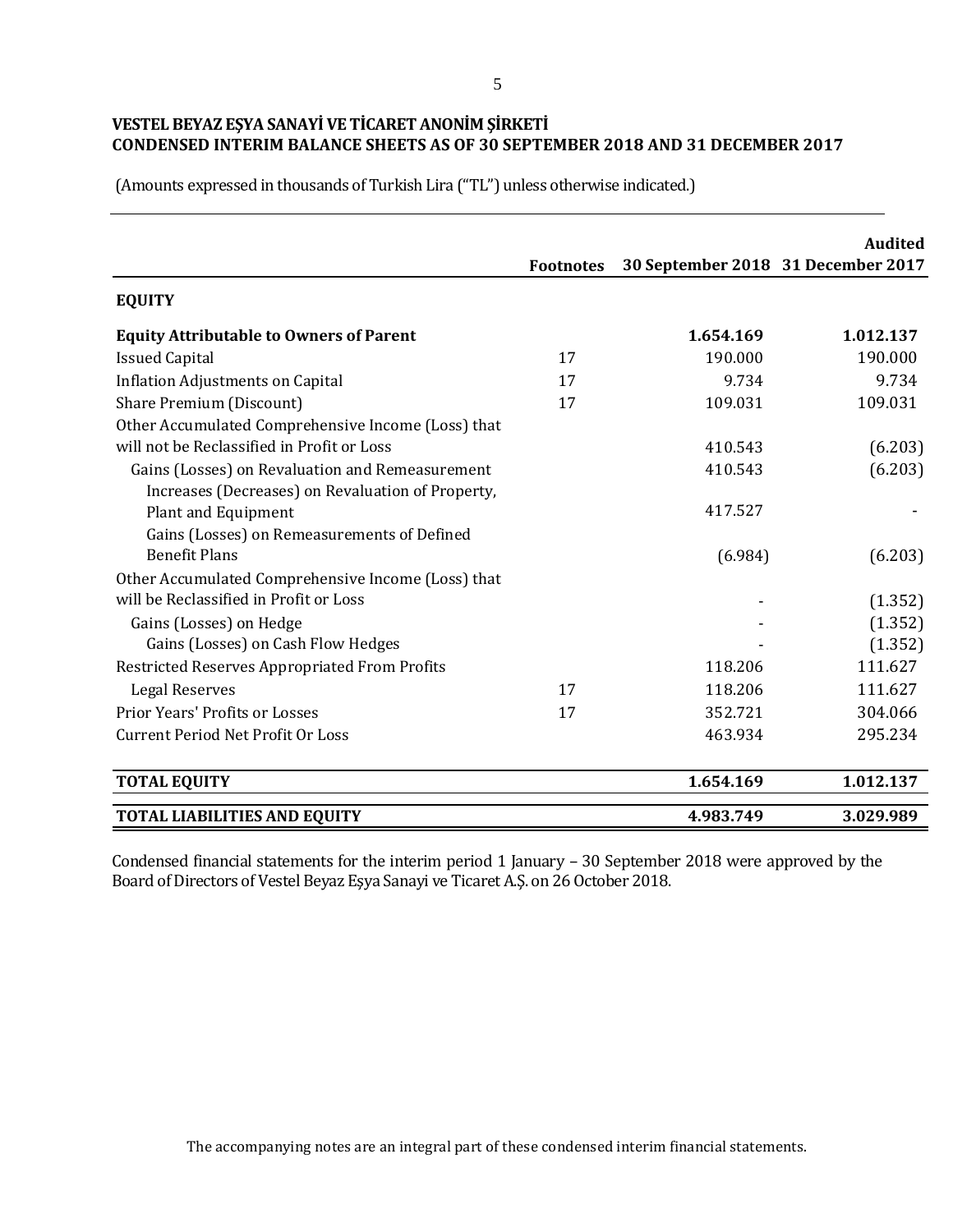**VESTEL BEYAZ EŞYA SANAYİ VE TİCARET ANONİM ŞİRKETİ**
**CONDENSED INTERIM BALANCE SHEETS AS OF 30 SEPTEMBER 2018 AND 31 DECEMBER 2017**

(Amounts expressed in thousands of Turkish Lira ("TL") unless otherwise indicated.)

| | Footnotes | 30 September 2018 | Audited 31 December 2017 |
|---|---|---|---|
| **EQUITY** | | | |
| **Equity Attributable to Owners of Parent** | | **1.654.169** | **1.012.137** |
| Issued Capital | 17 | 190.000 | 190.000 |
| Inflation Adjustments on Capital | 17 | 9.734 | 9.734 |
| Share Premium (Discount) | 17 | 109.031 | 109.031 |
| Other Accumulated Comprehensive Income (Loss) that will not be Reclassified in Profit or Loss | | 410.543 | (6.203) |
| Gains (Losses) on Revaluation and Remeasurement | | 410.543 | (6.203) |
| Increases (Decreases) on Revaluation of Property, Plant and Equipment | | 417.527 | - |
| Gains (Losses) on Remeasurements of Defined Benefit Plans | | (6.984) | (6.203) |
| Other Accumulated Comprehensive Income (Loss) that will be Reclassified in Profit or Loss | | - | (1.352) |
| Gains (Losses) on Hedge | | - | (1.352) |
| Gains (Losses) on Cash Flow Hedges | | - | (1.352) |
| Restricted Reserves Appropriated From Profits | | 118.206 | 111.627 |
| Legal Reserves | 17 | 118.206 | 111.627 |
| Prior Years' Profits or Losses | 17 | 352.721 | 304.066 |
| Current Period Net Profit Or Loss | | 463.934 | 295.234 |
| **TOTAL EQUITY** | | **1.654.169** | **1.012.137** |
| **TOTAL LIABILITIES AND EQUITY** | | **4.983.749** | **3.029.989** |

Condensed financial statements for the interim period 1 January – 30 September 2018 were approved by the Board of Directors of Vestel Beyaz Eşya Sanayi ve Ticaret A.Ş. on 26 October 2018.

The accompanying notes are an integral part of these condensed interim financial statements.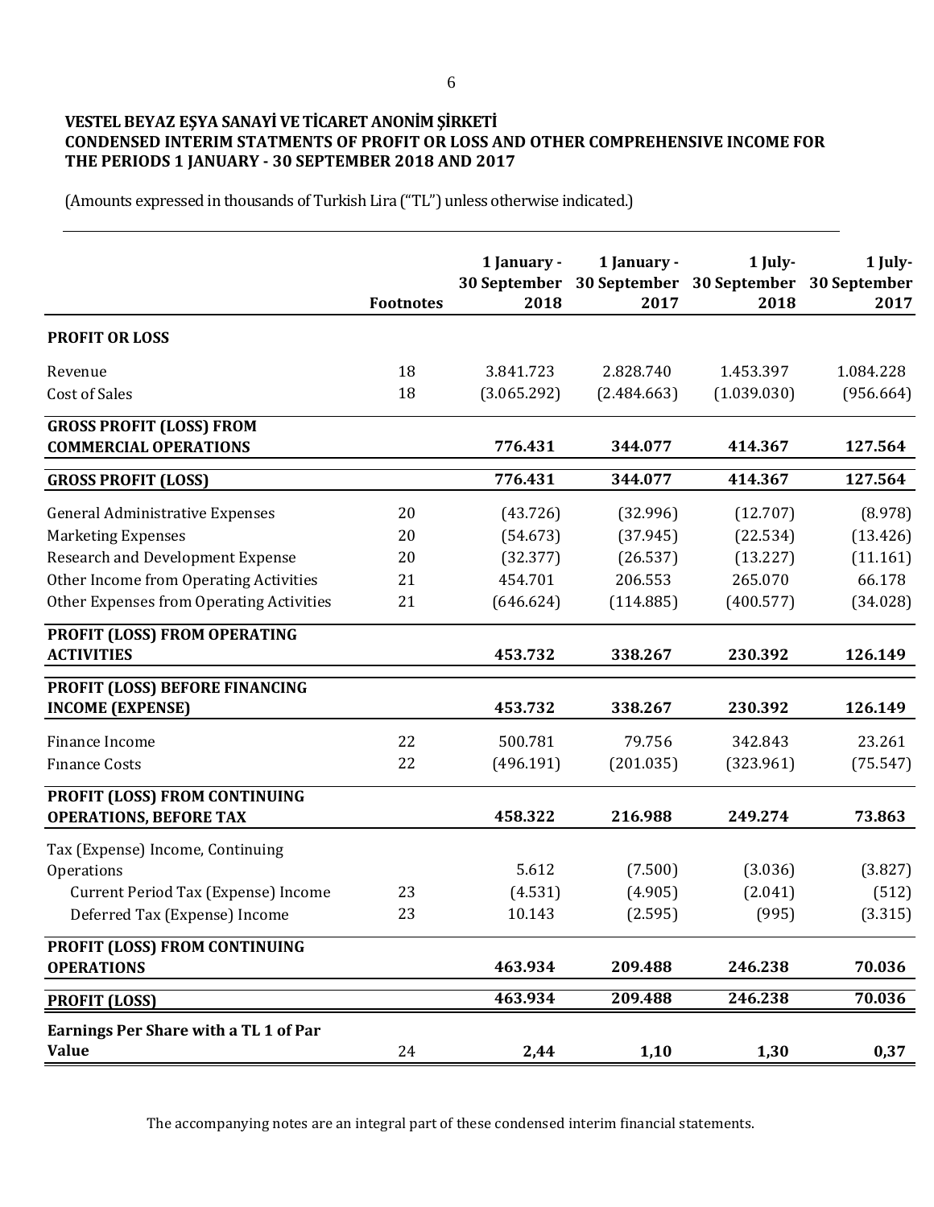**VESTEL BEYAZ EŞYA SANAYİ VE TİCARET ANONİM ŞİRKETİ**
**CONDENSED INTERIM STATMENTS OF PROFIT OR LOSS AND OTHER COMPREHENSIVE INCOME FOR THE PERIODS 1 JANUARY - 30 SEPTEMBER 2018 AND 2017**

(Amounts expressed in thousands of Turkish Lira ("TL") unless otherwise indicated.)

| | Footnotes | 1 January - 30 September 2018 | 1 January - 30 September 2017 | 1 July- 30 September 2018 | 1 July- 30 September 2017 |
|---|---|---|---|---|---|
| **PROFIT OR LOSS** | | | | | |
| Revenue | 18 | 3.841.723 | 2.828.740 | 1.453.397 | 1.084.228 |
| Cost of Sales | 18 | (3.065.292) | (2.484.663) | (1.039.030) | (956.664) |
| **GROSS PROFIT (LOSS) FROM COMMERCIAL OPERATIONS** | | **776.431** | **344.077** | **414.367** | **127.564** |
| **GROSS PROFIT (LOSS)** | | **776.431** | **344.077** | **414.367** | **127.564** |
| General Administrative Expenses | 20 | (43.726) | (32.996) | (12.707) | (8.978) |
| Marketing Expenses | 20 | (54.673) | (37.945) | (22.534) | (13.426) |
| Research and Development Expense | 20 | (32.377) | (26.537) | (13.227) | (11.161) |
| Other Income from Operating Activities | 21 | 454.701 | 206.553 | 265.070 | 66.178 |
| Other Expenses from Operating Activities | 21 | (646.624) | (114.885) | (400.577) | (34.028) |
| **PROFIT (LOSS) FROM OPERATING ACTIVITIES** | | **453.732** | **338.267** | **230.392** | **126.149** |
| **PROFIT (LOSS) BEFORE FINANCING INCOME (EXPENSE)** | | **453.732** | **338.267** | **230.392** | **126.149** |
| Finance Income | 22 | 500.781 | 79.756 | 342.843 | 23.261 |
| Fınance Costs | 22 | (496.191) | (201.035) | (323.961) | (75.547) |
| **PROFIT (LOSS) FROM CONTINUING OPERATIONS, BEFORE TAX** | | **458.322** | **216.988** | **249.274** | **73.863** |
| Tax (Expense) Income, Continuing Operations | | 5.612 | (7.500) | (3.036) | (3.827) |
| Current Period Tax (Expense) Income | 23 | (4.531) | (4.905) | (2.041) | (512) |
| Deferred Tax (Expense) Income | 23 | 10.143 | (2.595) | (995) | (3.315) |
| **PROFIT (LOSS) FROM CONTINUING OPERATIONS** | | **463.934** | **209.488** | **246.238** | **70.036** |
| **PROFIT (LOSS)** | | **463.934** | **209.488** | **246.238** | **70.036** |
| **Earnings Per Share with a TL 1 of Par Value** | 24 | **2,44** | **1,10** | **1,30** | **0,37** |

The accompanying notes are an integral part of these condensed interim financial statements.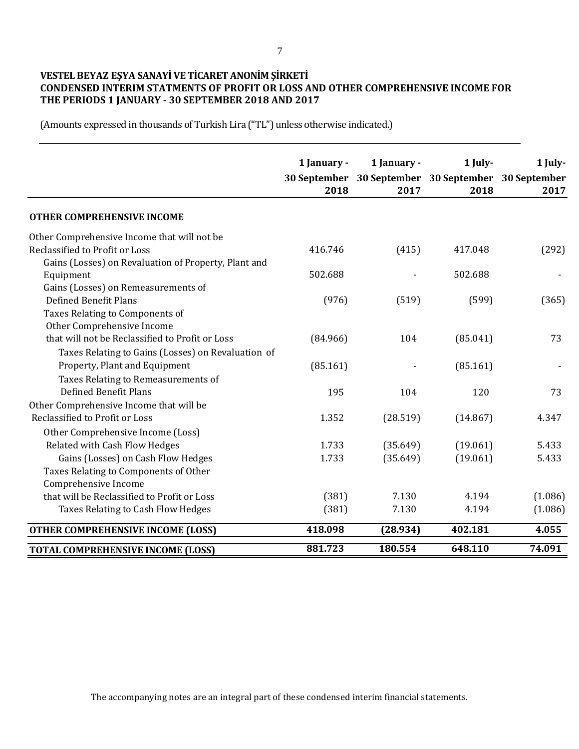**VESTEL BEYAZ EŞYA SANAYİ VE TİCARET ANONİM ŞİRKETİ**
**CONDENSED INTERIM STATMENTS OF PROFIT OR LOSS AND OTHER COMPREHENSIVE INCOME FOR THE PERIODS 1 JANUARY - 30 SEPTEMBER 2018 AND 2017**

(Amounts expressed in thousands of Turkish Lira ("TL") unless otherwise indicated.)

| | 1 January - 30 September 2018 | 1 January - 30 September 2017 | 1 July- 30 September 2018 | 1 July- 30 September 2017 |
|---|---|---|---|---|
| **OTHER COMPREHENSIVE INCOME** | | | | |
| Other Comprehensive Income that will not be Reclassified to Profit or Loss | 416.746 | (415) | 417.048 | (292) |
| Gains (Losses) on Revaluation of Property, Plant and Equipment | 502.688 | - | 502.688 | - |
| Gains (Losses) on Remeasurements of Defined Benefit Plans | (976) | (519) | (599) | (365) |
| Taxes Relating to Components of Other Comprehensive Income that will not be Reclassified to Profit or Loss | (84.966) | 104 | (85.041) | 73 |
| Taxes Relating to Gains (Losses) on Revaluation of Property, Plant and Equipment | (85.161) | - | (85.161) | - |
| Taxes Relating to Remeasurements of Defined Benefit Plans | 195 | 104 | 120 | 73 |
| Other Comprehensive Income that will be Reclassified to Profit or Loss | 1.352 | (28.519) | (14.867) | 4.347 |
| Other Comprehensive Income (Loss) Related with Cash Flow Hedges | 1.733 | (35.649) | (19.061) | 5.433 |
| Gains (Losses) on Cash Flow Hedges | 1.733 | (35.649) | (19.061) | 5.433 |
| Taxes Relating to Components of Other Comprehensive Income that will be Reclassified to Profit or Loss | (381) | 7.130 | 4.194 | (1.086) |
| Taxes Relating to Cash Flow Hedges | (381) | 7.130 | 4.194 | (1.086) |
| **OTHER COMPREHENSIVE INCOME (LOSS)** | **418.098** | **(28.934)** | **402.181** | **4.055** |
| **TOTAL COMPREHENSIVE INCOME (LOSS)** | **881.723** | **180.554** | **648.110** | **74.091** |

The accompanying notes are an integral part of these condensed interim financial statements.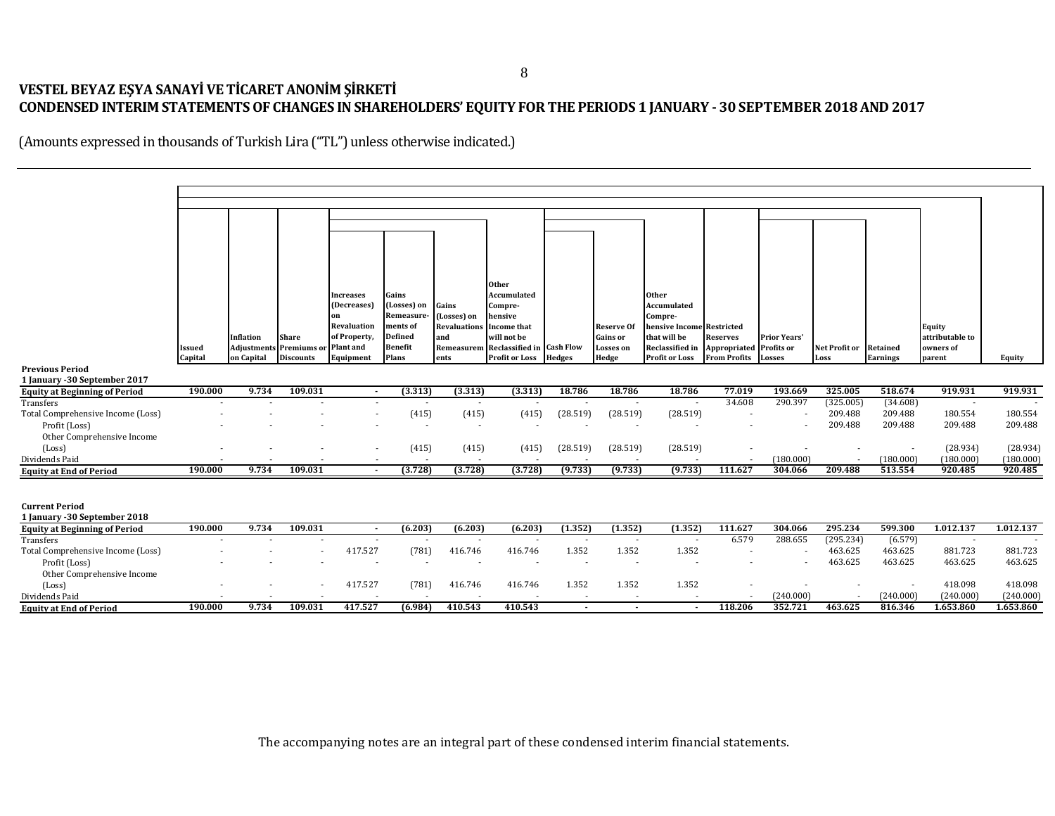**VESTEL BEYAZ EŞYA SANAYİ VE TİCARET ANONİM ŞİRKETİ**
**CONDENSED INTERIM STATEMENTS OF CHANGES IN SHAREHOLDERS' EQUITY FOR THE PERIODS 1 JANUARY - 30 SEPTEMBER 2018 AND 2017**

(Amounts expressed in thousands of Turkish Lira ("TL") unless otherwise indicated.)

| | Issued Capital | Inflation Adjustments on Capital | Share Premiums or Discounts | Increases (Decreases) on Revaluation of Property, Plant and Equipment | Gains (Losses) on Remeasurements of Defined Benefit Plans | Gains (Losses) on Revaluations and Remeasurements | Other Accumulated Comprehensive Income that will not be Reclassified in Profit or Loss | Cash Flow Hedges | Reserve Of Gains or Losses on Hedge | Other Accumulated Comprehensive Income that will be Reclassified in Profit or Loss | Restricted Reserves Appropriated From Profits | Prior Years' Profits or Losses | Net Profit or Loss | Retained Earnings | Equity attributable to owners of parent | Equity |
|---|---|---|---|---|---|---|---|---|---|---|---|---|---|---|---|---|
| **Previous Period** | | | | | | | | | | | | | | | | |
| **1 January -30 September 2017** | | | | | | | | | | | | | | | | |
| **Equity at Beginning of Period** | **190.000** | **9.734** | **109.031** | **-** | **(3.313)** | **(3.313)** | **(3.313)** | **18.786** | **18.786** | **18.786** | **77.019** | **193.669** | **325.005** | **518.674** | **919.931** | **919.931** |
| Transfers | - | - | - | - | - | - | - | - | - | - | 34.608 | 290.397 | (325.005) | (34.608) | - | - |
| Total Comprehensive Income (Loss) | - | - | - | - | (415) | (415) | (415) | (28.519) | (28.519) | (28.519) | - | - | 209.488 | 209.488 | 180.554 | 180.554 |
| Profit (Loss) | - | - | - | - | - | - | - | - | - | - | - | - | 209.488 | 209.488 | 209.488 | 209.488 |
| Other Comprehensive Income (Loss) | - | - | - | - | (415) | (415) | (415) | (28.519) | (28.519) | (28.519) | - | - | - | - | (28.934) | (28.934) |
| Dividends Paid | - | - | - | - | - | - | - | - | - | - | - | (180.000) | - | (180.000) | (180.000) | (180.000) |
| **Equity at End of Period** | **190.000** | **9.734** | **109.031** | **-** | **(3.728)** | **(3.728)** | **(3.728)** | **(9.733)** | **(9.733)** | **(9.733)** | **111.627** | **304.066** | **209.488** | **513.554** | **920.485** | **920.485** |
| | | | | | | | | | | | | | | | | |
| **Current Period** | | | | | | | | | | | | | | | | |
| **1 January -30 September 2018** | | | | | | | | | | | | | | | | |
| **Equity at Beginning of Period** | **190.000** | **9.734** | **109.031** | **-** | **(6.203)** | **(6.203)** | **(6.203)** | **(1.352)** | **(1.352)** | **(1.352)** | **111.627** | **304.066** | **295.234** | **599.300** | **1.012.137** | **1.012.137** |
| Transfers | - | - | - | - | - | - | - | - | - | - | 6.579 | 288.655 | (295.234) | (6.579) | - | - |
| Total Comprehensive Income (Loss) | - | - | - | 417.527 | (781) | 416.746 | 416.746 | 1.352 | 1.352 | 1.352 | - | - | 463.625 | 463.625 | 881.723 | 881.723 |
| Profit (Loss) | - | - | - | - | - | - | - | - | - | - | - | - | 463.625 | 463.625 | 463.625 | 463.625 |
| Other Comprehensive Income (Loss) | - | - | - | 417.527 | (781) | 416.746 | 416.746 | 1.352 | 1.352 | 1.352 | - | - | - | - | 418.098 | 418.098 |
| Dividends Paid | - | - | - | - | - | - | - | - | - | - | - | (240.000) | - | (240.000) | (240.000) | (240.000) |
| **Equity at End of Period** | **190.000** | **9.734** | **109.031** | **417.527** | **(6.984)** | **410.543** | **410.543** | **-** | **-** | **-** | **118.206** | **352.721** | **463.625** | **816.346** | **1.653.860** | **1.653.860** |

The accompanying notes are an integral part of these condensed interim financial statements.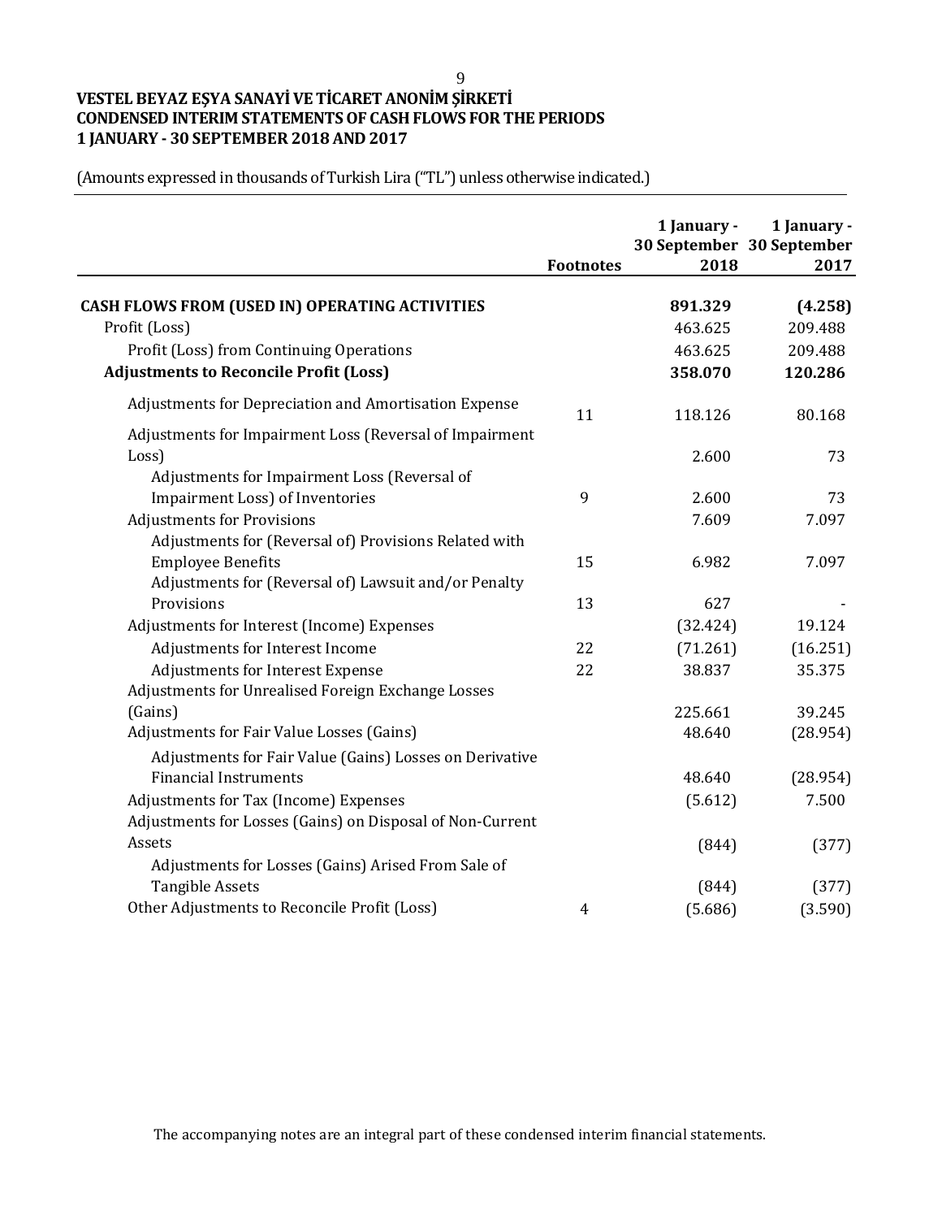# VESTEL BEYAZ EŞYA SANAYİ VE TİCARET ANONİM ŞİRKETİ
## CONDENSED INTERIM STATEMENTS OF CASH FLOWS FOR THE PERIODS
## 1 JANUARY - 30 SEPTEMBER 2018 AND 2017

(Amounts expressed in thousands of Turkish Lira ("TL") unless otherwise indicated.)

| | Footnotes | 1 January - 30 September 2018 | 1 January - 30 September 2017 |
|---|---|---|---|
| **CASH FLOWS FROM (USED IN) OPERATING ACTIVITIES** | | **891.329** | **(4.258)** |
| Profit (Loss) | | 463.625 | 209.488 |
| Profit (Loss) from Continuing Operations | | 463.625 | 209.488 |
| **Adjustments to Reconcile Profit (Loss)** | | **358.070** | **120.286** |
| Adjustments for Depreciation and Amortisation Expense | 11 | 118.126 | 80.168 |
| Adjustments for Impairment Loss (Reversal of Impairment Loss) | | 2.600 | 73 |
| Adjustments for Impairment Loss (Reversal of Impairment Loss) of Inventories | 9 | 2.600 | 73 |
| Adjustments for Provisions | | 7.609 | 7.097 |
| Adjustments for (Reversal of) Provisions Related with Employee Benefits | 15 | 6.982 | 7.097 |
| Adjustments for (Reversal of) Lawsuit and/or Penalty Provisions | 13 | 627 | - |
| Adjustments for Interest (Income) Expenses | | (32.424) | 19.124 |
| Adjustments for Interest Income | 22 | (71.261) | (16.251) |
| Adjustments for Interest Expense | 22 | 38.837 | 35.375 |
| Adjustments for Unrealised Foreign Exchange Losses (Gains) | | 225.661 | 39.245 |
| Adjustments for Fair Value Losses (Gains) | | 48.640 | (28.954) |
| Adjustments for Fair Value (Gains) Losses on Derivative Financial Instruments | | 48.640 | (28.954) |
| Adjustments for Tax (Income) Expenses | | (5.612) | 7.500 |
| Adjustments for Losses (Gains) on Disposal of Non-Current Assets | | (844) | (377) |
| Adjustments for Losses (Gains) Arised From Sale of Tangible Assets | | (844) | (377) |
| Other Adjustments to Reconcile Profit (Loss) | 4 | (5.686) | (3.590) |

The accompanying notes are an integral part of these condensed interim financial statements.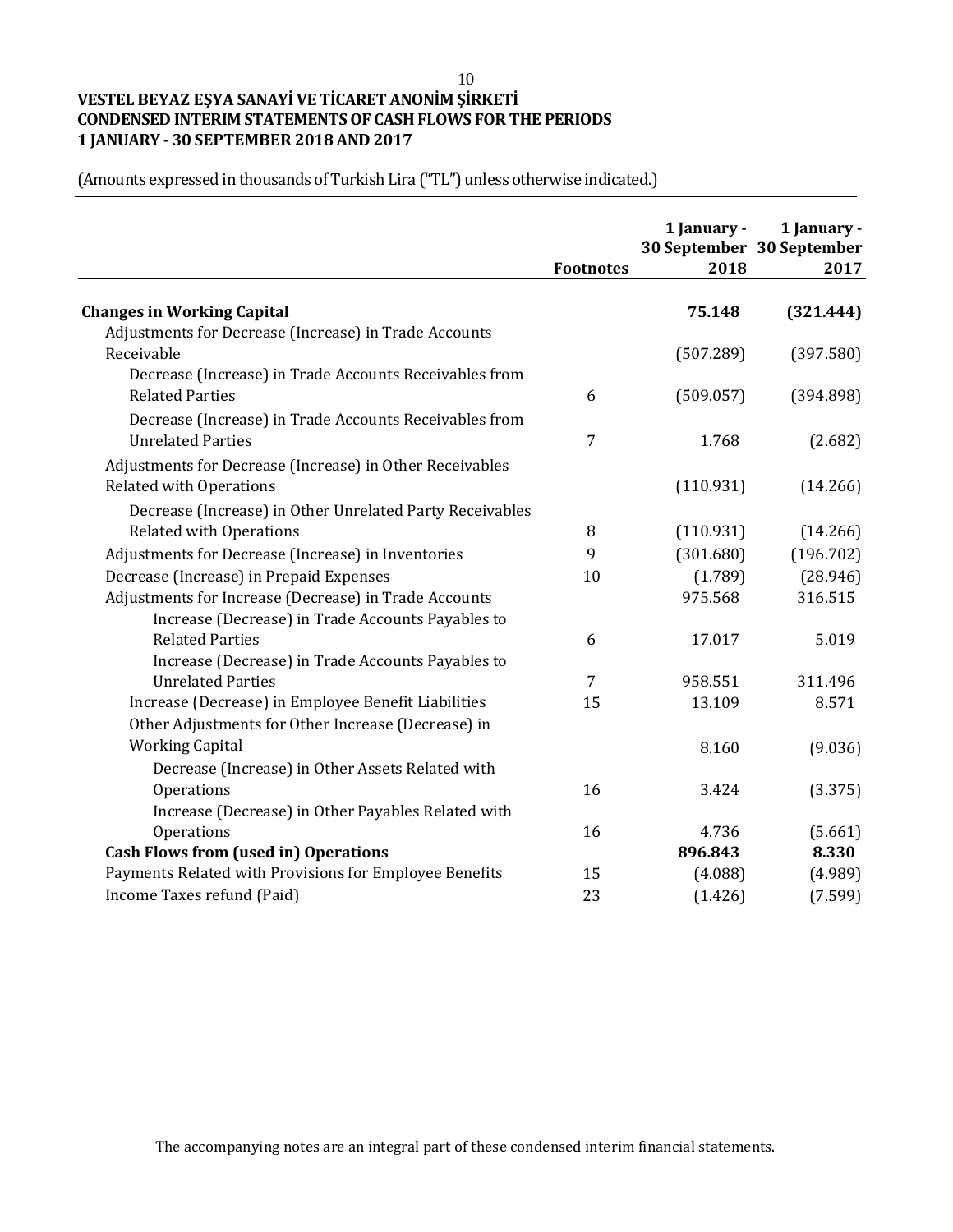**VESTEL BEYAZ EŞYA SANAYİ VE TİCARET ANONİM ŞİRKETİ**
**CONDENSED INTERIM STATEMENTS OF CASH FLOWS FOR THE PERIODS**
**1 JANUARY - 30 SEPTEMBER 2018 AND 2017**

(Amounts expressed in thousands of Turkish Lira ("TL") unless otherwise indicated.)

| | Footnotes | 1 January - 30 September 2018 | 1 January - 30 September 2017 |
|---|---|---|---|
| **Changes in Working Capital** | | **75.148** | **(321.444)** |
| Adjustments for Decrease (Increase) in Trade Accounts Receivable | | (507.289) | (397.580) |
| Decrease (Increase) in Trade Accounts Receivables from Related Parties | 6 | (509.057) | (394.898) |
| Decrease (Increase) in Trade Accounts Receivables from Unrelated Parties | 7 | 1.768 | (2.682) |
| Adjustments for Decrease (Increase) in Other Receivables Related with Operations | | (110.931) | (14.266) |
| Decrease (Increase) in Other Unrelated Party Receivables Related with Operations | 8 | (110.931) | (14.266) |
| Adjustments for Decrease (Increase) in Inventories | 9 | (301.680) | (196.702) |
| Decrease (Increase) in Prepaid Expenses | 10 | (1.789) | (28.946) |
| Adjustments for Increase (Decrease) in Trade Accounts | | 975.568 | 316.515 |
| Increase (Decrease) in Trade Accounts Payables to Related Parties | 6 | 17.017 | 5.019 |
| Increase (Decrease) in Trade Accounts Payables to Unrelated Parties | 7 | 958.551 | 311.496 |
| Increase (Decrease) in Employee Benefit Liabilities | 15 | 13.109 | 8.571 |
| Other Adjustments for Other Increase (Decrease) in Working Capital | | 8.160 | (9.036) |
| Decrease (Increase) in Other Assets Related with Operations | 16 | 3.424 | (3.375) |
| Increase (Decrease) in Other Payables Related with Operations | 16 | 4.736 | (5.661) |
| **Cash Flows from (used in) Operations** | | **896.843** | **8.330** |
| Payments Related with Provisions for Employee Benefits | 15 | (4.088) | (4.989) |
| Income Taxes refund (Paid) | 23 | (1.426) | (7.599) |

The accompanying notes are an integral part of these condensed interim financial statements.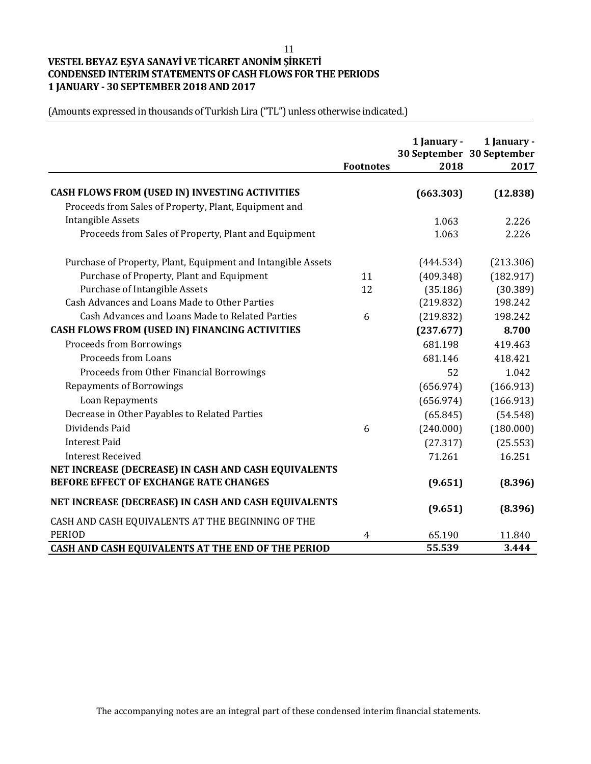**VESTEL BEYAZ EŞYA SANAYİ VE TİCARET ANONİM ŞİRKETİ**
**CONDENSED INTERIM STATEMENTS OF CASH FLOWS FOR THE PERIODS**
**1 JANUARY - 30 SEPTEMBER 2018 AND 2017**

(Amounts expressed in thousands of Turkish Lira ("TL") unless otherwise indicated.)

| | Footnotes | 1 January - 30 September 2018 | 1 January - 30 September 2017 |
|---|---|---|---|
| **CASH FLOWS FROM (USED IN) INVESTING ACTIVITIES** | | **(663.303)** | **(12.838)** |
| Proceeds from Sales of Property, Plant, Equipment and Intangible Assets | | 1.063 | 2.226 |
| Proceeds from Sales of Property, Plant and Equipment | | 1.063 | 2.226 |
| Purchase of Property, Plant, Equipment and Intangible Assets | | (444.534) | (213.306) |
| Purchase of Property, Plant and Equipment | 11 | (409.348) | (182.917) |
| Purchase of Intangible Assets | 12 | (35.186) | (30.389) |
| Cash Advances and Loans Made to Other Parties | | (219.832) | 198.242 |
| Cash Advances and Loans Made to Related Parties | 6 | (219.832) | 198.242 |
| **CASH FLOWS FROM (USED IN) FINANCING ACTIVITIES** | | **(237.677)** | **8.700** |
| Proceeds from Borrowings | | 681.198 | 419.463 |
| Proceeds from Loans | | 681.146 | 418.421 |
| Proceeds from Other Financial Borrowings | | 52 | 1.042 |
| Repayments of Borrowings | | (656.974) | (166.913) |
| Loan Repayments | | (656.974) | (166.913) |
| Decrease in Other Payables to Related Parties | | (65.845) | (54.548) |
| Dividends Paid | 6 | (240.000) | (180.000) |
| Interest Paid | | (27.317) | (25.553) |
| Interest Received | | 71.261 | 16.251 |
| **NET INCREASE (DECREASE) IN CASH AND CASH EQUIVALENTS BEFORE EFFECT OF EXCHANGE RATE CHANGES** | | **(9.651)** | **(8.396)** |
| **NET INCREASE (DECREASE) IN CASH AND CASH EQUIVALENTS** | | **(9.651)** | **(8.396)** |
| CASH AND CASH EQUIVALENTS AT THE BEGINNING OF THE PERIOD | 4 | 65.190 | 11.840 |
| **CASH AND CASH EQUIVALENTS AT THE END OF THE PERIOD** | | **55.539** | **3.444** |

The accompanying notes are an integral part of these condensed interim financial statements.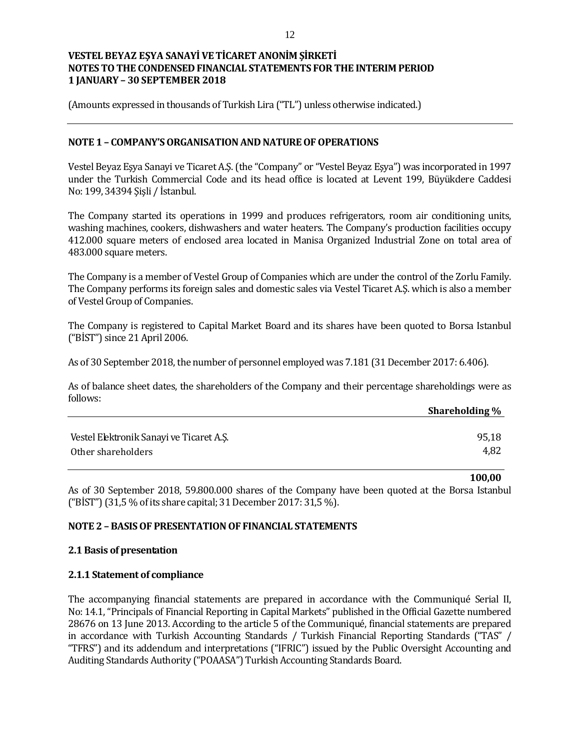# VESTEL BEYAZ EŞYA SANAYİ VE TİCARET ANONİM ŞİRKETİ
# NOTES TO THE CONDENSED FINANCIAL STATEMENTS FOR THE INTERIM PERIOD
# 1 JANUARY – 30 SEPTEMBER 2018

(Amounts expressed in thousands of Turkish Lira ("TL") unless otherwise indicated.)

## NOTE 1 – COMPANY'S ORGANISATION AND NATURE OF OPERATIONS

Vestel Beyaz Eşya Sanayi ve Ticaret A.Ş. (the "Company" or "Vestel Beyaz Eşya") was incorporated in 1997 under the Turkish Commercial Code and its head office is located at Levent 199, Büyükdere Caddesi No: 199, 34394 Şişli / İstanbul.

The Company started its operations in 1999 and produces refrigerators, room air conditioning units, washing machines, cookers, dishwashers and water heaters. The Company's production facilities occupy 412.000 square meters of enclosed area located in Manisa Organized Industrial Zone on total area of 483.000 square meters.

The Company is a member of Vestel Group of Companies which are under the control of the Zorlu Family. The Company performs its foreign sales and domestic sales via Vestel Ticaret A.Ş. which is also a member of Vestel Group of Companies.

The Company is registered to Capital Market Board and its shares have been quoted to Borsa Istanbul ("BİST") since 21 April 2006.

As of 30 September 2018, the number of personnel employed was 7.181 (31 December 2017: 6.406).

As of balance sheet dates, the shareholders of the Company and their percentage shareholdings were as follows:

| | Shareholding % |
|---|---|
| Vestel Elektronik Sanayi ve Ticaret A.Ş. | 95,18 |
| Other shareholders | 4,82 |
| | **100,00** |

As of 30 September 2018, 59.800.000 shares of the Company have been quoted at the Borsa Istanbul ("BİST") (31,5 % of its share capital; 31 December 2017: 31,5 %).

## NOTE 2 – BASIS OF PRESENTATION OF FINANCIAL STATEMENTS

### 2.1 Basis of presentation

### 2.1.1 Statement of compliance

The accompanying financial statements are prepared in accordance with the Communiqué Serial II, No: 14.1, "Principals of Financial Reporting in Capital Markets" published in the Official Gazette numbered 28676 on 13 June 2013. According to the article 5 of the Communiqué, financial statements are prepared in accordance with Turkish Accounting Standards / Turkish Financial Reporting Standards ("TAS" / "TFRS") and its addendum and interpretations ("IFRIC") issued by the Public Oversight Accounting and Auditing Standards Authority ("POAASA") Turkish Accounting Standards Board.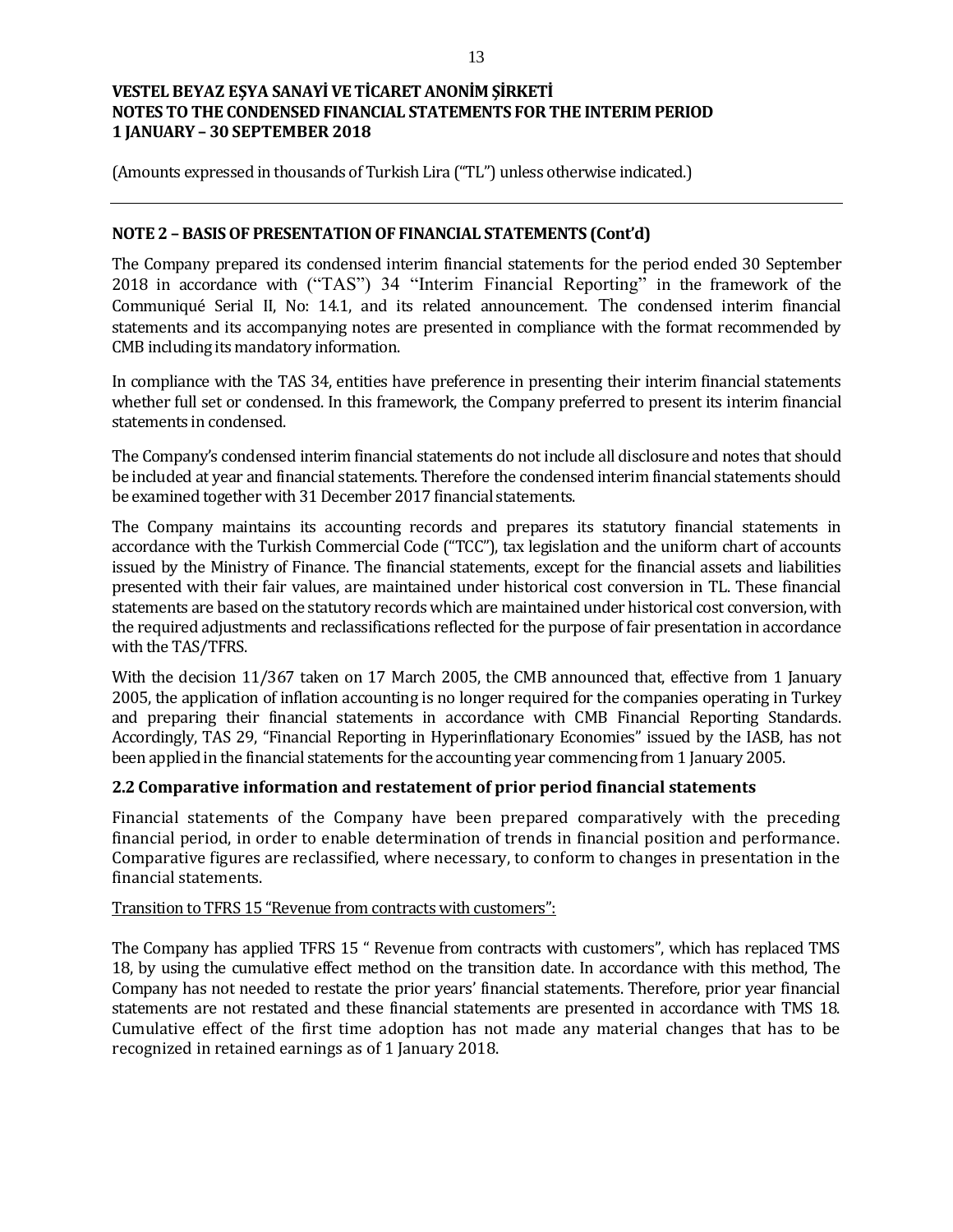## NOTE 2 – BASIS OF PRESENTATION OF FINANCIAL STATEMENTS (Cont'd)

The Company prepared its condensed interim financial statements for the period ended 30 September 2018 in accordance with ("TAS") 34 "Interim Financial Reporting" in the framework of the Communiqué Serial II, No: 14.1, and its related announcement. The condensed interim financial statements and its accompanying notes are presented in compliance with the format recommended by CMB including its mandatory information.

In compliance with the TAS 34, entities have preference in presenting their interim financial statements whether full set or condensed. In this framework, the Company preferred to present its interim financial statements in condensed.

The Company's condensed interim financial statements do not include all disclosure and notes that should be included at year and financial statements. Therefore the condensed interim financial statements should be examined together with 31 December 2017 financial statements.

The Company maintains its accounting records and prepares its statutory financial statements in accordance with the Turkish Commercial Code ("TCC"), tax legislation and the uniform chart of accounts issued by the Ministry of Finance. The financial statements, except for the financial assets and liabilities presented with their fair values, are maintained under historical cost conversion in TL. These financial statements are based on the statutory records which are maintained under historical cost conversion, with the required adjustments and reclassifications reflected for the purpose of fair presentation in accordance with the TAS/TFRS.

With the decision 11/367 taken on 17 March 2005, the CMB announced that, effective from 1 January 2005, the application of inflation accounting is no longer required for the companies operating in Turkey and preparing their financial statements in accordance with CMB Financial Reporting Standards. Accordingly, TAS 29, "Financial Reporting in Hyperinflationary Economies" issued by the IASB, has not been applied in the financial statements for the accounting year commencing from 1 January 2005.

### 2.2 Comparative information and restatement of prior period financial statements

Financial statements of the Company have been prepared comparatively with the preceding financial period, in order to enable determination of trends in financial position and performance. Comparative figures are reclassified, where necessary, to conform to changes in presentation in the financial statements.

Transition to TFRS 15 "Revenue from contracts with customers":

The Company has applied TFRS 15 " Revenue from contracts with customers", which has replaced TMS 18, by using the cumulative effect method on the transition date. In accordance with this method, The Company has not needed to restate the prior years' financial statements. Therefore, prior year financial statements are not restated and these financial statements are presented in accordance with TMS 18. Cumulative effect of the first time adoption has not made any material changes that has to be recognized in retained earnings as of 1 January 2018.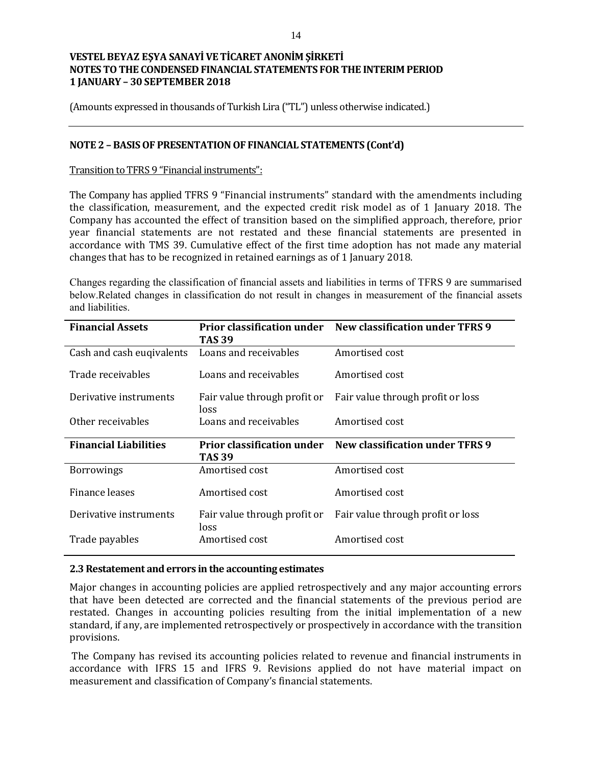**VESTEL BEYAZ EŞYA SANAYİ VE TİCARET ANONİM ŞİRKETİ**
**NOTES TO THE CONDENSED FINANCIAL STATEMENTS FOR THE INTERIM PERIOD**
**1 JANUARY – 30 SEPTEMBER 2018**

(Amounts expressed in thousands of Turkish Lira ("TL") unless otherwise indicated.)

## NOTE 2 – BASIS OF PRESENTATION OF FINANCIAL STATEMENTS (Cont'd)

Transition to TFRS 9 "Financial instruments":

The Company has applied TFRS 9 "Financial instruments" standard with the amendments including the classification, measurement, and the expected credit risk model as of 1 January 2018. The Company has accounted the effect of transition based on the simplified approach, therefore, prior year financial statements are not restated and these financial statements are presented in accordance with TMS 39. Cumulative effect of the first time adoption has not made any material changes that has to be recognized in retained earnings as of 1 January 2018.

Changes regarding the classification of financial assets and liabilities in terms of TFRS 9 are summarised below.Related changes in classification do not result in changes in measurement of the financial assets and liabilities.

| **Financial Assets** | **Prior classification under TAS 39** | **New classification under TFRS 9** |
|---|---|---|
| Cash and cash euqivalents | Loans and receivables | Amortised cost |
| Trade receivables | Loans and receivables | Amortised cost |
| Derivative instruments | Fair value through profit or loss | Fair value through profit or loss |
| Other receivables | Loans and receivables | Amortised cost |
| **Financial Liabilities** | **Prior classification under TAS 39** | **New classification under TFRS 9** |
| Borrowings | Amortised cost | Amortised cost |
| Finance leases | Amortised cost | Amortised cost |
| Derivative instruments | Fair value through profit or loss | Fair value through profit or loss |
| Trade payables | Amortised cost | Amortised cost |

### 2.3 Restatement and errors in the accounting estimates

Major changes in accounting policies are applied retrospectively and any major accounting errors that have been detected are corrected and the financial statements of the previous period are restated. Changes in accounting policies resulting from the initial implementation of a new standard, if any, are implemented retrospectively or prospectively in accordance with the transition provisions.

The Company has revised its accounting policies related to revenue and financial instruments in accordance with IFRS 15 and IFRS 9. Revisions applied do not have material impact on measurement and classification of Company's financial statements.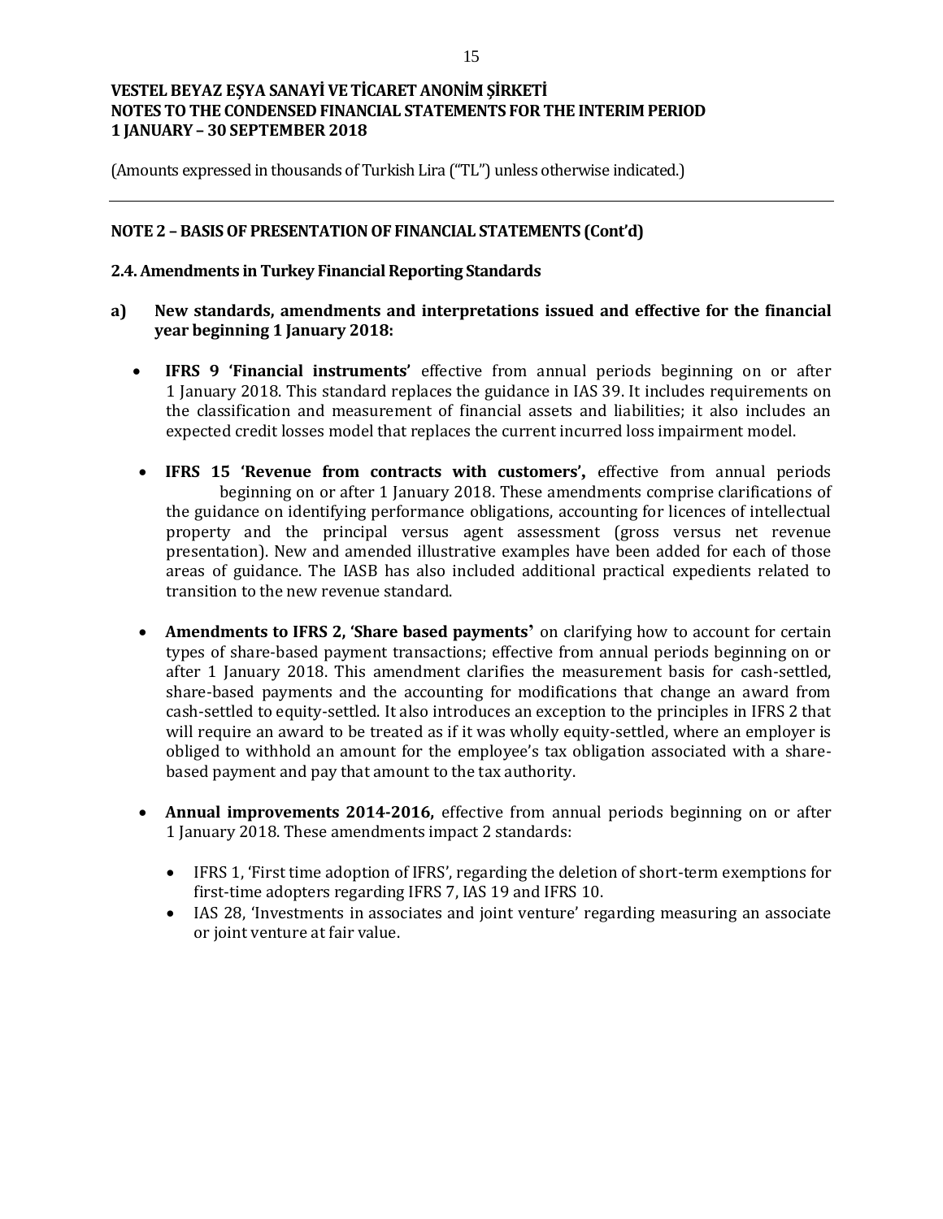## NOTE 2 – BASIS OF PRESENTATION OF FINANCIAL STATEMENTS (Cont'd)

### 2.4. Amendments in Turkey Financial Reporting Standards

**a) New standards, amendments and interpretations issued and effective for the financial year beginning 1 January 2018:**

- **IFRS 9 'Financial instruments'** effective from annual periods beginning on or after 1 January 2018. This standard replaces the guidance in IAS 39. It includes requirements on the classification and measurement of financial assets and liabilities; it also includes an expected credit losses model that replaces the current incurred loss impairment model.

- **IFRS 15 'Revenue from contracts with customers',** effective from annual periods beginning on or after 1 January 2018. These amendments comprise clarifications of the guidance on identifying performance obligations, accounting for licences of intellectual property and the principal versus agent assessment (gross versus net revenue presentation). New and amended illustrative examples have been added for each of those areas of guidance. The IASB has also included additional practical expedients related to transition to the new revenue standard.

- **Amendments to IFRS 2, 'Share based payments'** on clarifying how to account for certain types of share-based payment transactions; effective from annual periods beginning on or after 1 January 2018. This amendment clarifies the measurement basis for cash-settled, share-based payments and the accounting for modifications that change an award from cash-settled to equity-settled. It also introduces an exception to the principles in IFRS 2 that will require an award to be treated as if it was wholly equity-settled, where an employer is obliged to withhold an amount for the employee's tax obligation associated with a share-based payment and pay that amount to the tax authority.

- **Annual improvements 2014-2016,** effective from annual periods beginning on or after 1 January 2018. These amendments impact 2 standards:

  - IFRS 1, 'First time adoption of IFRS', regarding the deletion of short-term exemptions for first-time adopters regarding IFRS 7, IAS 19 and IFRS 10.
  - IAS 28, 'Investments in associates and joint venture' regarding measuring an associate or joint venture at fair value.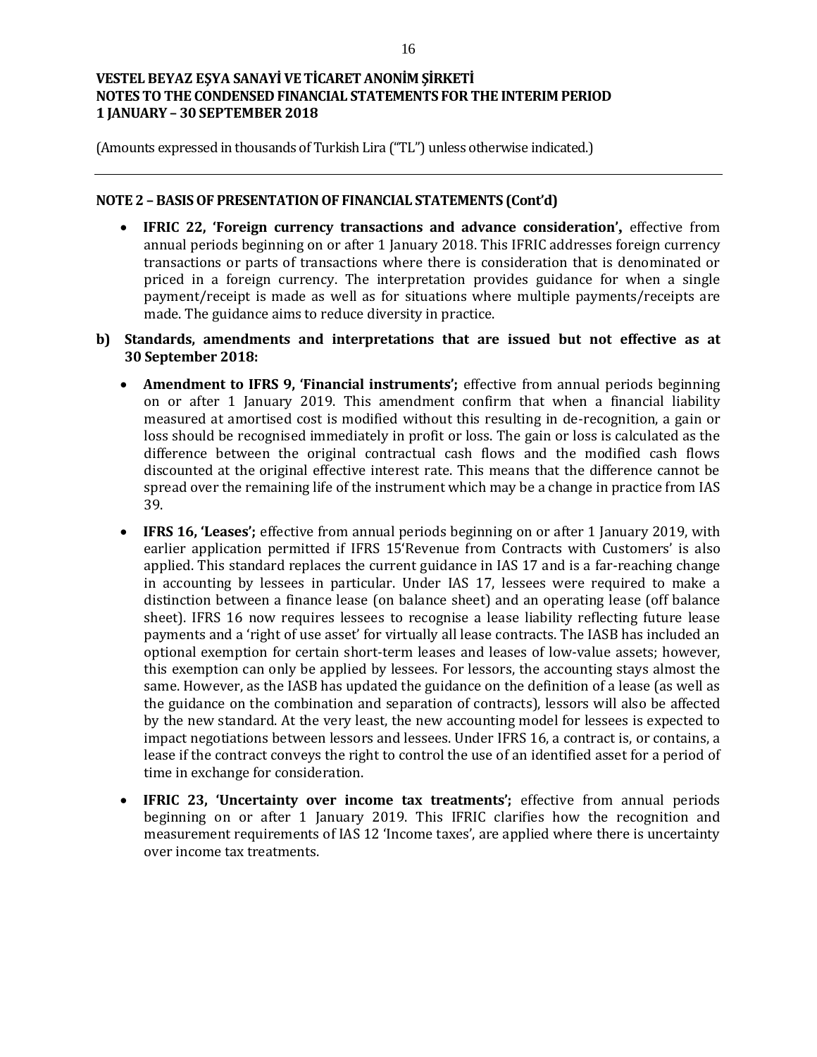**NOTE 2 – BASIS OF PRESENTATION OF FINANCIAL STATEMENTS (Cont'd)**

- **IFRIC 22, 'Foreign currency transactions and advance consideration',** effective from annual periods beginning on or after 1 January 2018. This IFRIC addresses foreign currency transactions or parts of transactions where there is consideration that is denominated or priced in a foreign currency. The interpretation provides guidance for when a single payment/receipt is made as well as for situations where multiple payments/receipts are made. The guidance aims to reduce diversity in practice.

**b) Standards, amendments and interpretations that are issued but not effective as at 30 September 2018:**

- **Amendment to IFRS 9, 'Financial instruments';** effective from annual periods beginning on or after 1 January 2019. This amendment confirm that when a financial liability measured at amortised cost is modified without this resulting in de-recognition, a gain or loss should be recognised immediately in profit or loss. The gain or loss is calculated as the difference between the original contractual cash flows and the modified cash flows discounted at the original effective interest rate. This means that the difference cannot be spread over the remaining life of the instrument which may be a change in practice from IAS 39.

- **IFRS 16, 'Leases';** effective from annual periods beginning on or after 1 January 2019, with earlier application permitted if IFRS 15'Revenue from Contracts with Customers' is also applied. This standard replaces the current guidance in IAS 17 and is a far-reaching change in accounting by lessees in particular. Under IAS 17, lessees were required to make a distinction between a finance lease (on balance sheet) and an operating lease (off balance sheet). IFRS 16 now requires lessees to recognise a lease liability reflecting future lease payments and a 'right of use asset' for virtually all lease contracts. The IASB has included an optional exemption for certain short-term leases and leases of low-value assets; however, this exemption can only be applied by lessees. For lessors, the accounting stays almost the same. However, as the IASB has updated the guidance on the definition of a lease (as well as the guidance on the combination and separation of contracts), lessors will also be affected by the new standard. At the very least, the new accounting model for lessees is expected to impact negotiations between lessors and lessees. Under IFRS 16, a contract is, or contains, a lease if the contract conveys the right to control the use of an identified asset for a period of time in exchange for consideration.

- **IFRIC 23, 'Uncertainty over income tax treatments';** effective from annual periods beginning on or after 1 January 2019. This IFRIC clarifies how the recognition and measurement requirements of IAS 12 'Income taxes', are applied where there is uncertainty over income tax treatments.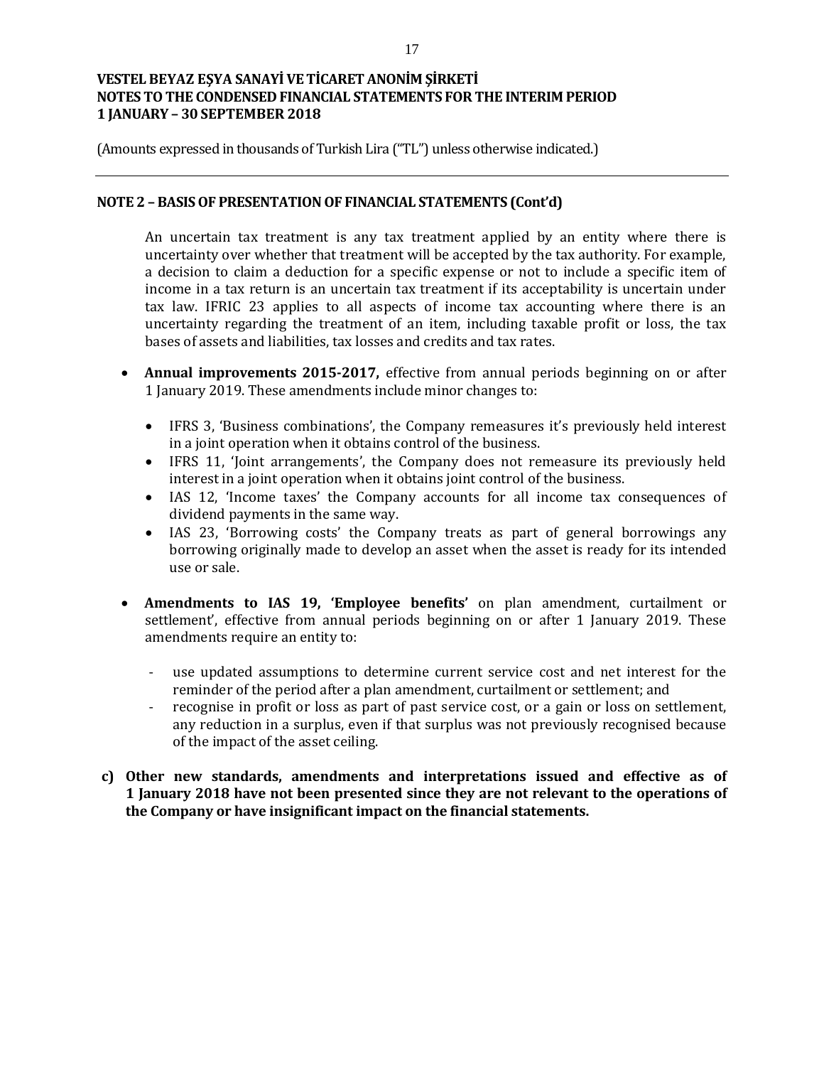## NOTE 2 – BASIS OF PRESENTATION OF FINANCIAL STATEMENTS (Cont'd)

An uncertain tax treatment is any tax treatment applied by an entity where there is uncertainty over whether that treatment will be accepted by the tax authority. For example, a decision to claim a deduction for a specific expense or not to include a specific item of income in a tax return is an uncertain tax treatment if its acceptability is uncertain under tax law. IFRIC 23 applies to all aspects of income tax accounting where there is an uncertainty regarding the treatment of an item, including taxable profit or loss, the tax bases of assets and liabilities, tax losses and credits and tax rates.

- **Annual improvements 2015-2017,** effective from annual periods beginning on or after 1 January 2019. These amendments include minor changes to:
  - IFRS 3, 'Business combinations', the Company remeasures it's previously held interest in a joint operation when it obtains control of the business.
  - IFRS 11, 'Joint arrangements', the Company does not remeasure its previously held interest in a joint operation when it obtains joint control of the business.
  - IAS 12, 'Income taxes' the Company accounts for all income tax consequences of dividend payments in the same way.
  - IAS 23, 'Borrowing costs' the Company treats as part of general borrowings any borrowing originally made to develop an asset when the asset is ready for its intended use or sale.

- **Amendments to IAS 19, 'Employee benefits'** on plan amendment, curtailment or settlement', effective from annual periods beginning on or after 1 January 2019. These amendments require an entity to:
  - use updated assumptions to determine current service cost and net interest for the reminder of the period after a plan amendment, curtailment or settlement; and
  - recognise in profit or loss as part of past service cost, or a gain or loss on settlement, any reduction in a surplus, even if that surplus was not previously recognised because of the impact of the asset ceiling.

**c) Other new standards, amendments and interpretations issued and effective as of 1 January 2018 have not been presented since they are not relevant to the operations of the Company or have insignificant impact on the financial statements.**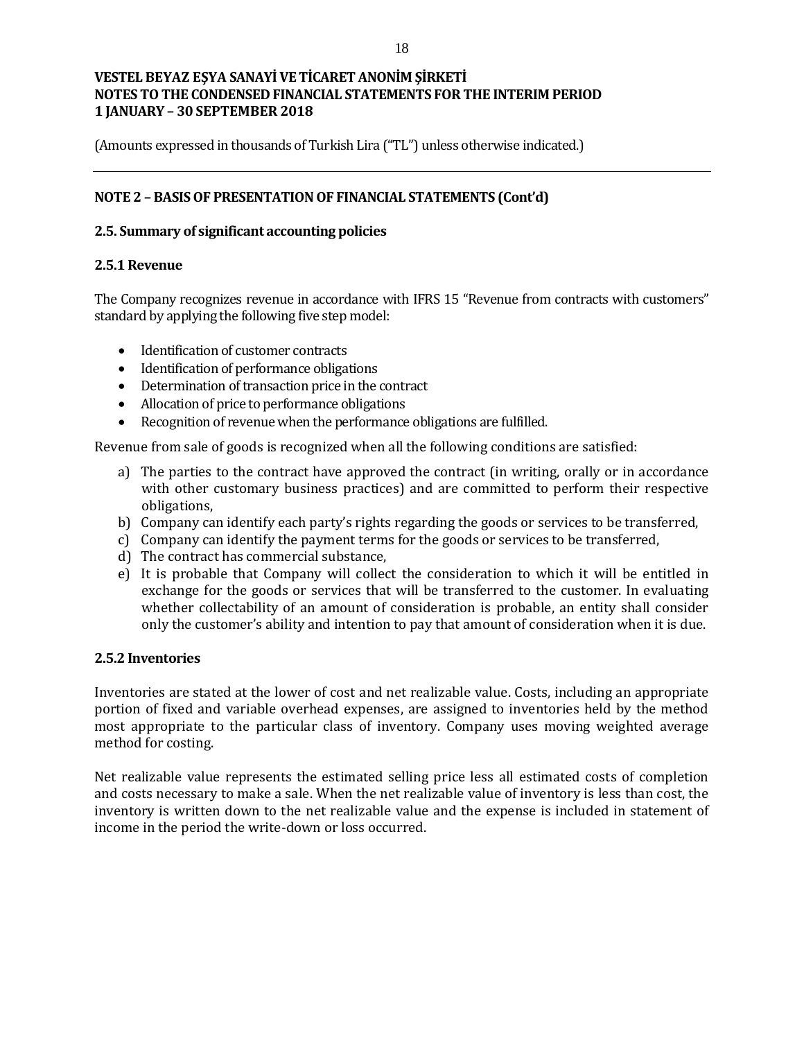## NOTE 2 – BASIS OF PRESENTATION OF FINANCIAL STATEMENTS (Cont'd)

### 2.5. Summary of significant accounting policies

#### 2.5.1 Revenue

The Company recognizes revenue in accordance with IFRS 15 "Revenue from contracts with customers" standard by applying the following five step model:

- Identification of customer contracts
- Identification of performance obligations
- Determination of transaction price in the contract
- Allocation of price to performance obligations
- Recognition of revenue when the performance obligations are fulfilled.

Revenue from sale of goods is recognized when all the following conditions are satisfied:

a) The parties to the contract have approved the contract (in writing, orally or in accordance with other customary business practices) and are committed to perform their respective obligations,
b) Company can identify each party's rights regarding the goods or services to be transferred,
c) Company can identify the payment terms for the goods or services to be transferred,
d) The contract has commercial substance,
e) It is probable that Company will collect the consideration to which it will be entitled in exchange for the goods or services that will be transferred to the customer. In evaluating whether collectability of an amount of consideration is probable, an entity shall consider only the customer's ability and intention to pay that amount of consideration when it is due.

#### 2.5.2 Inventories

Inventories are stated at the lower of cost and net realizable value. Costs, including an appropriate portion of fixed and variable overhead expenses, are assigned to inventories held by the method most appropriate to the particular class of inventory. Company uses moving weighted average method for costing.

Net realizable value represents the estimated selling price less all estimated costs of completion and costs necessary to make a sale. When the net realizable value of inventory is less than cost, the inventory is written down to the net realizable value and the expense is included in statement of income in the period the write-down or loss occurred.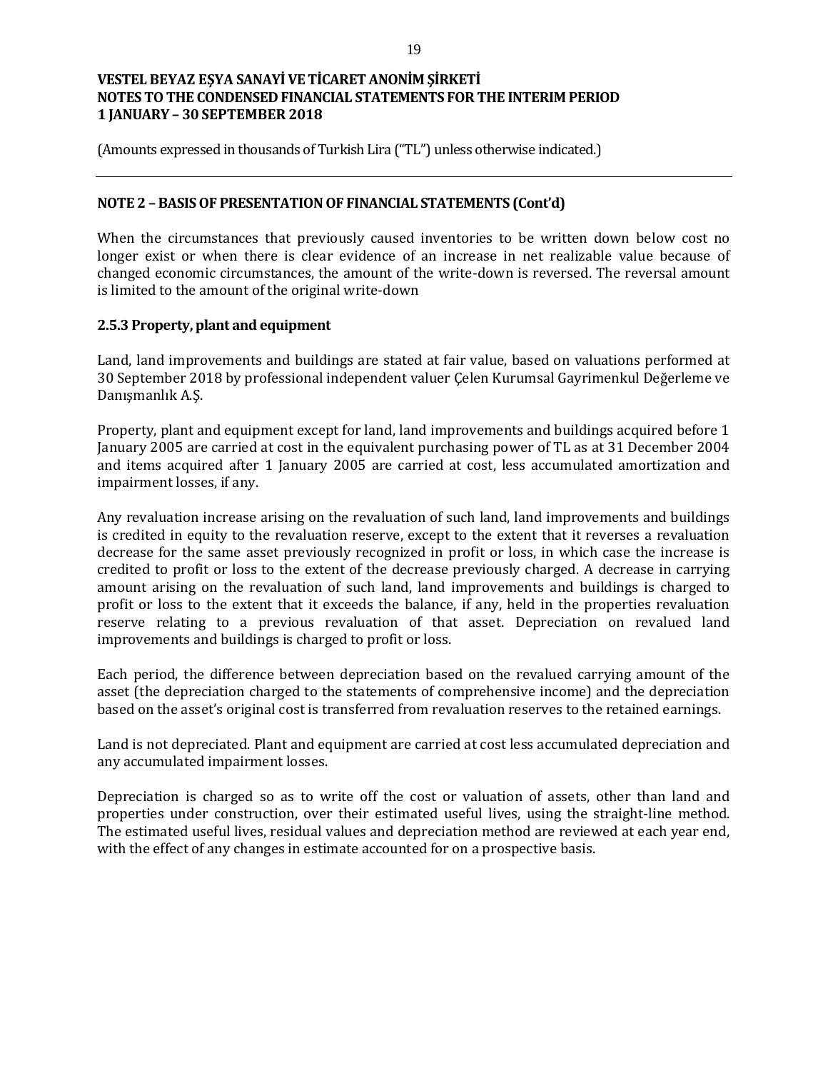## NOTE 2 – BASIS OF PRESENTATION OF FINANCIAL STATEMENTS (Cont'd)

When the circumstances that previously caused inventories to be written down below cost no longer exist or when there is clear evidence of an increase in net realizable value because of changed economic circumstances, the amount of the write-down is reversed. The reversal amount is limited to the amount of the original write-down

### 2.5.3 Property, plant and equipment

Land, land improvements and buildings are stated at fair value, based on valuations performed at 30 September 2018 by professional independent valuer Çelen Kurumsal Gayrimenkul Değerleme ve Danışmanlık A.Ş.

Property, plant and equipment except for land, land improvements and buildings acquired before 1 January 2005 are carried at cost in the equivalent purchasing power of TL as at 31 December 2004 and items acquired after 1 January 2005 are carried at cost, less accumulated amortization and impairment losses, if any.

Any revaluation increase arising on the revaluation of such land, land improvements and buildings is credited in equity to the revaluation reserve, except to the extent that it reverses a revaluation decrease for the same asset previously recognized in profit or loss, in which case the increase is credited to profit or loss to the extent of the decrease previously charged. A decrease in carrying amount arising on the revaluation of such land, land improvements and buildings is charged to profit or loss to the extent that it exceeds the balance, if any, held in the properties revaluation reserve relating to a previous revaluation of that asset. Depreciation on revalued land improvements and buildings is charged to profit or loss.

Each period, the difference between depreciation based on the revalued carrying amount of the asset (the depreciation charged to the statements of comprehensive income) and the depreciation based on the asset's original cost is transferred from revaluation reserves to the retained earnings.

Land is not depreciated. Plant and equipment are carried at cost less accumulated depreciation and any accumulated impairment losses.

Depreciation is charged so as to write off the cost or valuation of assets, other than land and properties under construction, over their estimated useful lives, using the straight-line method. The estimated useful lives, residual values and depreciation method are reviewed at each year end, with the effect of any changes in estimate accounted for on a prospective basis.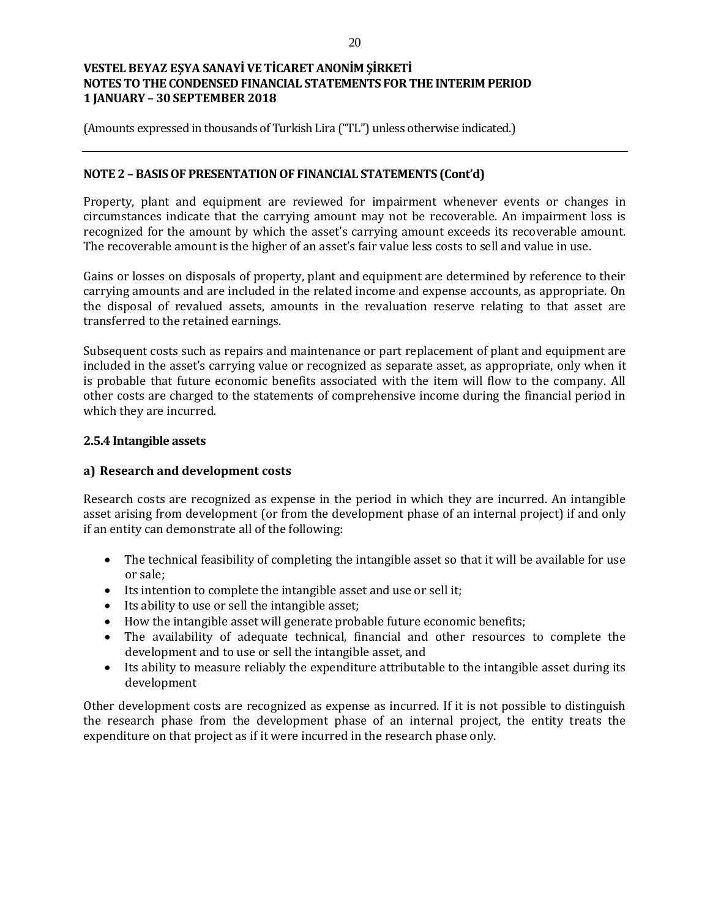(Amounts expressed in thousands of Turkish Lira ("TL") unless otherwise indicated.)

## NOTE 2 – BASIS OF PRESENTATION OF FINANCIAL STATEMENTS (Cont'd)

Property, plant and equipment are reviewed for impairment whenever events or changes in circumstances indicate that the carrying amount may not be recoverable. An impairment loss is recognized for the amount by which the asset's carrying amount exceeds its recoverable amount. The recoverable amount is the higher of an asset's fair value less costs to sell and value in use.

Gains or losses on disposals of property, plant and equipment are determined by reference to their carrying amounts and are included in the related income and expense accounts, as appropriate. On the disposal of revalued assets, amounts in the revaluation reserve relating to that asset are transferred to the retained earnings.

Subsequent costs such as repairs and maintenance or part replacement of plant and equipment are included in the asset's carrying value or recognized as separate asset, as appropriate, only when it is probable that future economic benefits associated with the item will flow to the company. All other costs are charged to the statements of comprehensive income during the financial period in which they are incurred.

### 2.5.4 Intangible assets

#### a) Research and development costs

Research costs are recognized as expense in the period in which they are incurred. An intangible asset arising from development (or from the development phase of an internal project) if and only if an entity can demonstrate all of the following:

- The technical feasibility of completing the intangible asset so that it will be available for use or sale;
- Its intention to complete the intangible asset and use or sell it;
- Its ability to use or sell the intangible asset;
- How the intangible asset will generate probable future economic benefits;
- The availability of adequate technical, financial and other resources to complete the development and to use or sell the intangible asset, and
- Its ability to measure reliably the expenditure attributable to the intangible asset during its development

Other development costs are recognized as expense as incurred. If it is not possible to distinguish the research phase from the development phase of an internal project, the entity treats the expenditure on that project as if it were incurred in the research phase only.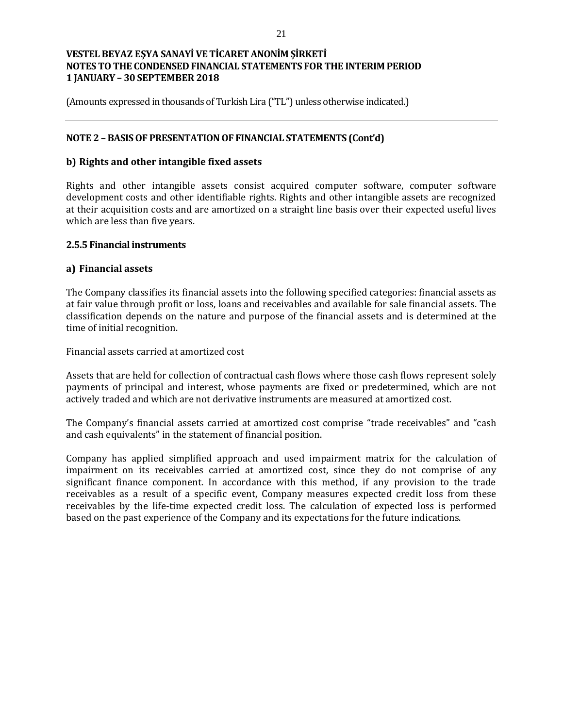## NOTE 2 – BASIS OF PRESENTATION OF FINANCIAL STATEMENTS (Cont'd)

### b) Rights and other intangible fixed assets

Rights and other intangible assets consist acquired computer software, computer software development costs and other identifiable rights. Rights and other intangible assets are recognized at their acquisition costs and are amortized on a straight line basis over their expected useful lives which are less than five years.

### 2.5.5 Financial instruments

### a) Financial assets

The Company classifies its financial assets into the following specified categories: financial assets as at fair value through profit or loss, loans and receivables and available for sale financial assets. The classification depends on the nature and purpose of the financial assets and is determined at the time of initial recognition.

Financial assets carried at amortized cost

Assets that are held for collection of contractual cash flows where those cash flows represent solely payments of principal and interest, whose payments are fixed or predetermined, which are not actively traded and which are not derivative instruments are measured at amortized cost.

The Company's financial assets carried at amortized cost comprise "trade receivables" and "cash and cash equivalents" in the statement of financial position.

Company has applied simplified approach and used impairment matrix for the calculation of impairment on its receivables carried at amortized cost, since they do not comprise of any significant finance component. In accordance with this method, if any provision to the trade receivables as a result of a specific event, Company measures expected credit loss from these receivables by the life-time expected credit loss. The calculation of expected loss is performed based on the past experience of the Company and its expectations for the future indications.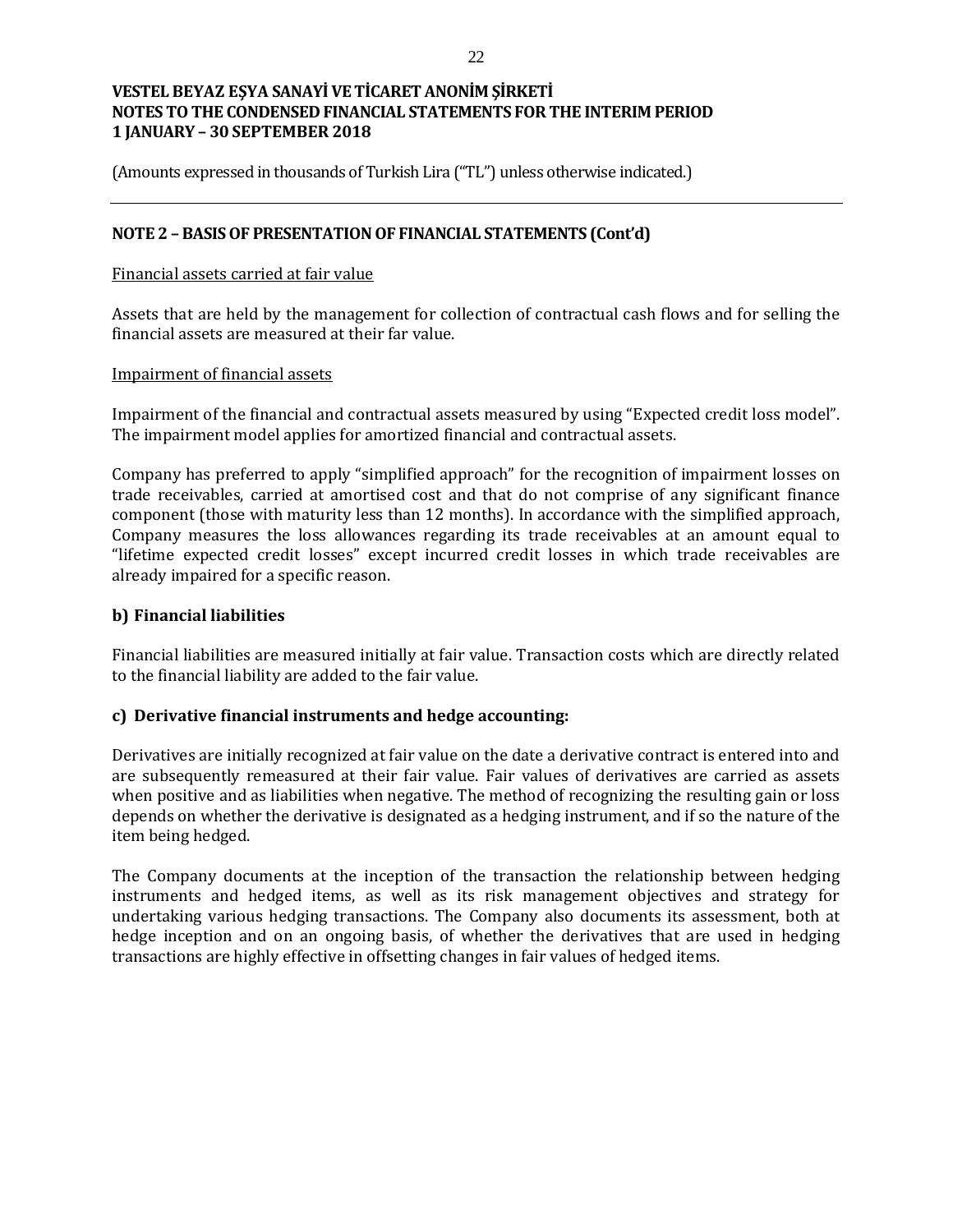## NOTE 2 – BASIS OF PRESENTATION OF FINANCIAL STATEMENTS (Cont'd)

Financial assets carried at fair value

Assets that are held by the management for collection of contractual cash flows and for selling the financial assets are measured at their far value.

Impairment of financial assets

Impairment of the financial and contractual assets measured by using "Expected credit loss model". The impairment model applies for amortized financial and contractual assets.

Company has preferred to apply "simplified approach" for the recognition of impairment losses on trade receivables, carried at amortised cost and that do not comprise of any significant finance component (those with maturity less than 12 months). In accordance with the simplified approach, Company measures the loss allowances regarding its trade receivables at an amount equal to "lifetime expected credit losses" except incurred credit losses in which trade receivables are already impaired for a specific reason.

### b) Financial liabilities

Financial liabilities are measured initially at fair value. Transaction costs which are directly related to the financial liability are added to the fair value.

### c) Derivative financial instruments and hedge accounting:

Derivatives are initially recognized at fair value on the date a derivative contract is entered into and are subsequently remeasured at their fair value. Fair values of derivatives are carried as assets when positive and as liabilities when negative. The method of recognizing the resulting gain or loss depends on whether the derivative is designated as a hedging instrument, and if so the nature of the item being hedged.

The Company documents at the inception of the transaction the relationship between hedging instruments and hedged items, as well as its risk management objectives and strategy for undertaking various hedging transactions. The Company also documents its assessment, both at hedge inception and on an ongoing basis, of whether the derivatives that are used in hedging transactions are highly effective in offsetting changes in fair values of hedged items.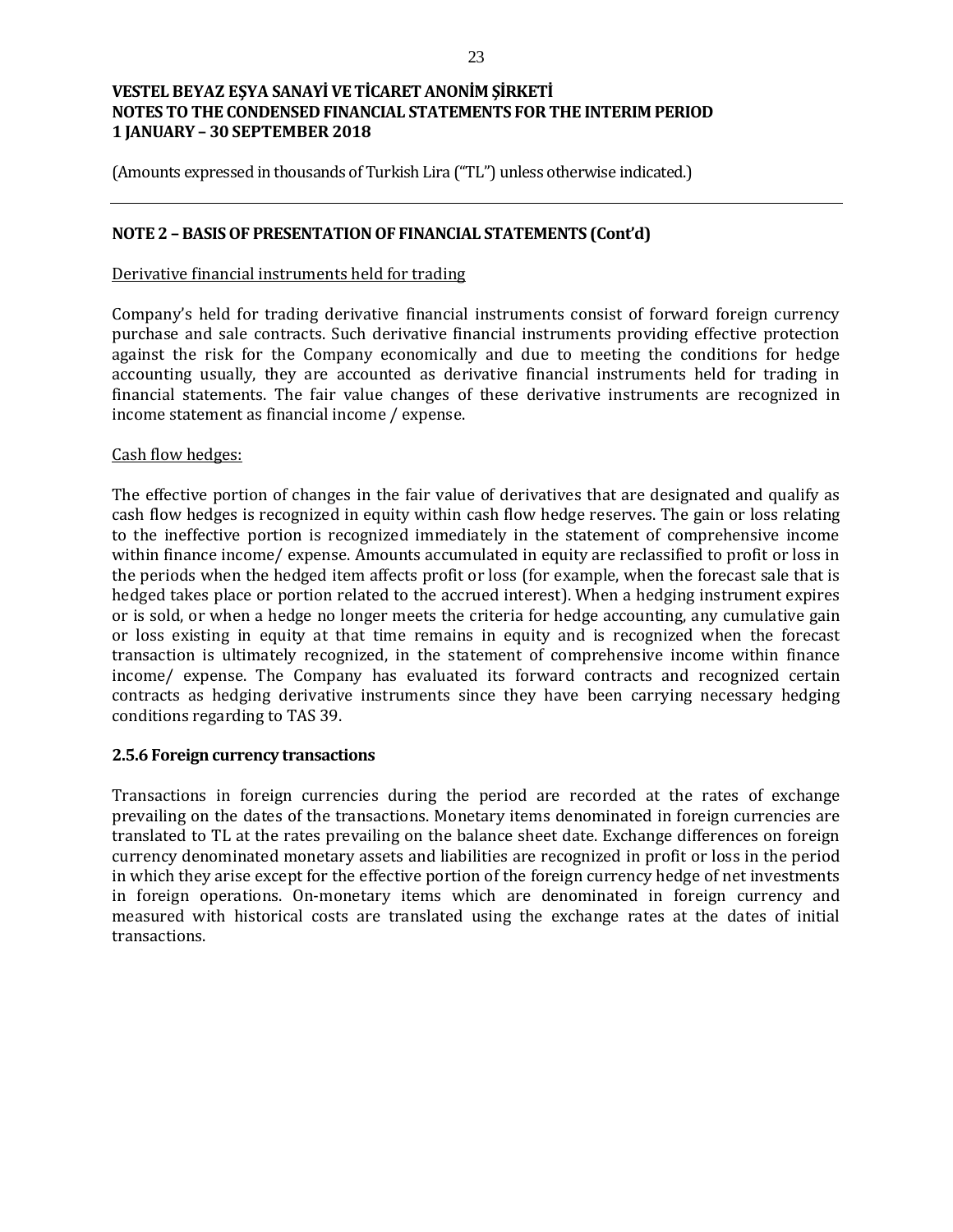(Amounts expressed in thousands of Turkish Lira ("TL") unless otherwise indicated.)

## NOTE 2 – BASIS OF PRESENTATION OF FINANCIAL STATEMENTS (Cont'd)

Derivative financial instruments held for trading

Company's held for trading derivative financial instruments consist of forward foreign currency purchase and sale contracts. Such derivative financial instruments providing effective protection against the risk for the Company economically and due to meeting the conditions for hedge accounting usually, they are accounted as derivative financial instruments held for trading in financial statements. The fair value changes of these derivative instruments are recognized in income statement as financial income / expense.

Cash flow hedges:

The effective portion of changes in the fair value of derivatives that are designated and qualify as cash flow hedges is recognized in equity within cash flow hedge reserves. The gain or loss relating to the ineffective portion is recognized immediately in the statement of comprehensive income within finance income/ expense. Amounts accumulated in equity are reclassified to profit or loss in the periods when the hedged item affects profit or loss (for example, when the forecast sale that is hedged takes place or portion related to the accrued interest). When a hedging instrument expires or is sold, or when a hedge no longer meets the criteria for hedge accounting, any cumulative gain or loss existing in equity at that time remains in equity and is recognized when the forecast transaction is ultimately recognized, in the statement of comprehensive income within finance income/ expense. The Company has evaluated its forward contracts and recognized certain contracts as hedging derivative instruments since they have been carrying necessary hedging conditions regarding to TAS 39.

### 2.5.6 Foreign currency transactions

Transactions in foreign currencies during the period are recorded at the rates of exchange prevailing on the dates of the transactions. Monetary items denominated in foreign currencies are translated to TL at the rates prevailing on the balance sheet date. Exchange differences on foreign currency denominated monetary assets and liabilities are recognized in profit or loss in the period in which they arise except for the effective portion of the foreign currency hedge of net investments in foreign operations. On-monetary items which are denominated in foreign currency and measured with historical costs are translated using the exchange rates at the dates of initial transactions.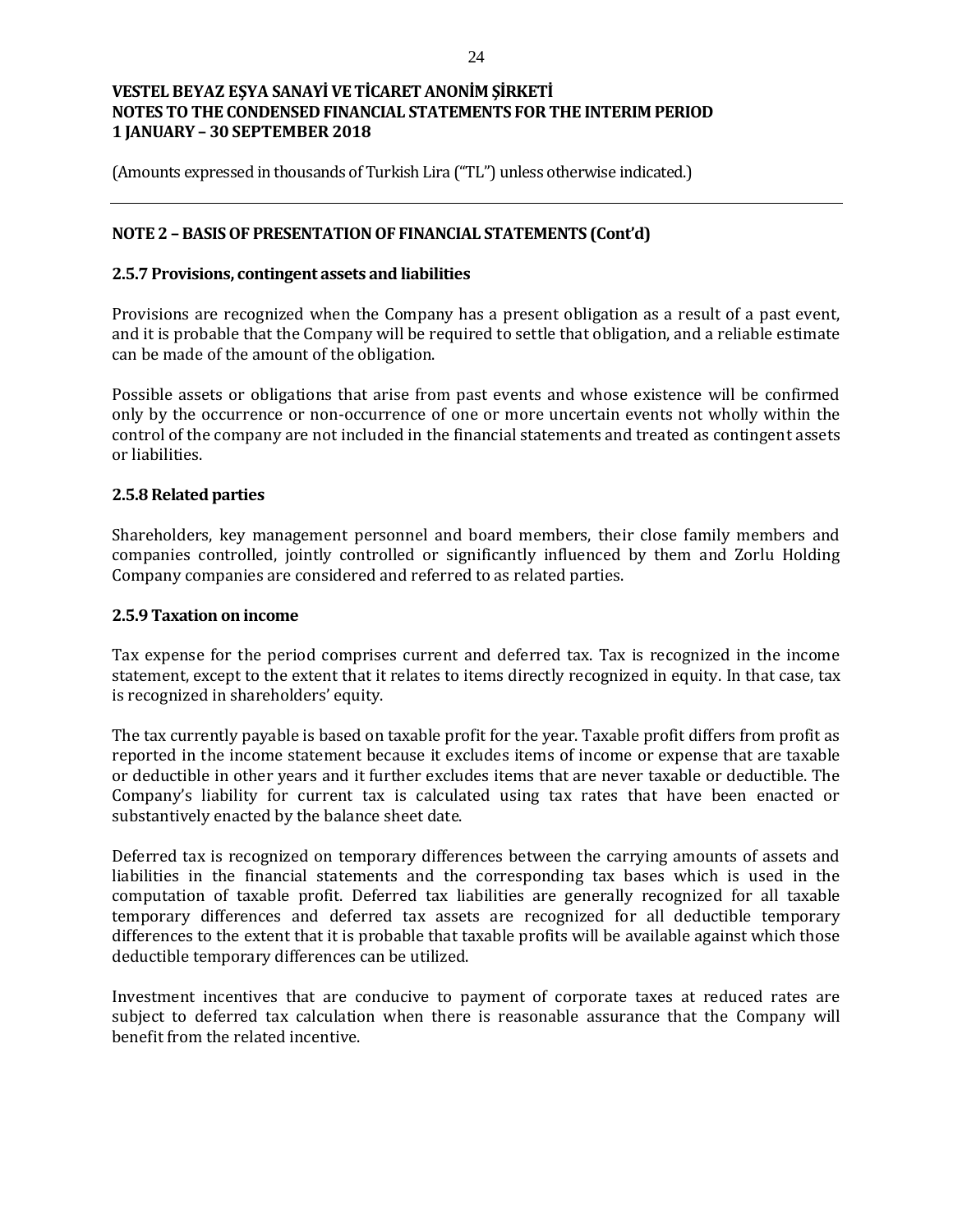(Amounts expressed in thousands of Turkish Lira ("TL") unless otherwise indicated.)

## NOTE 2 – BASIS OF PRESENTATION OF FINANCIAL STATEMENTS (Cont'd)

### 2.5.7 Provisions, contingent assets and liabilities

Provisions are recognized when the Company has a present obligation as a result of a past event, and it is probable that the Company will be required to settle that obligation, and a reliable estimate can be made of the amount of the obligation.

Possible assets or obligations that arise from past events and whose existence will be confirmed only by the occurrence or non-occurrence of one or more uncertain events not wholly within the control of the company are not included in the financial statements and treated as contingent assets or liabilities.

### 2.5.8 Related parties

Shareholders, key management personnel and board members, their close family members and companies controlled, jointly controlled or significantly influenced by them and Zorlu Holding Company companies are considered and referred to as related parties.

### 2.5.9 Taxation on income

Tax expense for the period comprises current and deferred tax. Tax is recognized in the income statement, except to the extent that it relates to items directly recognized in equity. In that case, tax is recognized in shareholders' equity.

The tax currently payable is based on taxable profit for the year. Taxable profit differs from profit as reported in the income statement because it excludes items of income or expense that are taxable or deductible in other years and it further excludes items that are never taxable or deductible. The Company's liability for current tax is calculated using tax rates that have been enacted or substantively enacted by the balance sheet date.

Deferred tax is recognized on temporary differences between the carrying amounts of assets and liabilities in the financial statements and the corresponding tax bases which is used in the computation of taxable profit. Deferred tax liabilities are generally recognized for all taxable temporary differences and deferred tax assets are recognized for all deductible temporary differences to the extent that it is probable that taxable profits will be available against which those deductible temporary differences can be utilized.

Investment incentives that are conducive to payment of corporate taxes at reduced rates are subject to deferred tax calculation when there is reasonable assurance that the Company will benefit from the related incentive.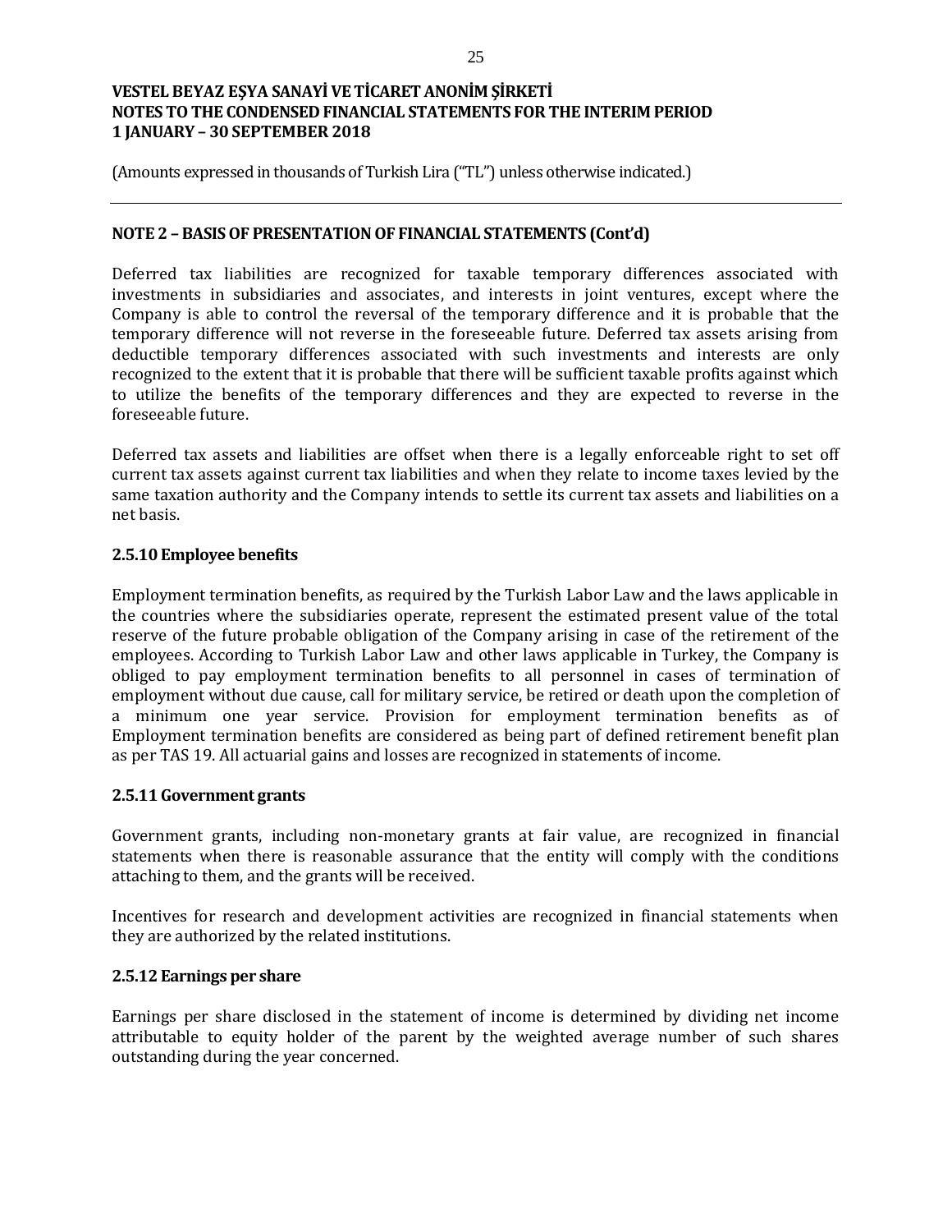# VESTEL BEYAZ EŞYA SANAYİ VE TİCARET ANONİM ŞİRKETİ
# NOTES TO THE CONDENSED FINANCIAL STATEMENTS FOR THE INTERIM PERIOD
# 1 JANUARY – 30 SEPTEMBER 2018

(Amounts expressed in thousands of Turkish Lira ("TL") unless otherwise indicated.)

---

## NOTE 2 – BASIS OF PRESENTATION OF FINANCIAL STATEMENTS (Cont'd)

Deferred tax liabilities are recognized for taxable temporary differences associated with investments in subsidiaries and associates, and interests in joint ventures, except where the Company is able to control the reversal of the temporary difference and it is probable that the temporary difference will not reverse in the foreseeable future. Deferred tax assets arising from deductible temporary differences associated with such investments and interests are only recognized to the extent that it is probable that there will be sufficient taxable profits against which to utilize the benefits of the temporary differences and they are expected to reverse in the foreseeable future.

Deferred tax assets and liabilities are offset when there is a legally enforceable right to set off current tax assets against current tax liabilities and when they relate to income taxes levied by the same taxation authority and the Company intends to settle its current tax assets and liabilities on a net basis.

### 2.5.10 Employee benefits

Employment termination benefits, as required by the Turkish Labor Law and the laws applicable in the countries where the subsidiaries operate, represent the estimated present value of the total reserve of the future probable obligation of the Company arising in case of the retirement of the employees. According to Turkish Labor Law and other laws applicable in Turkey, the Company is obliged to pay employment termination benefits to all personnel in cases of termination of employment without due cause, call for military service, be retired or death upon the completion of a minimum one year service. Provision for employment termination benefits as of Employment termination benefits are considered as being part of defined retirement benefit plan as per TAS 19. All actuarial gains and losses are recognized in statements of income.

### 2.5.11 Government grants

Government grants, including non-monetary grants at fair value, are recognized in financial statements when there is reasonable assurance that the entity will comply with the conditions attaching to them, and the grants will be received.

Incentives for research and development activities are recognized in financial statements when they are authorized by the related institutions.

### 2.5.12 Earnings per share

Earnings per share disclosed in the statement of income is determined by dividing net income attributable to equity holder of the parent by the weighted average number of such shares outstanding during the year concerned.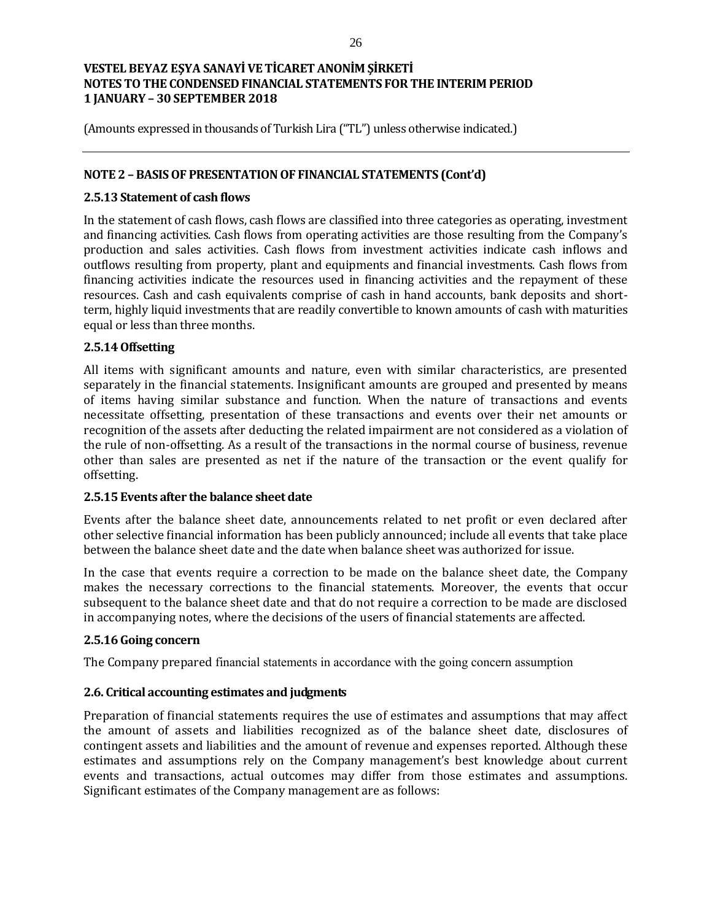## NOTE 2 – BASIS OF PRESENTATION OF FINANCIAL STATEMENTS (Cont'd)

### 2.5.13 Statement of cash flows

In the statement of cash flows, cash flows are classified into three categories as operating, investment and financing activities. Cash flows from operating activities are those resulting from the Company's production and sales activities. Cash flows from investment activities indicate cash inflows and outflows resulting from property, plant and equipments and financial investments. Cash flows from financing activities indicate the resources used in financing activities and the repayment of these resources. Cash and cash equivalents comprise of cash in hand accounts, bank deposits and short-term, highly liquid investments that are readily convertible to known amounts of cash with maturities equal or less than three months.

### 2.5.14 Offsetting

All items with significant amounts and nature, even with similar characteristics, are presented separately in the financial statements. Insignificant amounts are grouped and presented by means of items having similar substance and function. When the nature of transactions and events necessitate offsetting, presentation of these transactions and events over their net amounts or recognition of the assets after deducting the related impairment are not considered as a violation of the rule of non-offsetting. As a result of the transactions in the normal course of business, revenue other than sales are presented as net if the nature of the transaction or the event qualify for offsetting.

### 2.5.15 Events after the balance sheet date

Events after the balance sheet date, announcements related to net profit or even declared after other selective financial information has been publicly announced; include all events that take place between the balance sheet date and the date when balance sheet was authorized for issue.

In the case that events require a correction to be made on the balance sheet date, the Company makes the necessary corrections to the financial statements. Moreover, the events that occur subsequent to the balance sheet date and that do not require a correction to be made are disclosed in accompanying notes, where the decisions of the users of financial statements are affected.

### 2.5.16 Going concern

The Company prepared financial statements in accordance with the going concern assumption

## 2.6. Critical accounting estimates and judgments

Preparation of financial statements requires the use of estimates and assumptions that may affect the amount of assets and liabilities recognized as of the balance sheet date, disclosures of contingent assets and liabilities and the amount of revenue and expenses reported. Although these estimates and assumptions rely on the Company management's best knowledge about current events and transactions, actual outcomes may differ from those estimates and assumptions. Significant estimates of the Company management are as follows: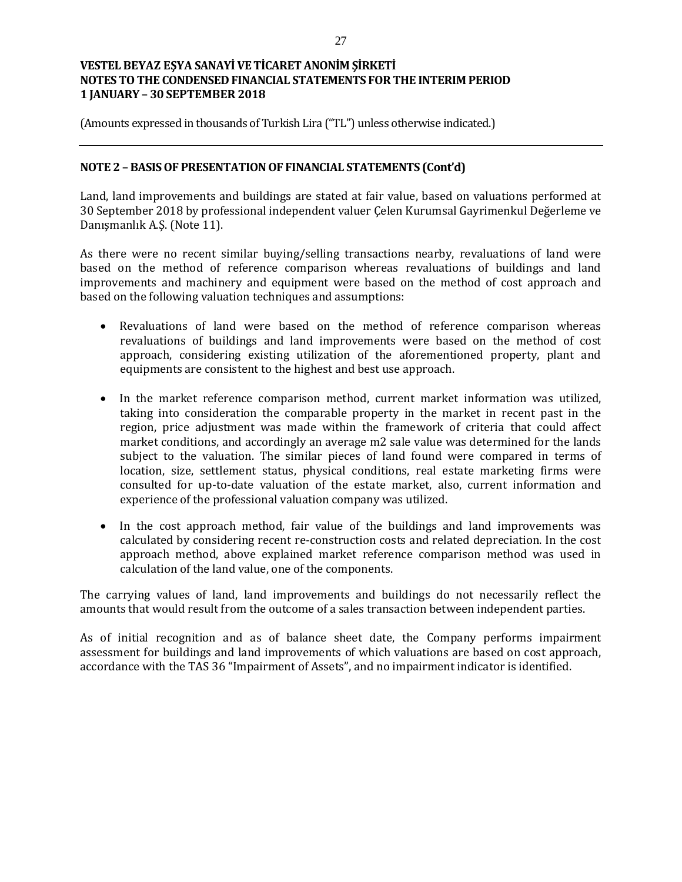## NOTE 2 – BASIS OF PRESENTATION OF FINANCIAL STATEMENTS (Cont'd)

Land, land improvements and buildings are stated at fair value, based on valuations performed at 30 September 2018 by professional independent valuer Çelen Kurumsal Gayrimenkul Değerleme ve Danışmanlık A.Ş. (Note 11).

As there were no recent similar buying/selling transactions nearby, revaluations of land were based on the method of reference comparison whereas revaluations of buildings and land improvements and machinery and equipment were based on the method of cost approach and based on the following valuation techniques and assumptions:

- Revaluations of land were based on the method of reference comparison whereas revaluations of buildings and land improvements were based on the method of cost approach, considering existing utilization of the aforementioned property, plant and equipments are consistent to the highest and best use approach.
- In the market reference comparison method, current market information was utilized, taking into consideration the comparable property in the market in recent past in the region, price adjustment was made within the framework of criteria that could affect market conditions, and accordingly an average m2 sale value was determined for the lands subject to the valuation. The similar pieces of land found were compared in terms of location, size, settlement status, physical conditions, real estate marketing firms were consulted for up-to-date valuation of the estate market, also, current information and experience of the professional valuation company was utilized.
- In the cost approach method, fair value of the buildings and land improvements was calculated by considering recent re-construction costs and related depreciation. In the cost approach method, above explained market reference comparison method was used in calculation of the land value, one of the components.

The carrying values of land, land improvements and buildings do not necessarily reflect the amounts that would result from the outcome of a sales transaction between independent parties.

As of initial recognition and as of balance sheet date, the Company performs impairment assessment for buildings and land improvements of which valuations are based on cost approach, accordance with the TAS 36 "Impairment of Assets", and no impairment indicator is identified.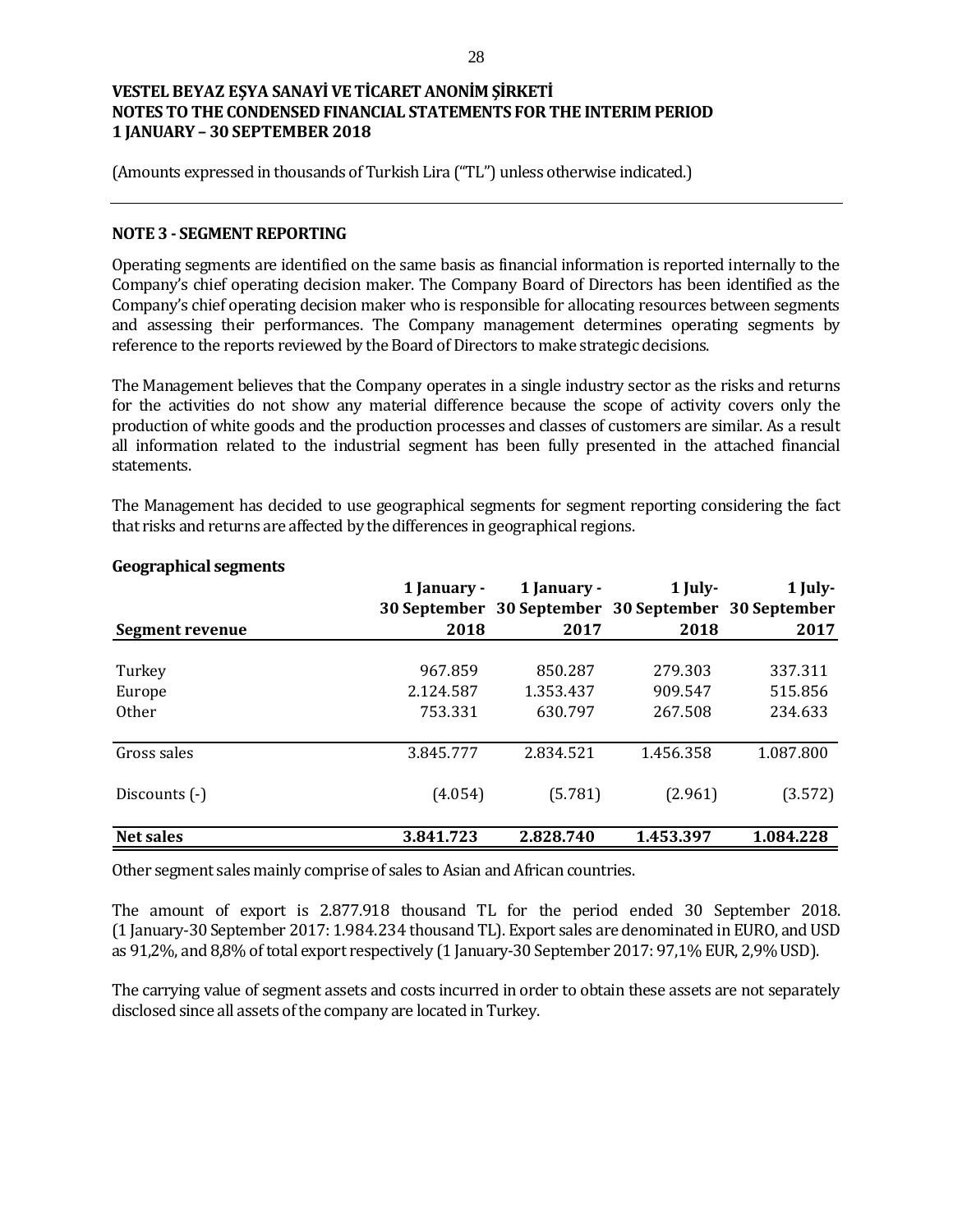VESTEL BEYAZ EŞYA SANAYİ VE TİCARET ANONİM ŞİRKETİ
NOTES TO THE CONDENSED FINANCIAL STATEMENTS FOR THE INTERIM PERIOD
1 JANUARY – 30 SEPTEMBER 2018

(Amounts expressed in thousands of Turkish Lira ("TL") unless otherwise indicated.)

## NOTE 3 - SEGMENT REPORTING

Operating segments are identified on the same basis as financial information is reported internally to the Company's chief operating decision maker. The Company Board of Directors has been identified as the Company's chief operating decision maker who is responsible for allocating resources between segments and assessing their performances. The Company management determines operating segments by reference to the reports reviewed by the Board of Directors to make strategic decisions.

The Management believes that the Company operates in a single industry sector as the risks and returns for the activities do not show any material difference because the scope of activity covers only the production of white goods and the production processes and classes of customers are similar. As a result all information related to the industrial segment has been fully presented in the attached financial statements.

The Management has decided to use geographical segments for segment reporting considering the fact that risks and returns are affected by the differences in geographical regions.

### Geographical segments

| Segment revenue | 1 January - 30 September 2018 | 1 January - 30 September 2017 | 1 July- 30 September 2018 | 1 July- 30 September 2017 |
|---|---|---|---|---|
| Turkey | 967.859 | 850.287 | 279.303 | 337.311 |
| Europe | 2.124.587 | 1.353.437 | 909.547 | 515.856 |
| Other | 753.331 | 630.797 | 267.508 | 234.633 |
| Gross sales | 3.845.777 | 2.834.521 | 1.456.358 | 1.087.800 |
| Discounts (-) | (4.054) | (5.781) | (2.961) | (3.572) |
| **Net sales** | **3.841.723** | **2.828.740** | **1.453.397** | **1.084.228** |

Other segment sales mainly comprise of sales to Asian and African countries.

The amount of export is 2.877.918 thousand TL for the period ended 30 September 2018. (1 January-30 September 2017: 1.984.234 thousand TL). Export sales are denominated in EURO, and USD as 91,2%, and 8,8% of total export respectively (1 January-30 September 2017: 97,1% EUR, 2,9% USD).

The carrying value of segment assets and costs incurred in order to obtain these assets are not separately disclosed since all assets of the company are located in Turkey.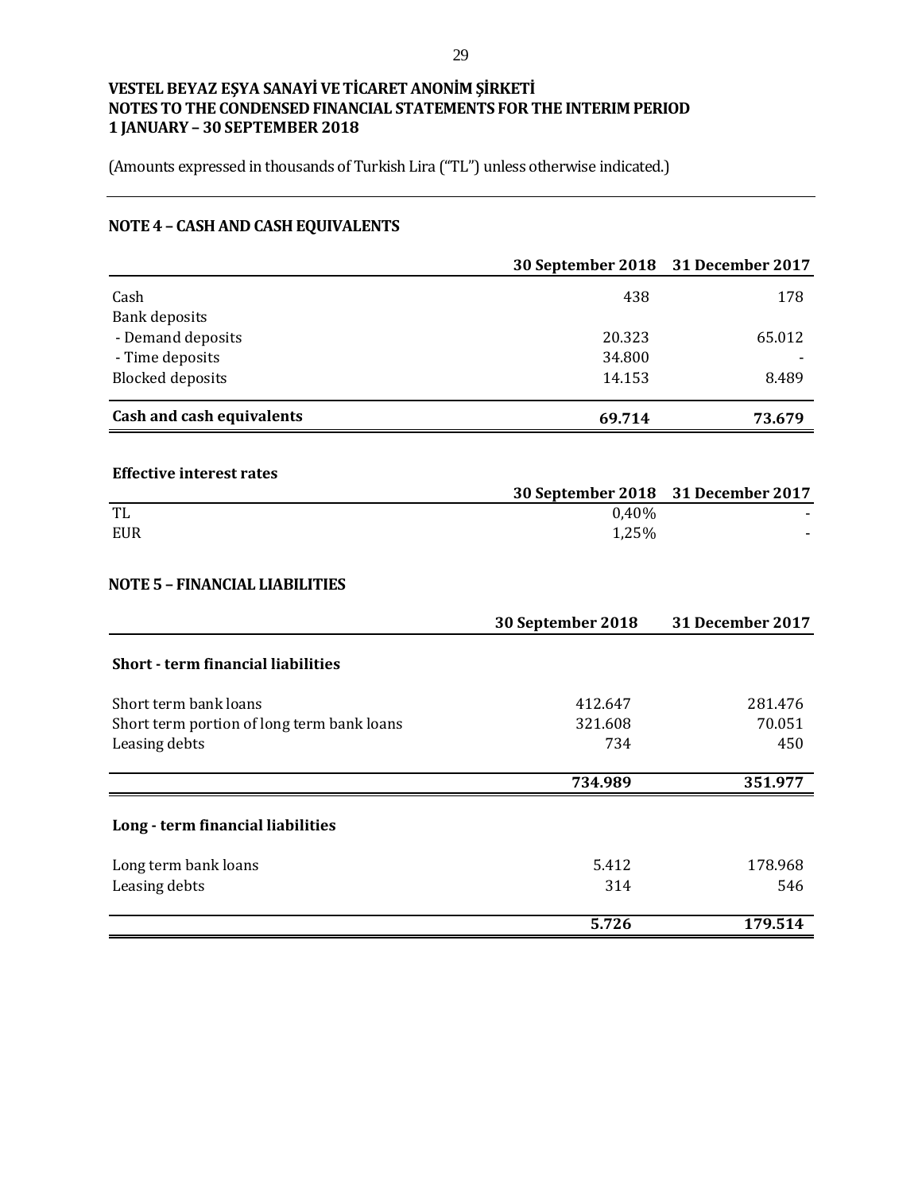**VESTEL BEYAZ EŞYA SANAYİ VE TİCARET ANONİM ŞİRKETİ**
**NOTES TO THE CONDENSED FINANCIAL STATEMENTS FOR THE INTERIM PERIOD**
**1 JANUARY – 30 SEPTEMBER 2018**

(Amounts expressed in thousands of Turkish Lira ("TL") unless otherwise indicated.)

## NOTE 4 – CASH AND CASH EQUIVALENTS

| | 30 September 2018 | 31 December 2017 |
|---|---|---|
| Cash | 438 | 178 |
| Bank deposits | | |
| - Demand deposits | 20.323 | 65.012 |
| - Time deposits | 34.800 | - |
| Blocked deposits | 14.153 | 8.489 |
| **Cash and cash equivalents** | **69.714** | **73.679** |

**Effective interest rates**

| | 30 September 2018 | 31 December 2017 |
|---|---|---|
| TL | 0,40% | - |
| EUR | 1,25% | - |

## NOTE 5 – FINANCIAL LIABILITIES

| | 30 September 2018 | 31 December 2017 |
|---|---|---|
| **Short - term financial liabilities** | | |
| Short term bank loans | 412.647 | 281.476 |
| Short term portion of long term bank loans | 321.608 | 70.051 |
| Leasing debts | 734 | 450 |
| | **734.989** | **351.977** |
| **Long - term financial liabilities** | | |
| Long term bank loans | 5.412 | 178.968 |
| Leasing debts | 314 | 546 |
| | **5.726** | **179.514** |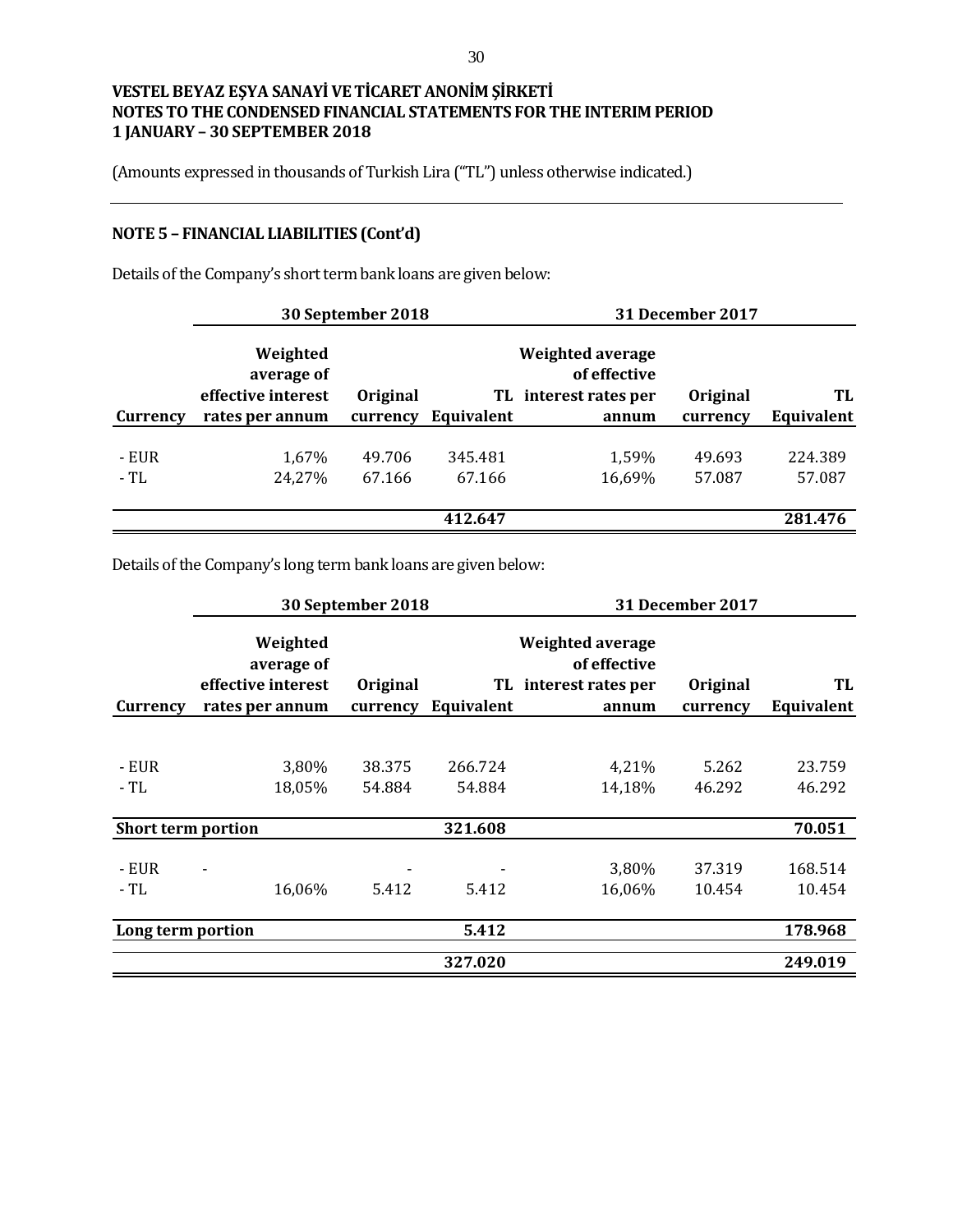**VESTEL BEYAZ EŞYA SANAYİ VE TİCARET ANONİM ŞİRKETİ**
**NOTES TO THE CONDENSED FINANCIAL STATEMENTS FOR THE INTERIM PERIOD**
**1 JANUARY – 30 SEPTEMBER 2018**

(Amounts expressed in thousands of Turkish Lira ("TL") unless otherwise indicated.)

## NOTE 5 – FINANCIAL LIABILITIES (Cont'd)

Details of the Company's short term bank loans are given below:

| | 30 September 2018 | | | 31 December 2017 | | |
|---|---|---|---|---|---|---|
| **Currency** | **Weighted average of effective interest rates per annum** | **Original currency** | **TL Equivalent** | **Weighted average of effective interest rates per annum** | **Original currency** | **TL Equivalent** |
| - EUR | 1,67% | 49.706 | 345.481 | 1,59% | 49.693 | 224.389 |
| - TL | 24,27% | 67.166 | 67.166 | 16,69% | 57.087 | 57.087 |
| | | | **412.647** | | | **281.476** |

Details of the Company's long term bank loans are given below:

| | 30 September 2018 | | | 31 December 2017 | | |
|---|---|---|---|---|---|---|
| **Currency** | **Weighted average of effective interest rates per annum** | **Original currency** | **TL Equivalent** | **Weighted average of effective interest rates per annum** | **Original currency** | **TL Equivalent** |
| - EUR | 3,80% | 38.375 | 266.724 | 4,21% | 5.262 | 23.759 |
| - TL | 18,05% | 54.884 | 54.884 | 14,18% | 46.292 | 46.292 |
| **Short term portion** | | | **321.608** | | | **70.051** |
| - EUR | - | - | - | 3,80% | 37.319 | 168.514 |
| - TL | 16,06% | 5.412 | 5.412 | 16,06% | 10.454 | 10.454 |
| **Long term portion** | | | **5.412** | | | **178.968** |
| | | | **327.020** | | | **249.019** |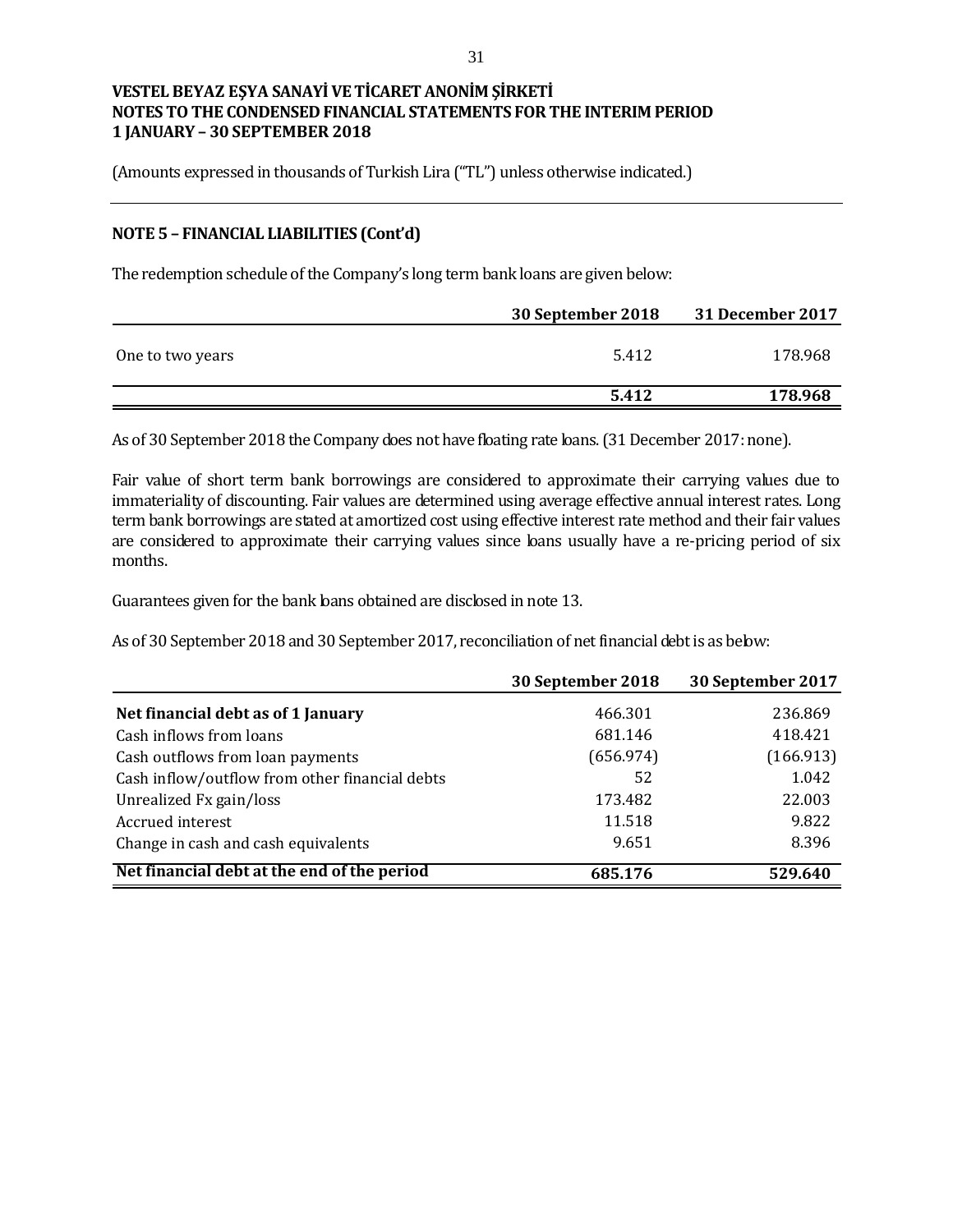**VESTEL BEYAZ EŞYA SANAYİ VE TİCARET ANONİM ŞİRKETİ**
**NOTES TO THE CONDENSED FINANCIAL STATEMENTS FOR THE INTERIM PERIOD**
**1 JANUARY – 30 SEPTEMBER 2018**

(Amounts expressed in thousands of Turkish Lira ("TL") unless otherwise indicated.)

## NOTE 5 – FINANCIAL LIABILITIES (Cont'd)

The redemption schedule of the Company's long term bank loans are given below:

| | 30 September 2018 | 31 December 2017 |
|---|---|---|
| One to two years | 5.412 | 178.968 |
| | **5.412** | **178.968** |

As of 30 September 2018 the Company does not have floating rate loans. (31 December 2017: none).

Fair value of short term bank borrowings are considered to approximate their carrying values due to immateriality of discounting. Fair values are determined using average effective annual interest rates. Long term bank borrowings are stated at amortized cost using effective interest rate method and their fair values are considered to approximate their carrying values since loans usually have a re-pricing period of six months.

Guarantees given for the bank loans obtained are disclosed in note 13.

As of 30 September 2018 and 30 September 2017, reconciliation of net financial debt is as below:

| | 30 September 2018 | 30 September 2017 |
|---|---|---|
| **Net financial debt as of 1 January** | 466.301 | 236.869 |
| Cash inflows from loans | 681.146 | 418.421 |
| Cash outflows from loan payments | (656.974) | (166.913) |
| Cash inflow/outflow from other financial debts | 52 | 1.042 |
| Unrealized Fx gain/loss | 173.482 | 22.003 |
| Accrued interest | 11.518 | 9.822 |
| Change in cash and cash equivalents | 9.651 | 8.396 |
| **Net financial debt at the end of the period** | **685.176** | **529.640** |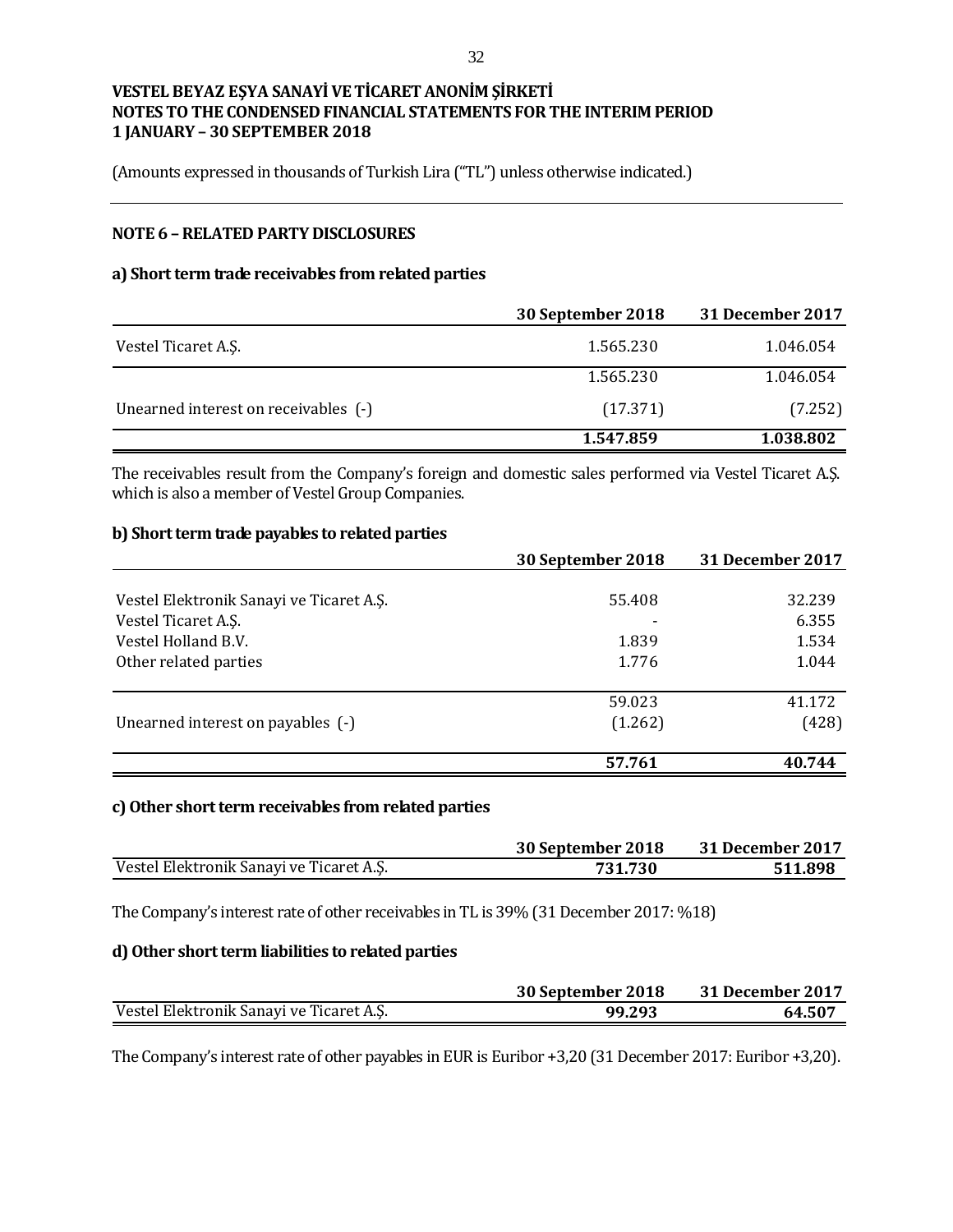**VESTEL BEYAZ EŞYA SANAYİ VE TİCARET ANONİM ŞİRKETİ**
**NOTES TO THE CONDENSED FINANCIAL STATEMENTS FOR THE INTERIM PERIOD**
**1 JANUARY – 30 SEPTEMBER 2018**

(Amounts expressed in thousands of Turkish Lira ("TL") unless otherwise indicated.)

## NOTE 6 – RELATED PARTY DISCLOSURES

### a) Short term trade receivables from related parties

| | 30 September 2018 | 31 December 2017 |
|---|---|---|
| Vestel Ticaret A.Ş. | 1.565.230 | 1.046.054 |
| | 1.565.230 | 1.046.054 |
| Unearned interest on receivables (-) | (17.371) | (7.252) |
| | **1.547.859** | **1.038.802** |

The receivables result from the Company's foreign and domestic sales performed via Vestel Ticaret A.Ş. which is also a member of Vestel Group Companies.

### b) Short term trade payables to related parties

| | 30 September 2018 | 31 December 2017 |
|---|---|---|
| Vestel Elektronik Sanayi ve Ticaret A.Ş. | 55.408 | 32.239 |
| Vestel Ticaret A.Ş. | - | 6.355 |
| Vestel Holland B.V. | 1.839 | 1.534 |
| Other related parties | 1.776 | 1.044 |
| | 59.023 | 41.172 |
| Unearned interest on payables (-) | (1.262) | (428) |
| | **57.761** | **40.744** |

### c) Other short term receivables from related parties

| | 30 September 2018 | 31 December 2017 |
|---|---|---|
| Vestel Elektronik Sanayi ve Ticaret A.Ş. | **731.730** | **511.898** |

The Company's interest rate of other receivables in TL is 39% (31 December 2017: %18)

### d) Other short term liabilities to related parties

| | 30 September 2018 | 31 December 2017 |
|---|---|---|
| Vestel Elektronik Sanayi ve Ticaret A.Ş. | **99.293** | **64.507** |

The Company's interest rate of other payables in EUR is Euribor +3,20 (31 December 2017: Euribor +3,20).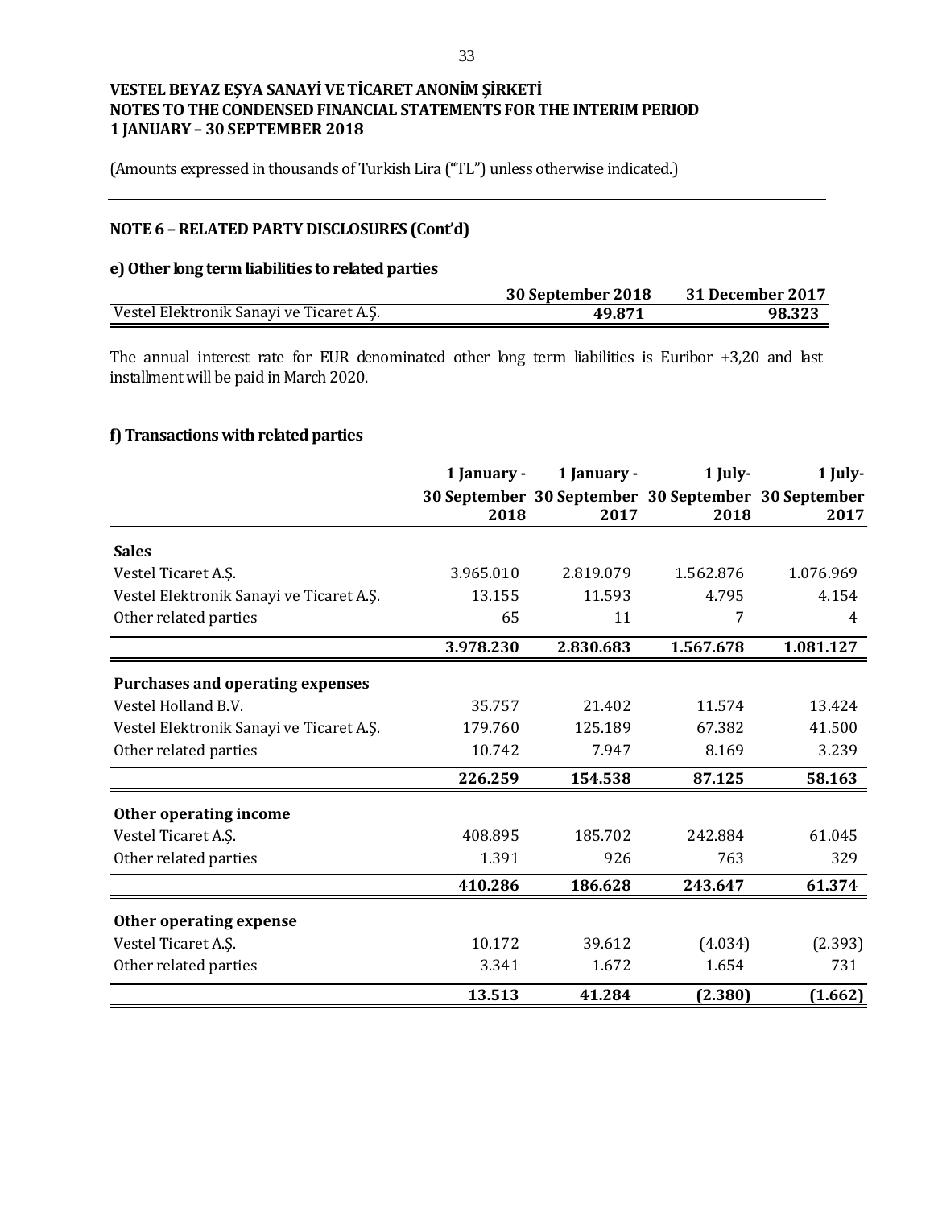# VESTEL BEYAZ EŞYA SANAYİ VE TİCARET ANONİM ŞİRKETİ
## NOTES TO THE CONDENSED FINANCIAL STATEMENTS FOR THE INTERIM PERIOD
## 1 JANUARY – 30 SEPTEMBER 2018

(Amounts expressed in thousands of Turkish Lira ("TL") unless otherwise indicated.)

### NOTE 6 – RELATED PARTY DISCLOSURES (Cont'd)

#### e) Other long term liabilities to related parties

| | 30 September 2018 | 31 December 2017 |
|---|---|---|
| Vestel Elektronik Sanayi ve Ticaret A.Ş. | **49.871** | **98.323** |

The annual interest rate for EUR denominated other long term liabilities is Euribor +3,20 and last installment will be paid in March 2020.

#### f) Transactions with related parties

| | 1 January - 30 September 2018 | 1 January - 30 September 2017 | 1 July- 30 September 2018 | 1 July- 30 September 2017 |
|---|---|---|---|---|
| **Sales** | | | | |
| Vestel Ticaret A.Ş. | 3.965.010 | 2.819.079 | 1.562.876 | 1.076.969 |
| Vestel Elektronik Sanayi ve Ticaret A.Ş. | 13.155 | 11.593 | 4.795 | 4.154 |
| Other related parties | 65 | 11 | 7 | 4 |
| | **3.978.230** | **2.830.683** | **1.567.678** | **1.081.127** |
| **Purchases and operating expenses** | | | | |
| Vestel Holland B.V. | 35.757 | 21.402 | 11.574 | 13.424 |
| Vestel Elektronik Sanayi ve Ticaret A.Ş. | 179.760 | 125.189 | 67.382 | 41.500 |
| Other related parties | 10.742 | 7.947 | 8.169 | 3.239 |
| | **226.259** | **154.538** | **87.125** | **58.163** |
| **Other operating income** | | | | |
| Vestel Ticaret A.Ş. | 408.895 | 185.702 | 242.884 | 61.045 |
| Other related parties | 1.391 | 926 | 763 | 329 |
| | **410.286** | **186.628** | **243.647** | **61.374** |
| **Other operating expense** | | | | |
| Vestel Ticaret A.Ş. | 10.172 | 39.612 | (4.034) | (2.393) |
| Other related parties | 3.341 | 1.672 | 1.654 | 731 |
| | **13.513** | **41.284** | **(2.380)** | **(1.662)** |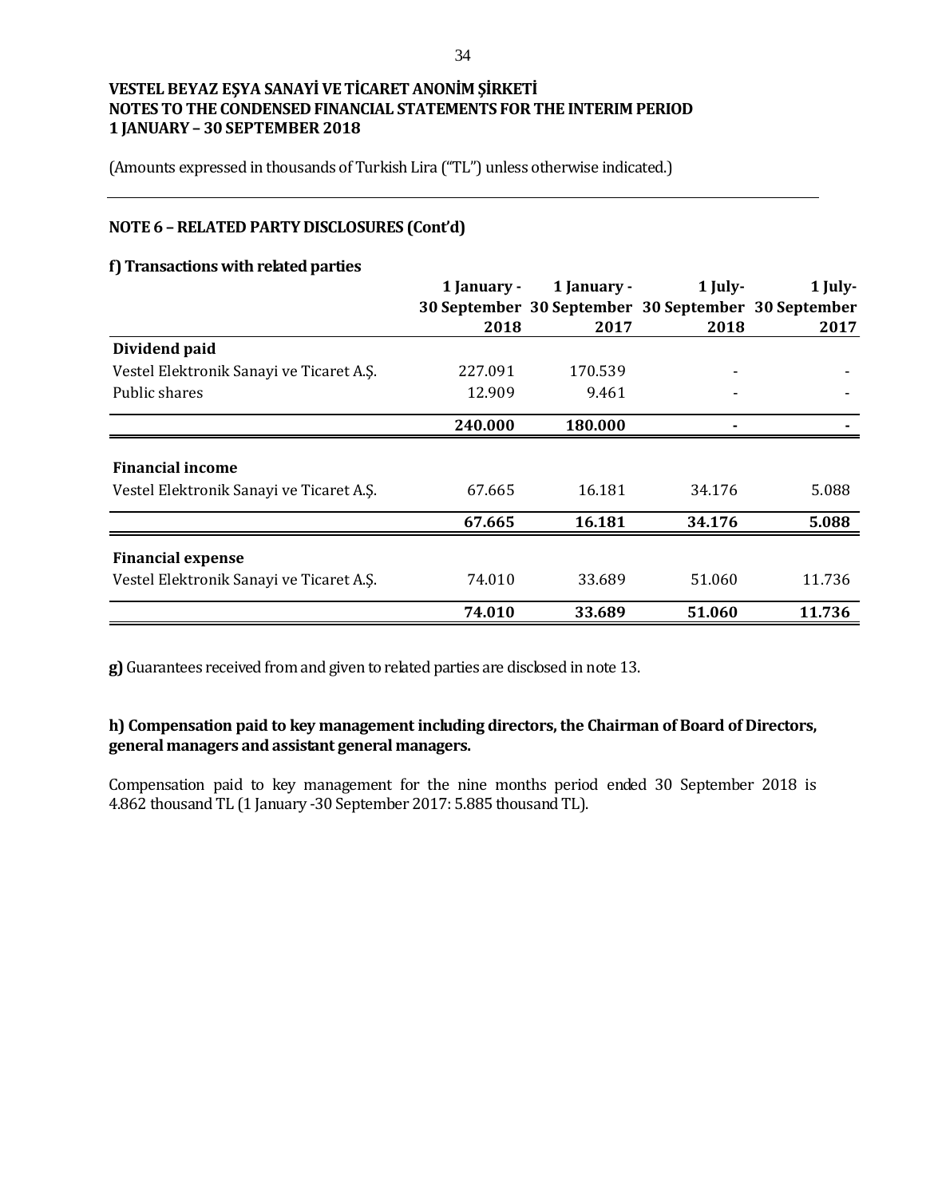**VESTEL BEYAZ EŞYA SANAYİ VE TİCARET ANONİM ŞİRKETİ**
**NOTES TO THE CONDENSED FINANCIAL STATEMENTS FOR THE INTERIM PERIOD**
**1 JANUARY – 30 SEPTEMBER 2018**

(Amounts expressed in thousands of Turkish Lira ("TL") unless otherwise indicated.)

## NOTE 6 – RELATED PARTY DISCLOSURES (Cont'd)

### f) Transactions with related parties

| | 1 January - 30 September 2018 | 1 January - 30 September 2017 | 1 July- 30 September 2018 | 1 July- 30 September 2017 |
|---|---|---|---|---|
| **Dividend paid** | | | | |
| Vestel Elektronik Sanayi ve Ticaret A.Ş. | 227.091 | 170.539 | - | - |
| Public shares | 12.909 | 9.461 | - | - |
| | **240.000** | **180.000** | **-** | **-** |
| **Financial income** | | | | |
| Vestel Elektronik Sanayi ve Ticaret A.Ş. | 67.665 | 16.181 | 34.176 | 5.088 |
| | **67.665** | **16.181** | **34.176** | **5.088** |
| **Financial expense** | | | | |
| Vestel Elektronik Sanayi ve Ticaret A.Ş. | 74.010 | 33.689 | 51.060 | 11.736 |
| | **74.010** | **33.689** | **51.060** | **11.736** |

**g)** Guarantees received from and given to related parties are disclosed in note 13.

### h) Compensation paid to key management including directors, the Chairman of Board of Directors, general managers and assistant general managers.

Compensation paid to key management for the nine months period ended 30 September 2018 is 4.862 thousand TL (1 January -30 September 2017: 5.885 thousand TL).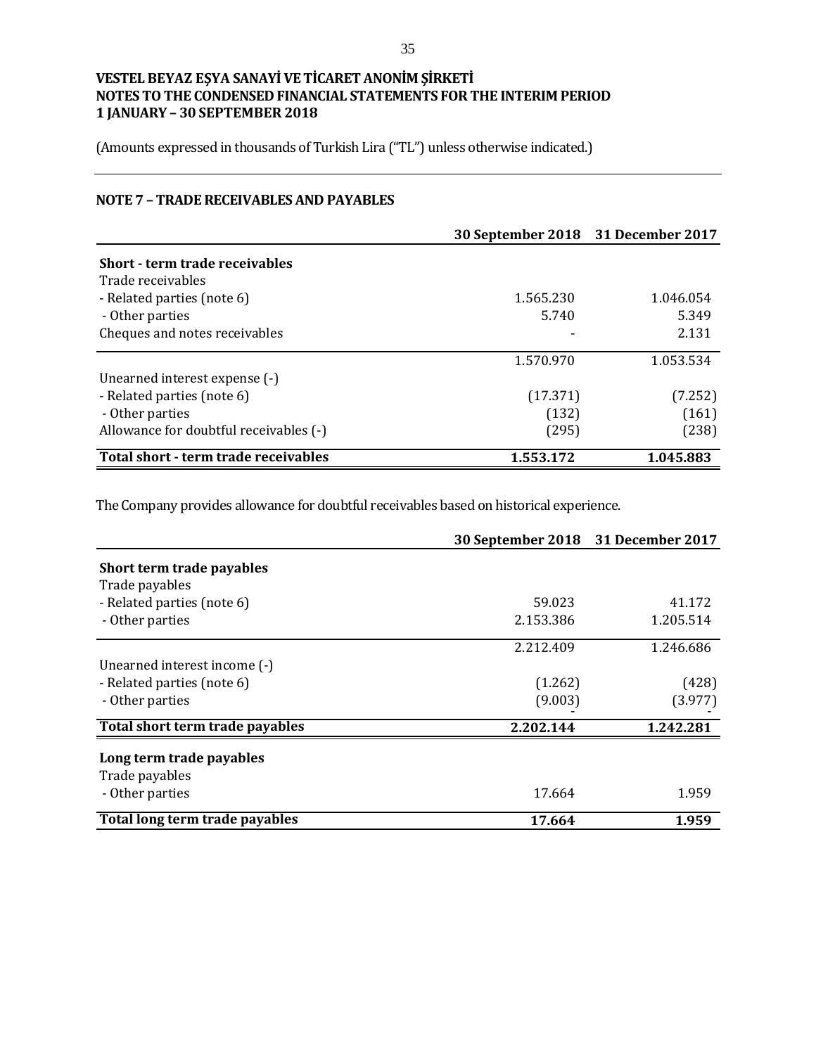**VESTEL BEYAZ EŞYA SANAYİ VE TİCARET ANONİM ŞİRKETİ**
**NOTES TO THE CONDENSED FINANCIAL STATEMENTS FOR THE INTERIM PERIOD**
**1 JANUARY – 30 SEPTEMBER 2018**

(Amounts expressed in thousands of Turkish Lira ("TL") unless otherwise indicated.)

## NOTE 7 – TRADE RECEIVABLES AND PAYABLES

| | 30 September 2018 | 31 December 2017 |
|---|---|---|
| **Short - term trade receivables** | | |
| Trade receivables | | |
| - Related parties (note 6) | 1.565.230 | 1.046.054 |
| - Other parties | 5.740 | 5.349 |
| Cheques and notes receivables | - | 2.131 |
| | 1.570.970 | 1.053.534 |
| Unearned interest expense (-) | | |
| - Related parties (note 6) | (17.371) | (7.252) |
| - Other parties | (132) | (161) |
| Allowance for doubtful receivables (-) | (295) | (238) |
| **Total short - term trade receivables** | **1.553.172** | **1.045.883** |

The Company provides allowance for doubtful receivables based on historical experience.

| | 30 September 2018 | 31 December 2017 |
|---|---|---|
| **Short term trade payables** | | |
| Trade payables | | |
| - Related parties (note 6) | 59.023 | 41.172 |
| - Other parties | 2.153.386 | 1.205.514 |
| | 2.212.409 | 1.246.686 |
| Unearned interest income (-) | | |
| - Related parties (note 6) | (1.262) | (428) |
| - Other parties | (9.003) | (3.977) |
| **Total short term trade payables** | **2.202.144** | **1.242.281** |
| **Long term trade payables** | | |
| Trade payables | | |
| - Other parties | 17.664 | 1.959 |
| **Total long term trade payables** | **17.664** | **1.959** |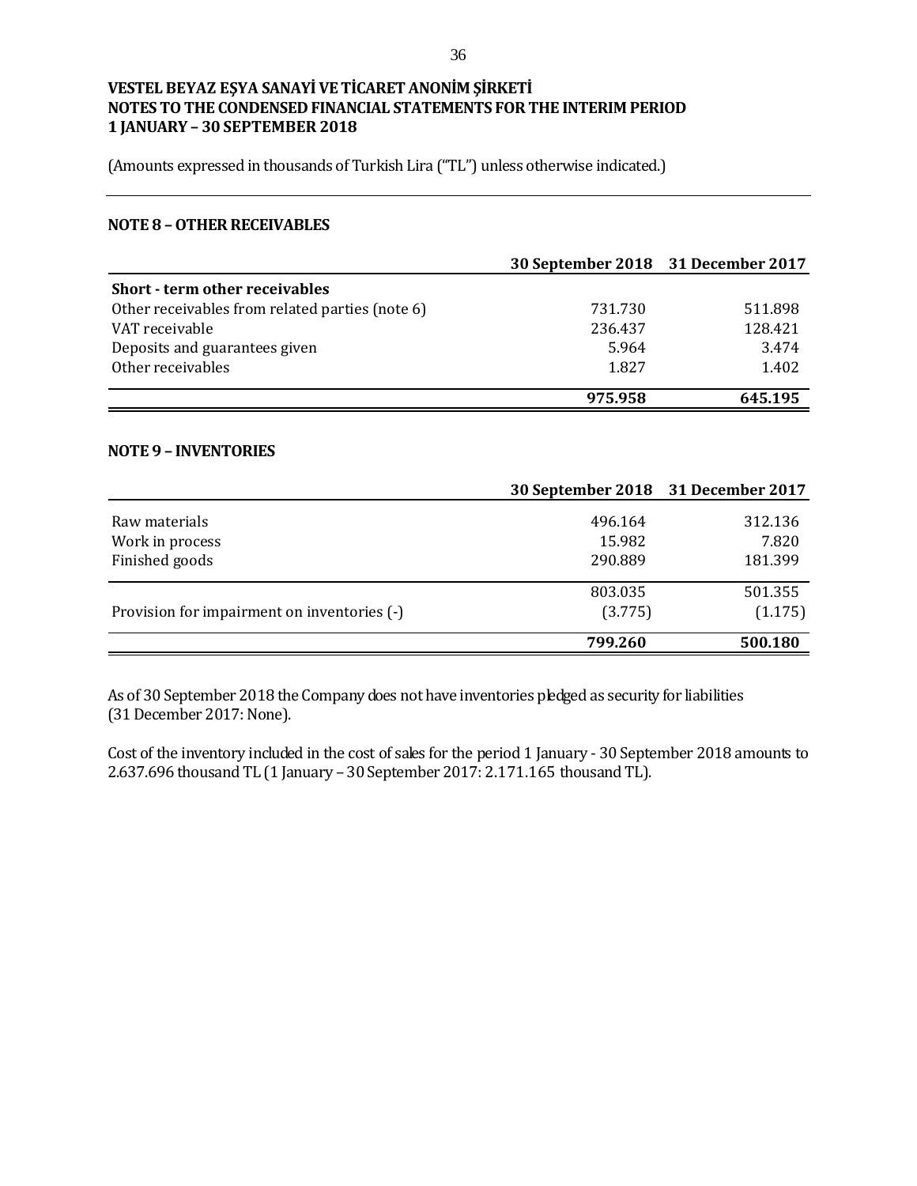VESTEL BEYAZ EŞYA SANAYİ VE TİCARET ANONİM ŞİRKETİ
NOTES TO THE CONDENSED FINANCIAL STATEMENTS FOR THE INTERIM PERIOD
1 JANUARY – 30 SEPTEMBER 2018

(Amounts expressed in thousands of Turkish Lira ("TL") unless otherwise indicated.)

## NOTE 8 – OTHER RECEIVABLES

| | 30 September 2018 | 31 December 2017 |
|---|---|---|
| **Short - term other receivables** | | |
| Other receivables from related parties (note 6) | 731.730 | 511.898 |
| VAT receivable | 236.437 | 128.421 |
| Deposits and guarantees given | 5.964 | 3.474 |
| Other receivables | 1.827 | 1.402 |
| | **975.958** | **645.195** |

## NOTE 9 – INVENTORIES

| | 30 September 2018 | 31 December 2017 |
|---|---|---|
| Raw materials | 496.164 | 312.136 |
| Work in process | 15.982 | 7.820 |
| Finished goods | 290.889 | 181.399 |
| | 803.035 | 501.355 |
| Provision for impairment on inventories (-) | (3.775) | (1.175) |
| | **799.260** | **500.180** |

As of 30 September 2018 the Company does not have inventories pledged as security for liabilities (31 December 2017: None).

Cost of the inventory included in the cost of sales for the period 1 January - 30 September 2018 amounts to 2.637.696 thousand TL (1 January – 30 September 2017: 2.171.165 thousand TL).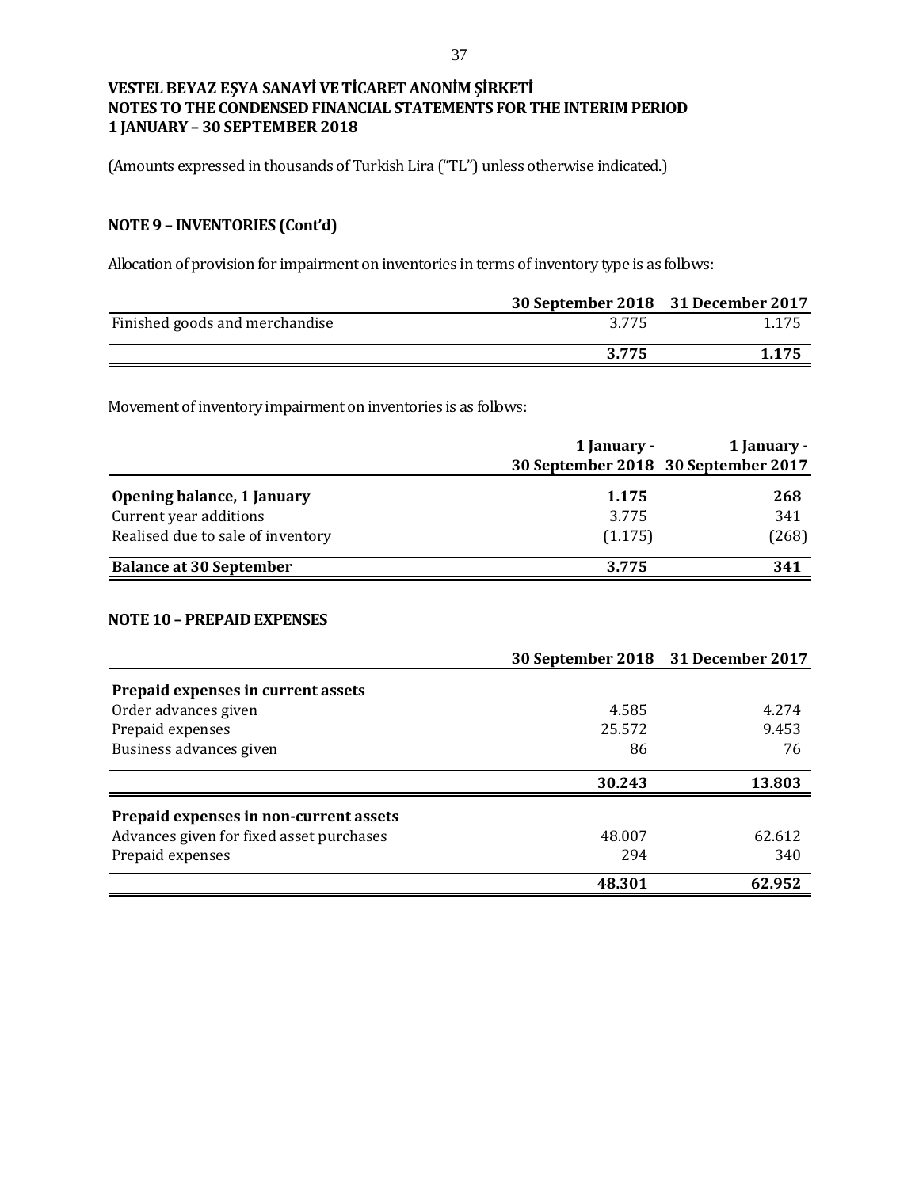**VESTEL BEYAZ EŞYA SANAYİ VE TİCARET ANONİM ŞİRKETİ**
**NOTES TO THE CONDENSED FINANCIAL STATEMENTS FOR THE INTERIM PERIOD**
**1 JANUARY – 30 SEPTEMBER 2018**

(Amounts expressed in thousands of Turkish Lira ("TL") unless otherwise indicated.)

## NOTE 9 – INVENTORIES (Cont'd)

Allocation of provision for impairment on inventories in terms of inventory type is as follows:

| | 30 September 2018 | 31 December 2017 |
|---|---|---|
| Finished goods and merchandise | 3.775 | 1.175 |
| | **3.775** | **1.175** |

Movement of inventory impairment on inventories is as follows:

| | 1 January - 30 September 2018 | 1 January - 30 September 2017 |
|---|---|---|
| **Opening balance, 1 January** | **1.175** | **268** |
| Current year additions | 3.775 | 341 |
| Realised due to sale of inventory | (1.175) | (268) |
| **Balance at 30 September** | **3.775** | **341** |

## NOTE 10 – PREPAID EXPENSES

| | 30 September 2018 | 31 December 2017 |
|---|---|---|
| **Prepaid expenses in current assets** | | |
| Order advances given | 4.585 | 4.274 |
| Prepaid expenses | 25.572 | 9.453 |
| Business advances given | 86 | 76 |
| | **30.243** | **13.803** |
| **Prepaid expenses in non-current assets** | | |
| Advances given for fixed asset purchases | 48.007 | 62.612 |
| Prepaid expenses | 294 | 340 |
| | **48.301** | **62.952** |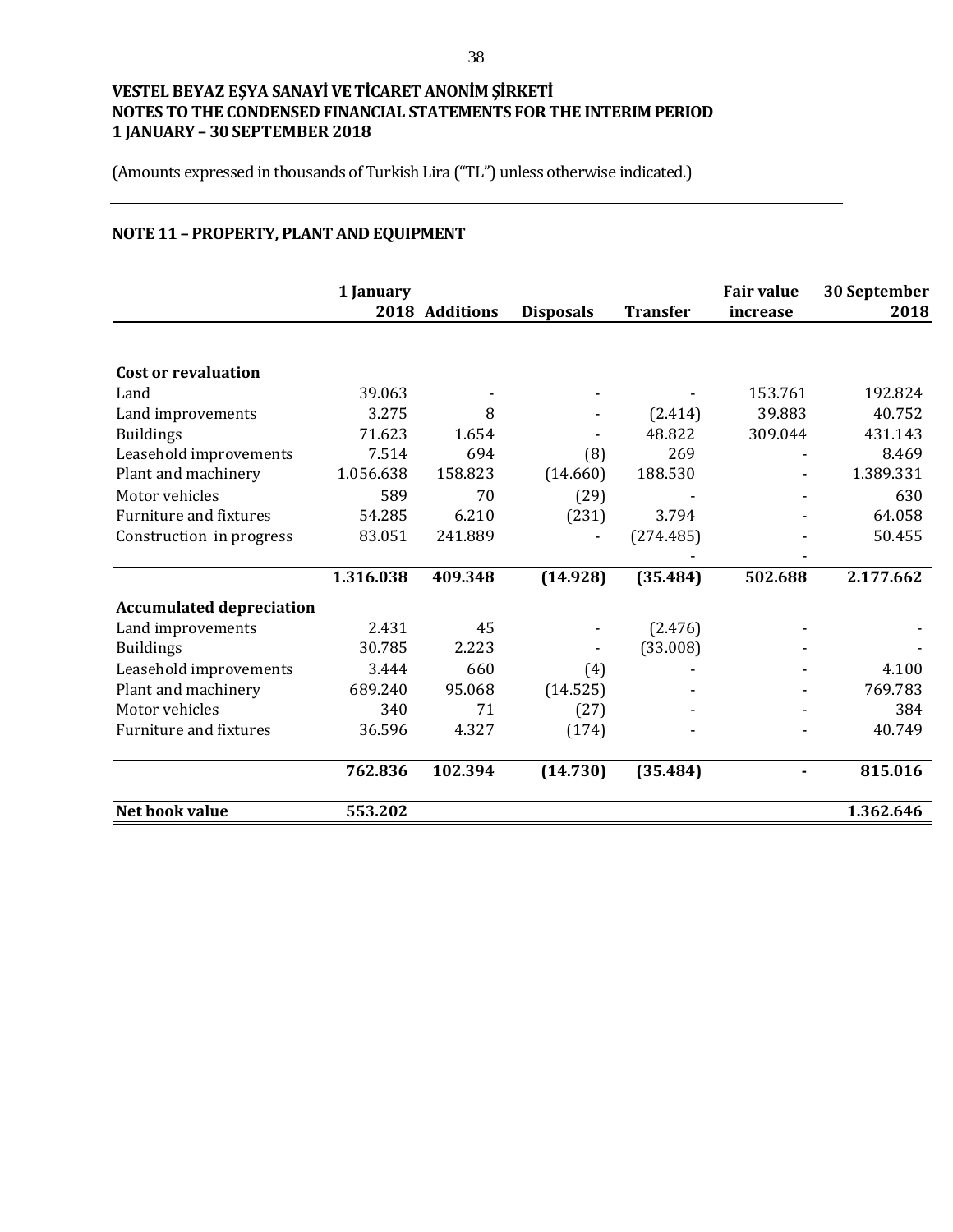VESTEL BEYAZ EŞYA SANAYİ VE TİCARET ANONİM ŞİRKETİ
NOTES TO THE CONDENSED FINANCIAL STATEMENTS FOR THE INTERIM PERIOD
1 JANUARY – 30 SEPTEMBER 2018

(Amounts expressed in thousands of Turkish Lira ("TL") unless otherwise indicated.)

## NOTE 11 – PROPERTY, PLANT AND EQUIPMENT

| | 1 January 2018 | Additions | Disposals | Transfer | Fair value increase | 30 September 2018 |
|---|---|---|---|---|---|---|
| **Cost or revaluation** | | | | | | |
| Land | 39.063 | - | - | - | 153.761 | 192.824 |
| Land improvements | 3.275 | 8 | - | (2.414) | 39.883 | 40.752 |
| Buildings | 71.623 | 1.654 | - | 48.822 | 309.044 | 431.143 |
| Leasehold improvements | 7.514 | 694 | (8) | 269 | - | 8.469 |
| Plant and machinery | 1.056.638 | 158.823 | (14.660) | 188.530 | - | 1.389.331 |
| Motor vehicles | 589 | 70 | (29) | - | - | 630 |
| Furniture and fixtures | 54.285 | 6.210 | (231) | 3.794 | - | 64.058 |
| Construction in progress | 83.051 | 241.889 | - | (274.485) | - | 50.455 |
| | | | | - | - | |
| | **1.316.038** | **409.348** | **(14.928)** | **(35.484)** | **502.688** | **2.177.662** |
| **Accumulated depreciation** | | | | | | |
| Land improvements | 2.431 | 45 | - | (2.476) | - | - |
| Buildings | 30.785 | 2.223 | - | (33.008) | - | - |
| Leasehold improvements | 3.444 | 660 | (4) | - | - | 4.100 |
| Plant and machinery | 689.240 | 95.068 | (14.525) | - | - | 769.783 |
| Motor vehicles | 340 | 71 | (27) | - | - | 384 |
| Furniture and fixtures | 36.596 | 4.327 | (174) | - | - | 40.749 |
| | **762.836** | **102.394** | **(14.730)** | **(35.484)** | **-** | **815.016** |
| **Net book value** | **553.202** | | | | | **1.362.646** |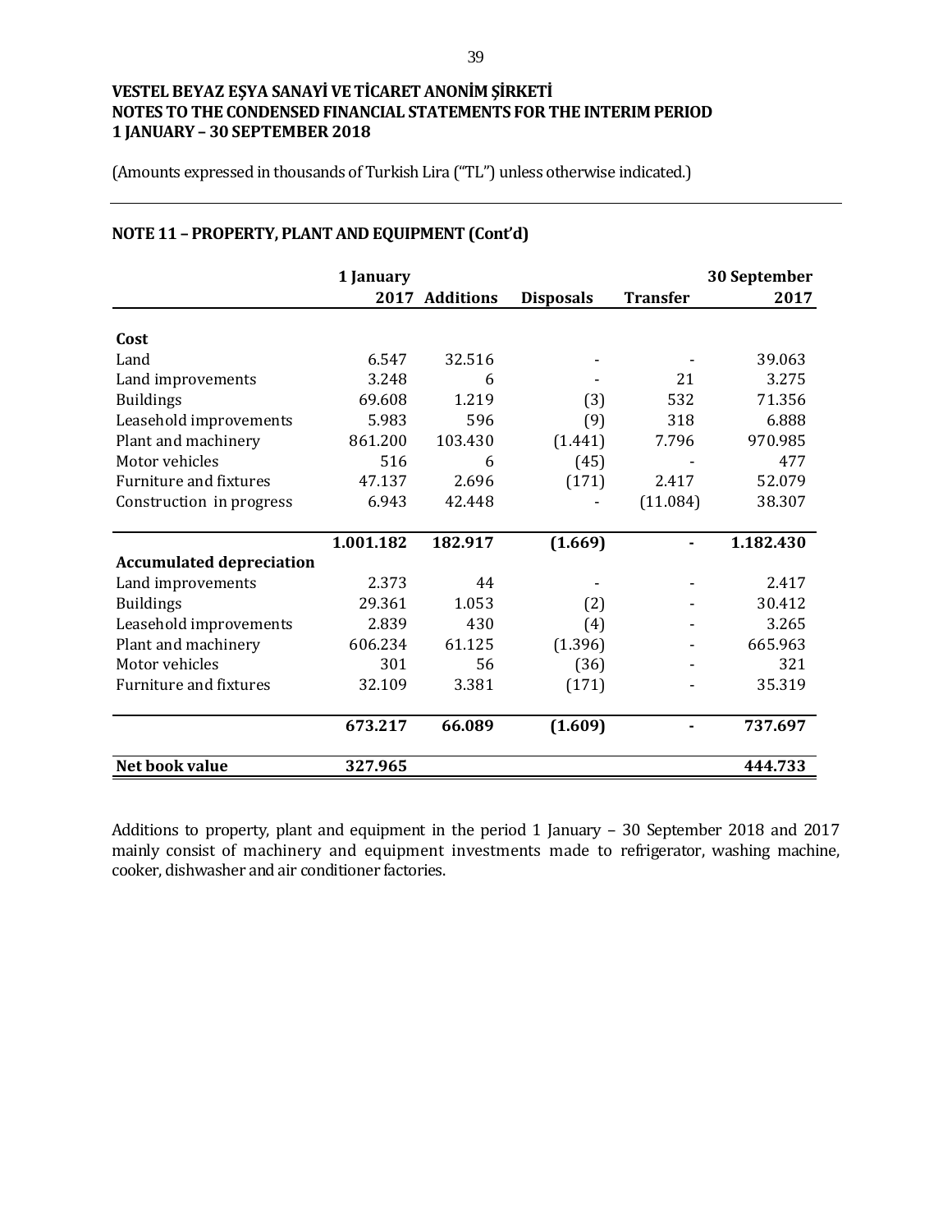VESTEL BEYAZ EŞYA SANAYİ VE TİCARET ANONİM ŞİRKETİ
NOTES TO THE CONDENSED FINANCIAL STATEMENTS FOR THE INTERIM PERIOD
1 JANUARY – 30 SEPTEMBER 2018

(Amounts expressed in thousands of Turkish Lira ("TL") unless otherwise indicated.)

## NOTE 11 – PROPERTY, PLANT AND EQUIPMENT (Cont'd)

| | 1 January 2017 | Additions | Disposals | Transfer | 30 September 2017 |
|---|---|---|---|---|---|
| **Cost** | | | | | |
| Land | 6.547 | 32.516 | - | - | 39.063 |
| Land improvements | 3.248 | 6 | - | 21 | 3.275 |
| Buildings | 69.608 | 1.219 | (3) | 532 | 71.356 |
| Leasehold improvements | 5.983 | 596 | (9) | 318 | 6.888 |
| Plant and machinery | 861.200 | 103.430 | (1.441) | 7.796 | 970.985 |
| Motor vehicles | 516 | 6 | (45) | - | 477 |
| Furniture and fixtures | 47.137 | 2.696 | (171) | 2.417 | 52.079 |
| Construction in progress | 6.943 | 42.448 | - | (11.084) | 38.307 |
| | **1.001.182** | **182.917** | **(1.669)** | **-** | **1.182.430** |
| **Accumulated depreciation** | | | | | |
| Land improvements | 2.373 | 44 | - | - | 2.417 |
| Buildings | 29.361 | 1.053 | (2) | - | 30.412 |
| Leasehold improvements | 2.839 | 430 | (4) | - | 3.265 |
| Plant and machinery | 606.234 | 61.125 | (1.396) | - | 665.963 |
| Motor vehicles | 301 | 56 | (36) | - | 321 |
| Furniture and fixtures | 32.109 | 3.381 | (171) | - | 35.319 |
| | **673.217** | **66.089** | **(1.609)** | **-** | **737.697** |
| **Net book value** | **327.965** | | | | **444.733** |

Additions to property, plant and equipment in the period 1 January – 30 September 2018 and 2017 mainly consist of machinery and equipment investments made to refrigerator, washing machine, cooker, dishwasher and air conditioner factories.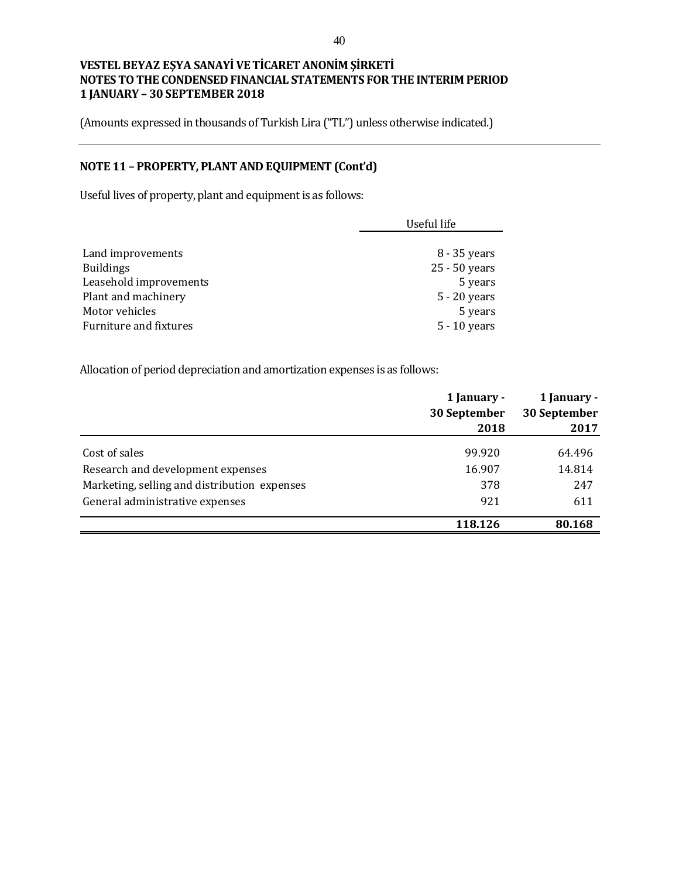# VESTEL BEYAZ EŞYA SANAYİ VE TİCARET ANONİM ŞİRKETİ
# NOTES TO THE CONDENSED FINANCIAL STATEMENTS FOR THE INTERIM PERIOD
# 1 JANUARY – 30 SEPTEMBER 2018

(Amounts expressed in thousands of Turkish Lira ("TL") unless otherwise indicated.)

## NOTE 11 – PROPERTY, PLANT AND EQUIPMENT (Cont'd)

Useful lives of property, plant and equipment is as follows:

| | Useful life |
|---|---|
| Land improvements | 8 - 35 years |
| Buildings | 25 - 50 years |
| Leasehold improvements | 5 years |
| Plant and machinery | 5 - 20 years |
| Motor vehicles | 5 years |
| Furniture and fixtures | 5 - 10 years |

Allocation of period depreciation and amortization expenses is as follows:

| | **1 January - 30 September 2018** | **1 January - 30 September 2017** |
|---|---|---|
| Cost of sales | 99.920 | 64.496 |
| Research and development expenses | 16.907 | 14.814 |
| Marketing, selling and distribution expenses | 378 | 247 |
| General administrative expenses | 921 | 611 |
| | **118.126** | **80.168** |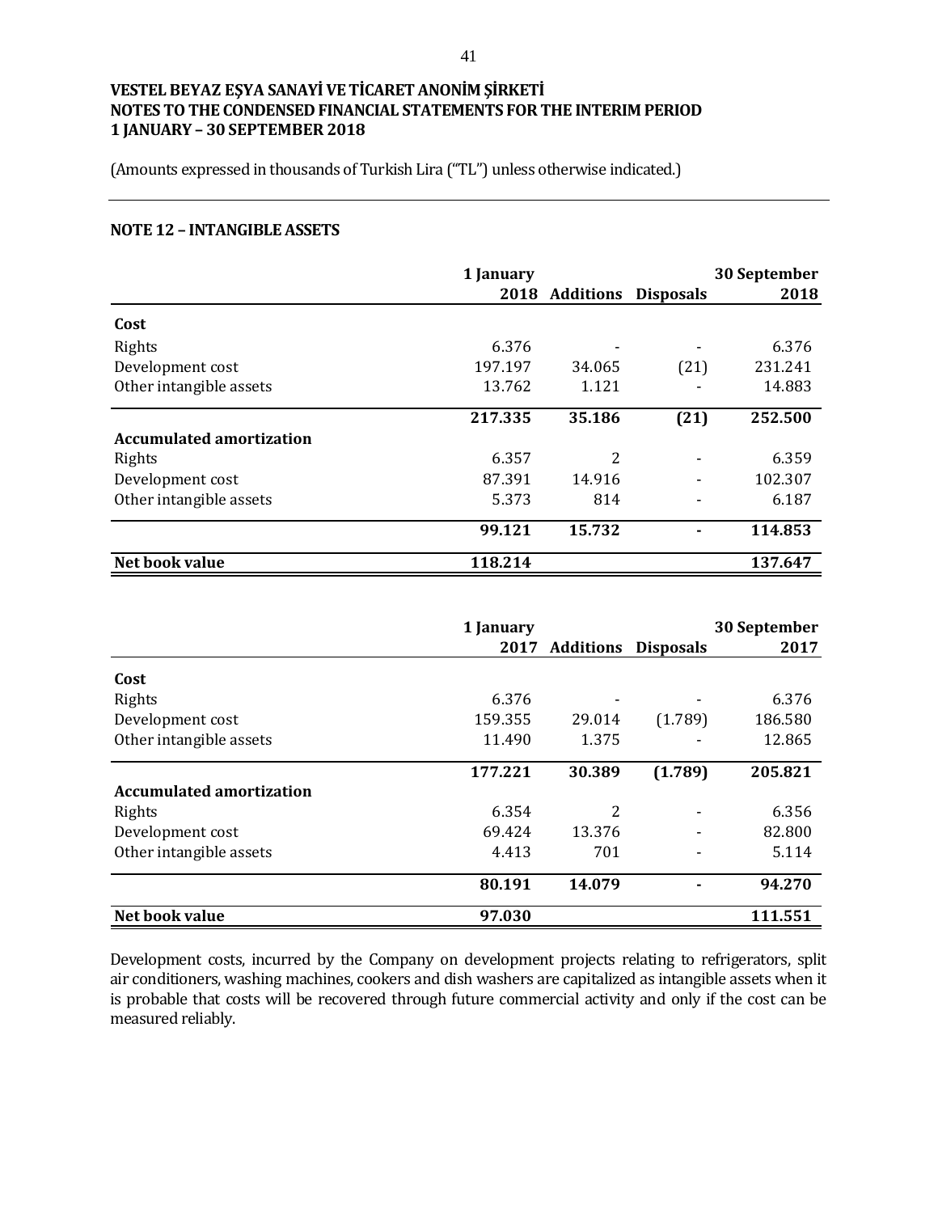VESTEL BEYAZ EŞYA SANAYİ VE TİCARET ANONİM ŞİRKETİ
NOTES TO THE CONDENSED FINANCIAL STATEMENTS FOR THE INTERIM PERIOD
1 JANUARY – 30 SEPTEMBER 2018

(Amounts expressed in thousands of Turkish Lira ("TL") unless otherwise indicated.)

## NOTE 12 – INTANGIBLE ASSETS

| | 1 January 2018 | Additions | Disposals | 30 September 2018 |
|---|---|---|---|---|
| **Cost** | | | | |
| Rights | 6.376 | - | - | 6.376 |
| Development cost | 197.197 | 34.065 | (21) | 231.241 |
| Other intangible assets | 13.762 | 1.121 | - | 14.883 |
| | **217.335** | **35.186** | **(21)** | **252.500** |
| **Accumulated amortization** | | | | |
| Rights | 6.357 | 2 | - | 6.359 |
| Development cost | 87.391 | 14.916 | - | 102.307 |
| Other intangible assets | 5.373 | 814 | - | 6.187 |
| | **99.121** | **15.732** | **-** | **114.853** |
| **Net book value** | **118.214** | | | **137.647** |

| | 1 January 2017 | Additions | Disposals | 30 September 2017 |
|---|---|---|---|---|
| **Cost** | | | | |
| Rights | 6.376 | - | - | 6.376 |
| Development cost | 159.355 | 29.014 | (1.789) | 186.580 |
| Other intangible assets | 11.490 | 1.375 | - | 12.865 |
| | **177.221** | **30.389** | **(1.789)** | **205.821** |
| **Accumulated amortization** | | | | |
| Rights | 6.354 | 2 | - | 6.356 |
| Development cost | 69.424 | 13.376 | - | 82.800 |
| Other intangible assets | 4.413 | 701 | - | 5.114 |
| | **80.191** | **14.079** | **-** | **94.270** |
| **Net book value** | **97.030** | | | **111.551** |

Development costs, incurred by the Company on development projects relating to refrigerators, split air conditioners, washing machines, cookers and dish washers are capitalized as intangible assets when it is probable that costs will be recovered through future commercial activity and only if the cost can be measured reliably.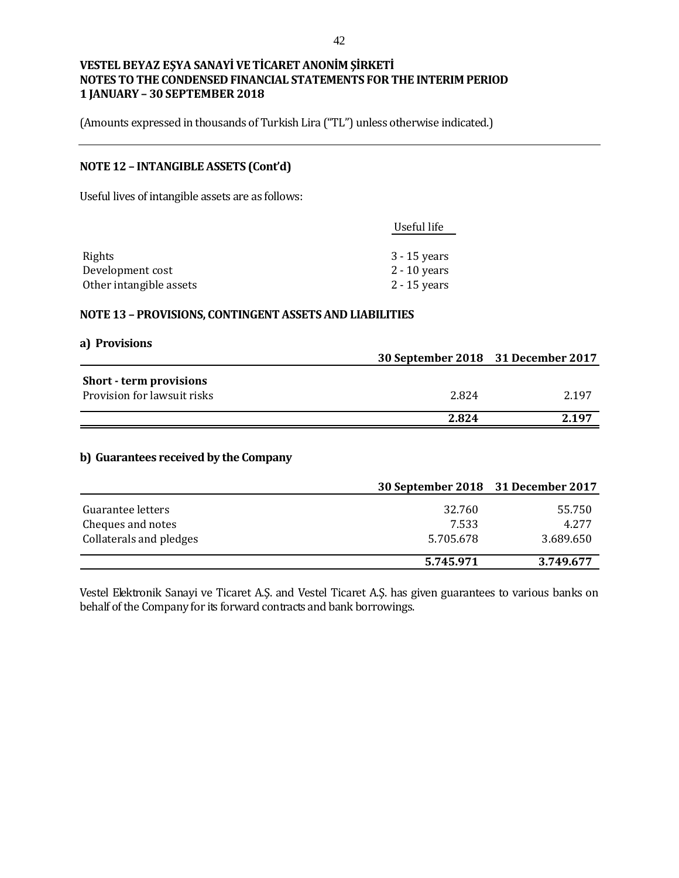# VESTEL BEYAZ EŞYA SANAYİ VE TİCARET ANONİM ŞİRKETİ
# NOTES TO THE CONDENSED FINANCIAL STATEMENTS FOR THE INTERIM PERIOD
# 1 JANUARY – 30 SEPTEMBER 2018

(Amounts expressed in thousands of Turkish Lira ("TL") unless otherwise indicated.)

## NOTE 12 – INTANGIBLE ASSETS (Cont'd)

Useful lives of intangible assets are as follows:

| | Useful life |
|---|---|
| Rights | 3 - 15 years |
| Development cost | 2 - 10 years |
| Other intangible assets | 2 - 15 years |

## NOTE 13 – PROVISIONS, CONTINGENT ASSETS AND LIABILITIES

### a) Provisions

| | 30 September 2018 | 31 December 2017 |
|---|---|---|
| **Short - term provisions** | | |
| Provision for lawsuit risks | 2.824 | 2.197 |
| | **2.824** | **2.197** |

### b) Guarantees received by the Company

| | 30 September 2018 | 31 December 2017 |
|---|---|---|
| Guarantee letters | 32.760 | 55.750 |
| Cheques and notes | 7.533 | 4.277 |
| Collaterals and pledges | 5.705.678 | 3.689.650 |
| | **5.745.971** | **3.749.677** |

Vestel Elektronik Sanayi ve Ticaret A.Ş. and Vestel Ticaret A.Ş. has given guarantees to various banks on behalf of the Company for its forward contracts and bank borrowings.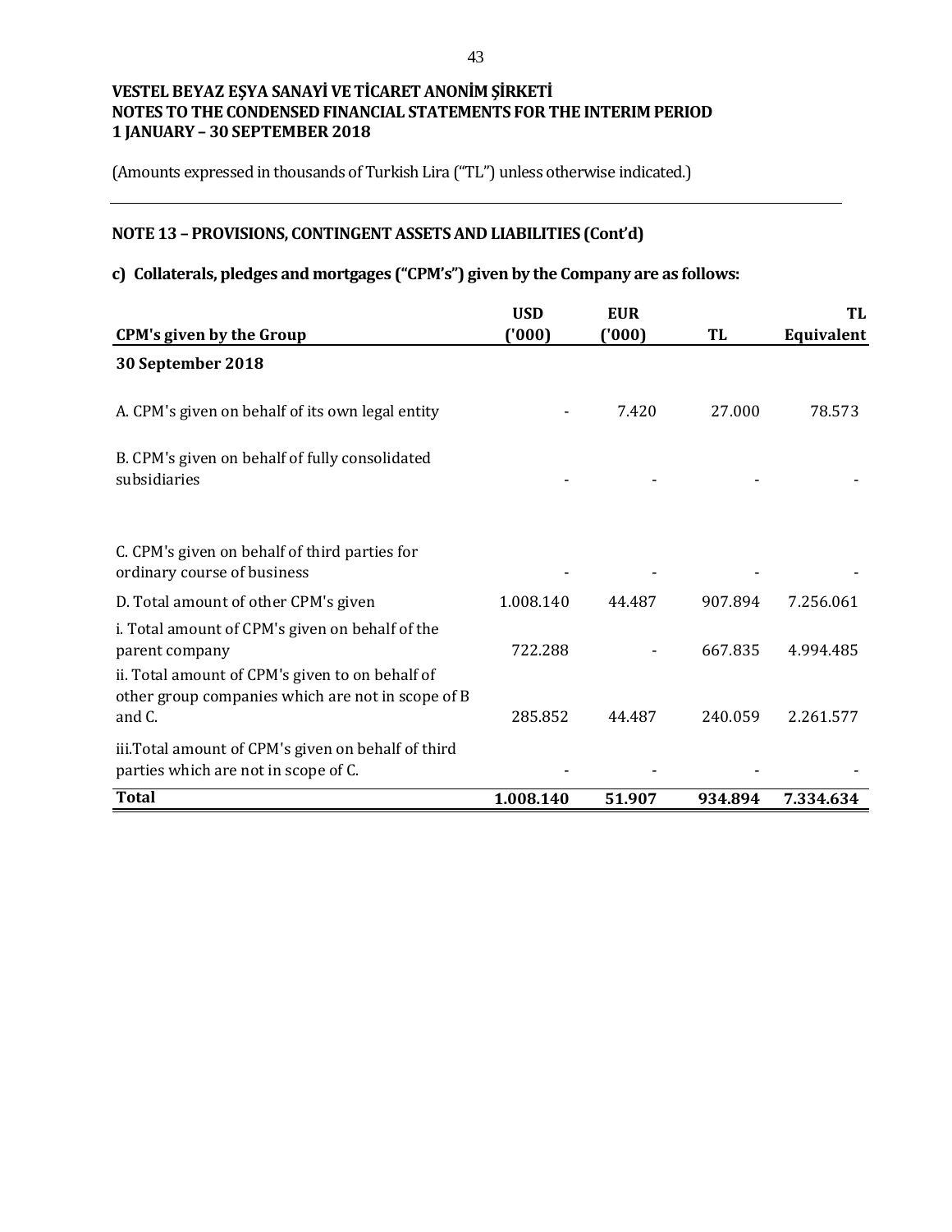**VESTEL BEYAZ EŞYA SANAYİ VE TİCARET ANONİM ŞİRKETİ**
**NOTES TO THE CONDENSED FINANCIAL STATEMENTS FOR THE INTERIM PERIOD**
**1 JANUARY – 30 SEPTEMBER 2018**

(Amounts expressed in thousands of Turkish Lira ("TL") unless otherwise indicated.)

## NOTE 13 – PROVISIONS, CONTINGENT ASSETS AND LIABILITIES (Cont'd)

### c) Collaterals, pledges and mortgages ("CPM's") given by the Company are as follows:

| CPM's given by the Group | USD ('000) | EUR ('000) | TL | TL Equivalent |
|---|---|---|---|---|
| **30 September 2018** | | | | |
| A. CPM's given on behalf of its own legal entity | - | 7.420 | 27.000 | 78.573 |
| B. CPM's given on behalf of fully consolidated subsidiaries | - | - | - | - |
| C. CPM's given on behalf of third parties for ordinary course of business | - | - | - | - |
| D. Total amount of other CPM's given | 1.008.140 | 44.487 | 907.894 | 7.256.061 |
| i. Total amount of CPM's given on behalf of the parent company | 722.288 | - | 667.835 | 4.994.485 |
| ii. Total amount of CPM's given to on behalf of other group companies which are not in scope of B and C. | 285.852 | 44.487 | 240.059 | 2.261.577 |
| iii.Total amount of CPM's given on behalf of third parties which are not in scope of C. | - | - | - | - |
| **Total** | **1.008.140** | **51.907** | **934.894** | **7.334.634** |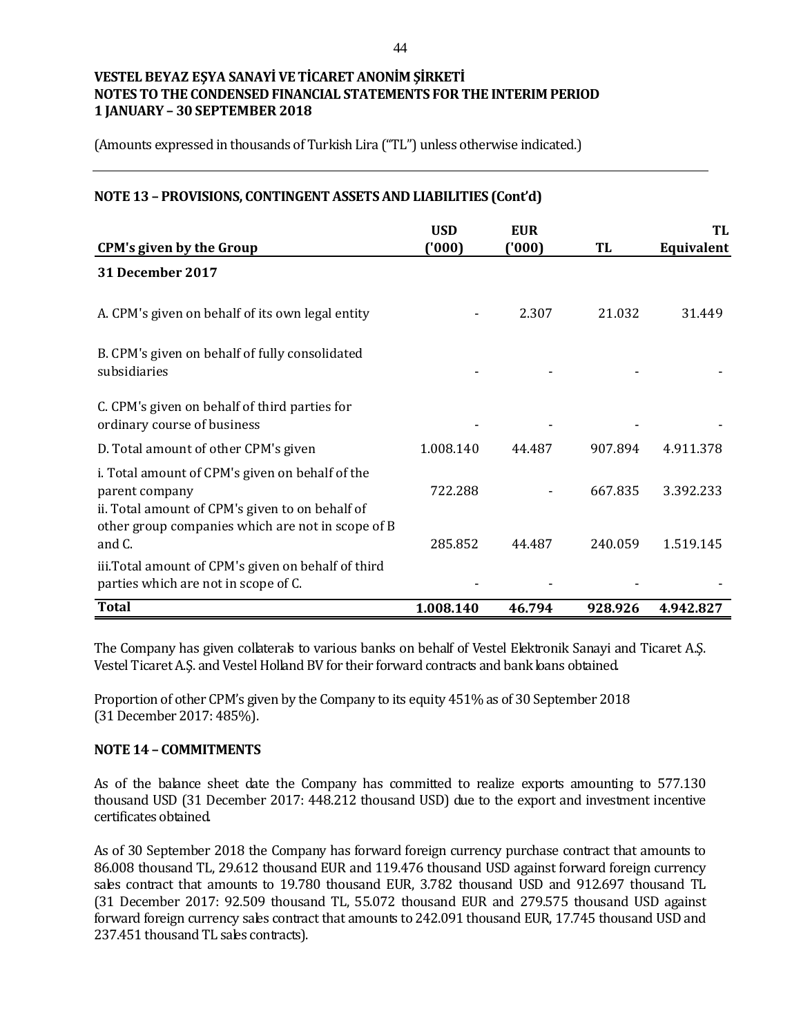VESTEL BEYAZ EŞYA SANAYİ VE TİCARET ANONİM ŞİRKETİ
NOTES TO THE CONDENSED FINANCIAL STATEMENTS FOR THE INTERIM PERIOD
1 JANUARY – 30 SEPTEMBER 2018

(Amounts expressed in thousands of Turkish Lira ("TL") unless otherwise indicated.)

## NOTE 13 – PROVISIONS, CONTINGENT ASSETS AND LIABILITIES (Cont'd)

| CPM's given by the Group | USD ('000) | EUR ('000) | TL | TL Equivalent |
|---|---|---|---|---|
| **31 December 2017** | | | | |
| A. CPM's given on behalf of its own legal entity | - | 2.307 | 21.032 | 31.449 |
| B. CPM's given on behalf of fully consolidated subsidiaries | - | - | - | - |
| C. CPM's given on behalf of third parties for ordinary course of business | - | - | - | - |
| D. Total amount of other CPM's given | 1.008.140 | 44.487 | 907.894 | 4.911.378 |
| i. Total amount of CPM's given on behalf of the parent company | 722.288 | - | 667.835 | 3.392.233 |
| ii. Total amount of CPM's given to on behalf of other group companies which are not in scope of B and C. | 285.852 | 44.487 | 240.059 | 1.519.145 |
| iii.Total amount of CPM's given on behalf of third parties which are not in scope of C. | - | - | - | - |
| **Total** | **1.008.140** | **46.794** | **928.926** | **4.942.827** |

The Company has given collaterals to various banks on behalf of Vestel Elektronik Sanayi and Ticaret A.Ş. Vestel Ticaret A.Ş. and Vestel Holland BV for their forward contracts and bank loans obtained.

Proportion of other CPM's given by the Company to its equity 451% as of 30 September 2018 (31 December 2017: 485%).

## NOTE 14 – COMMITMENTS

As of the balance sheet date the Company has committed to realize exports amounting to 577.130 thousand USD (31 December 2017: 448.212 thousand USD) due to the export and investment incentive certificates obtained.

As of 30 September 2018 the Company has forward foreign currency purchase contract that amounts to 86.008 thousand TL, 29.612 thousand EUR and 119.476 thousand USD against forward foreign currency sales contract that amounts to 19.780 thousand EUR, 3.782 thousand USD and 912.697 thousand TL (31 December 2017: 92.509 thousand TL, 55.072 thousand EUR and 279.575 thousand USD against forward foreign currency sales contract that amounts to 242.091 thousand EUR, 17.745 thousand USD and 237.451 thousand TL sales contracts).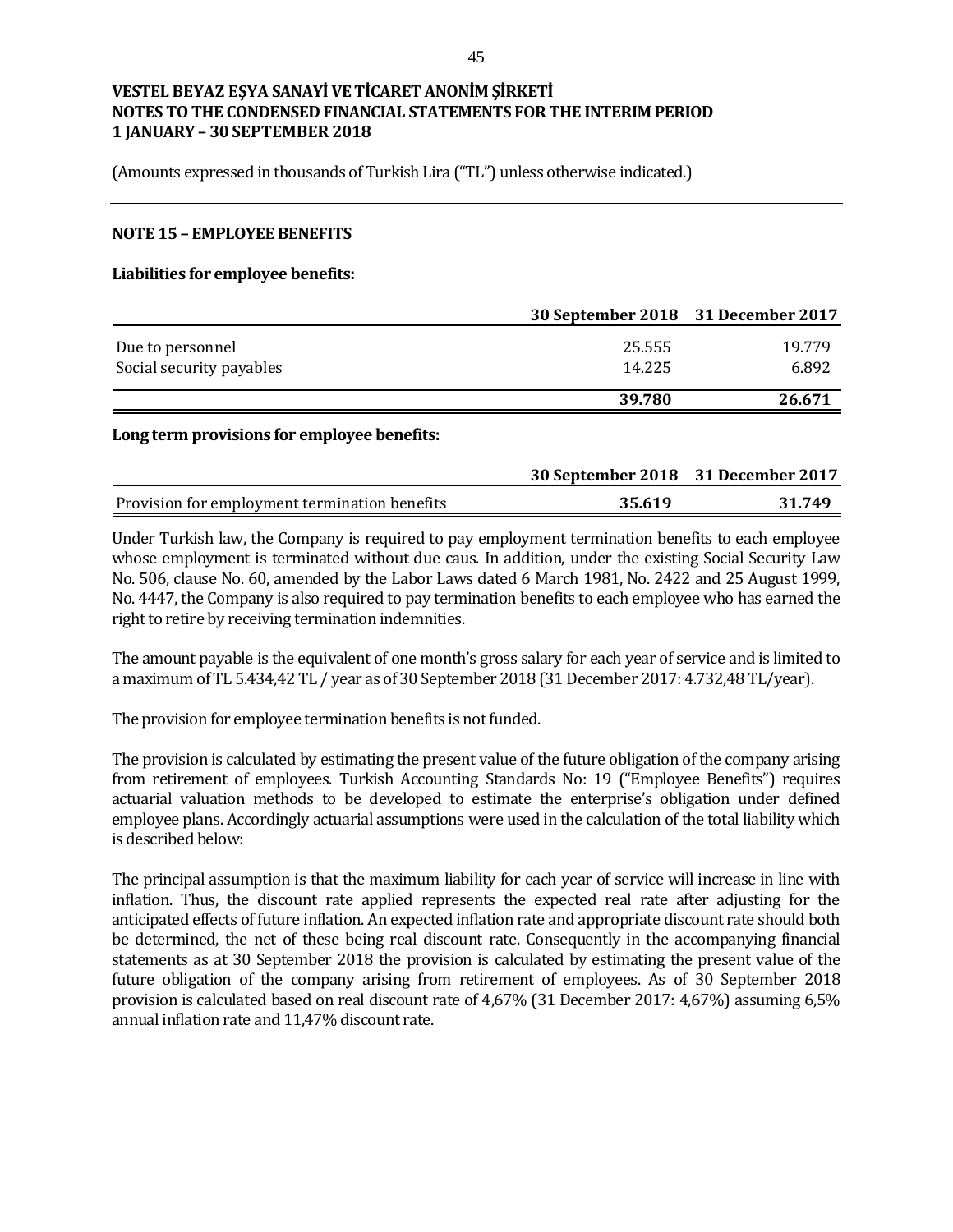(Amounts expressed in thousands of Turkish Lira ("TL") unless otherwise indicated.)

## NOTE 15 – EMPLOYEE BENEFITS

**Liabilities for employee benefits:**

| | 30 September 2018 | 31 December 2017 |
|---|---|---|
| Due to personnel | 25.555 | 19.779 |
| Social security payables | 14.225 | 6.892 |
| | **39.780** | **26.671** |

**Long term provisions for employee benefits:**

| | 30 September 2018 | 31 December 2017 |
|---|---|---|
| Provision for employment termination benefits | **35.619** | **31.749** |

Under Turkish law, the Company is required to pay employment termination benefits to each employee whose employment is terminated without due caus. In addition, under the existing Social Security Law No. 506, clause No. 60, amended by the Labor Laws dated 6 March 1981, No. 2422 and 25 August 1999, No. 4447, the Company is also required to pay termination benefits to each employee who has earned the right to retire by receiving termination indemnities.

The amount payable is the equivalent of one month's gross salary for each year of service and is limited to a maximum of TL 5.434,42 TL / year as of 30 September 2018 (31 December 2017: 4.732,48 TL/year).

The provision for employee termination benefits is not funded.

The provision is calculated by estimating the present value of the future obligation of the company arising from retirement of employees. Turkish Accounting Standards No: 19 ("Employee Benefits") requires actuarial valuation methods to be developed to estimate the enterprise's obligation under defined employee plans. Accordingly actuarial assumptions were used in the calculation of the total liability which is described below:

The principal assumption is that the maximum liability for each year of service will increase in line with inflation. Thus, the discount rate applied represents the expected real rate after adjusting for the anticipated effects of future inflation. An expected inflation rate and appropriate discount rate should both be determined, the net of these being real discount rate. Consequently in the accompanying financial statements as at 30 September 2018 the provision is calculated by estimating the present value of the future obligation of the company arising from retirement of employees. As of 30 September 2018 provision is calculated based on real discount rate of 4,67% (31 December 2017: 4,67%) assuming 6,5% annual inflation rate and 11,47% discount rate.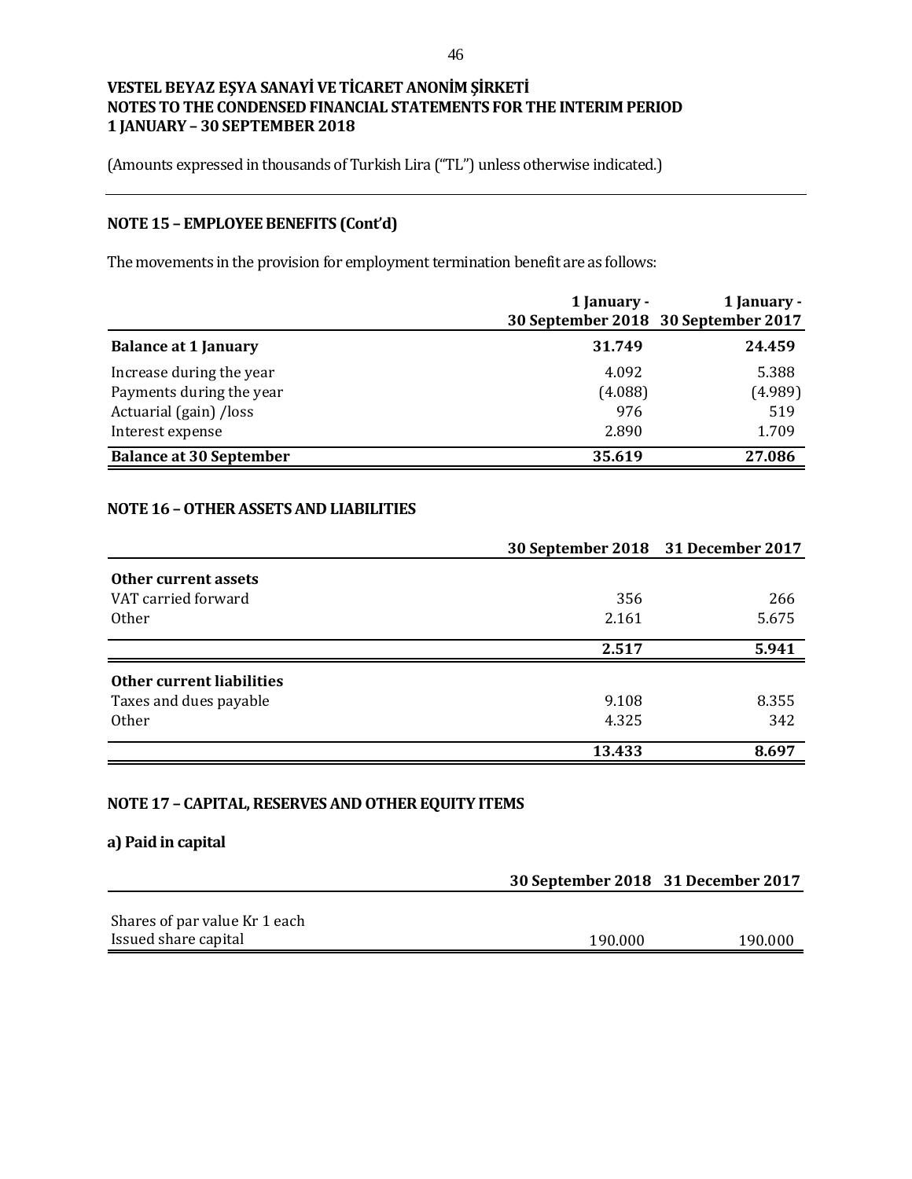## NOTE 15 – EMPLOYEE BENEFITS (Cont'd)

The movements in the provision for employment termination benefit are as follows:

| | 1 January - 30 September 2018 | 1 January - 30 September 2017 |
|---|---|---|
| **Balance at 1 January** | **31.749** | **24.459** |
| Increase during the year | 4.092 | 5.388 |
| Payments during the year | (4.088) | (4.989) |
| Actuarial (gain) /loss | 976 | 519 |
| Interest expense | 2.890 | 1.709 |
| **Balance at 30 September** | **35.619** | **27.086** |

## NOTE 16 – OTHER ASSETS AND LIABILITIES

| | 30 September 2018 | 31 December 2017 |
|---|---|---|
| **Other current assets** | | |
| VAT carried forward | 356 | 266 |
| Other | 2.161 | 5.675 |
| | **2.517** | **5.941** |
| **Other current liabilities** | | |
| Taxes and dues payable | 9.108 | 8.355 |
| Other | 4.325 | 342 |
| | **13.433** | **8.697** |

## NOTE 17 – CAPITAL, RESERVES AND OTHER EQUITY ITEMS

### a) Paid in capital

| | 30 September 2018 | 31 December 2017 |
|---|---|---|
| Shares of par value Kr 1 each | | |
| Issued share capital | 190.000 | 190.000 |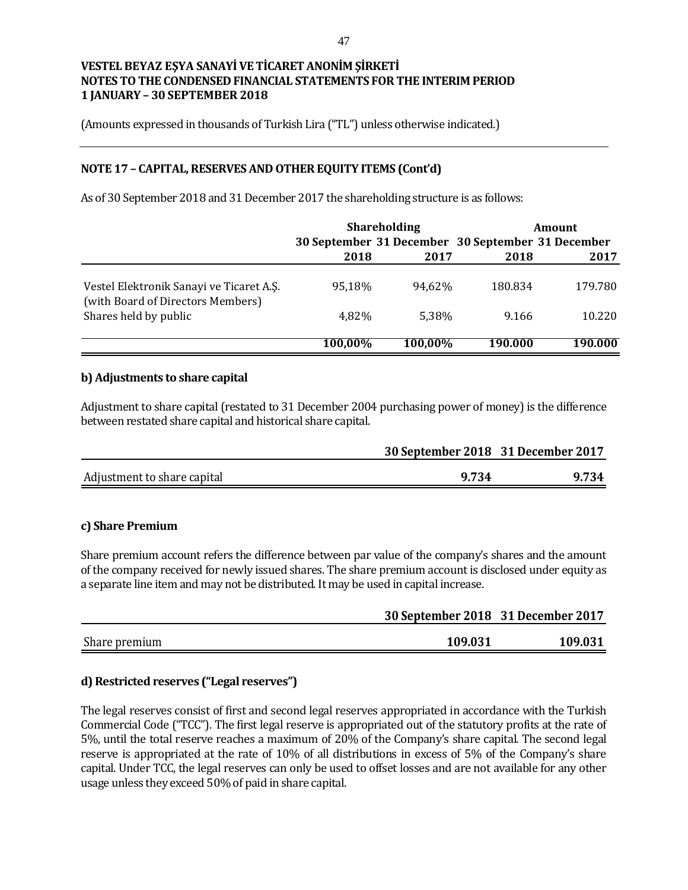**VESTEL BEYAZ EŞYA SANAYİ VE TİCARET ANONİM ŞİRKETİ**
**NOTES TO THE CONDENSED FINANCIAL STATEMENTS FOR THE INTERIM PERIOD**
**1 JANUARY – 30 SEPTEMBER 2018**

(Amounts expressed in thousands of Turkish Lira ("TL") unless otherwise indicated.)

## NOTE 17 – CAPITAL, RESERVES AND OTHER EQUITY ITEMS (Cont'd)

As of 30 September 2018 and 31 December 2017 the shareholding structure is as follows:

| | Shareholding | | Amount | |
|---|---|---|---|---|
| | 30 September 2018 | 31 December 2017 | 30 September 2018 | 31 December 2017 |
| Vestel Elektronik Sanayi ve Ticaret A.Ş. (with Board of Directors Members) | 95,18% | 94,62% | 180.834 | 179.780 |
| Shares held by public | 4,82% | 5,38% | 9.166 | 10.220 |
| | **100,00%** | **100,00%** | **190.000** | **190.000** |

### b) Adjustments to share capital

Adjustment to share capital (restated to 31 December 2004 purchasing power of money) is the difference between restated share capital and historical share capital.

| | 30 September 2018 | 31 December 2017 |
|---|---|---|
| Adjustment to share capital | **9.734** | **9.734** |

### c) Share Premium

Share premium account refers the difference between par value of the company's shares and the amount of the company received for newly issued shares. The share premium account is disclosed under equity as a separate line item and may not be distributed. It may be used in capital increase.

| | 30 September 2018 | 31 December 2017 |
|---|---|---|
| Share premium | **109.031** | **109.031** |

### d) Restricted reserves ("Legal reserves")

The legal reserves consist of first and second legal reserves appropriated in accordance with the Turkish Commercial Code ("TCC"). The first legal reserve is appropriated out of the statutory profits at the rate of 5%, until the total reserve reaches a maximum of 20% of the Company's share capital. The second legal reserve is appropriated at the rate of 10% of all distributions in excess of 5% of the Company's share capital. Under TCC, the legal reserves can only be used to offset losses and are not available for any other usage unless they exceed 50% of paid in share capital.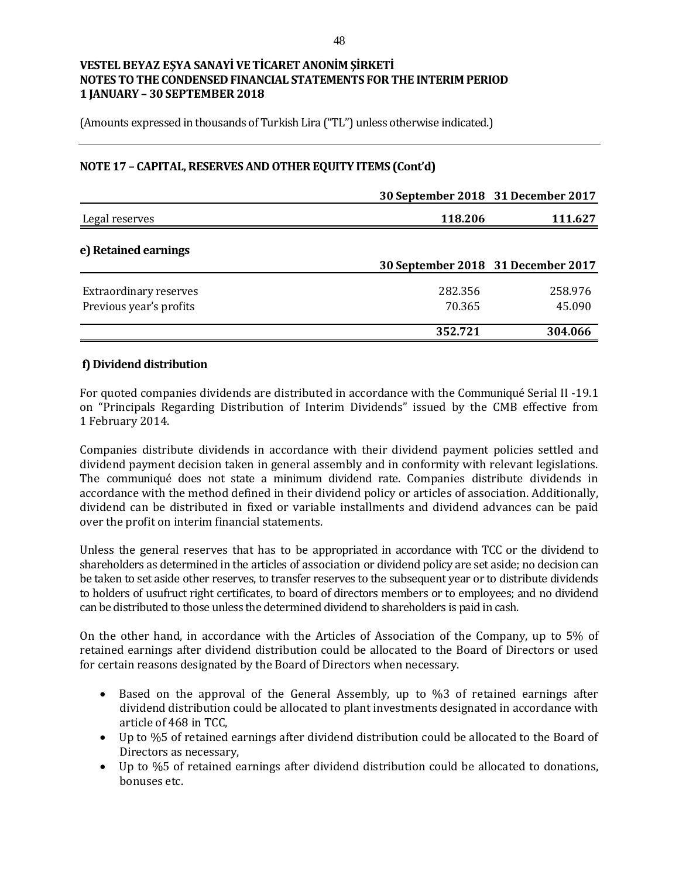**VESTEL BEYAZ EŞYA SANAYİ VE TİCARET ANONİM ŞİRKETİ**
**NOTES TO THE CONDENSED FINANCIAL STATEMENTS FOR THE INTERIM PERIOD**
**1 JANUARY – 30 SEPTEMBER 2018**

(Amounts expressed in thousands of Turkish Lira ("TL") unless otherwise indicated.)

## NOTE 17 – CAPITAL, RESERVES AND OTHER EQUITY ITEMS (Cont'd)

| | 30 September 2018 | 31 December 2017 |
|---|---|---|
| Legal reserves | **118.206** | **111.627** |

### e) Retained earnings

| | 30 September 2018 | 31 December 2017 |
|---|---|---|
| Extraordinary reserves | 282.356 | 258.976 |
| Previous year's profits | 70.365 | 45.090 |
| | **352.721** | **304.066** |

### f) Dividend distribution

For quoted companies dividends are distributed in accordance with the Communiqué Serial II -19.1 on "Principals Regarding Distribution of Interim Dividends" issued by the CMB effective from 1 February 2014.

Companies distribute dividends in accordance with their dividend payment policies settled and dividend payment decision taken in general assembly and in conformity with relevant legislations. The communiqué does not state a minimum dividend rate. Companies distribute dividends in accordance with the method defined in their dividend policy or articles of association. Additionally, dividend can be distributed in fixed or variable installments and dividend advances can be paid over the profit on interim financial statements.

Unless the general reserves that has to be appropriated in accordance with TCC or the dividend to shareholders as determined in the articles of association or dividend policy are set aside; no decision can be taken to set aside other reserves, to transfer reserves to the subsequent year or to distribute dividends to holders of usufruct right certificates, to board of directors members or to employees; and no dividend can be distributed to those unless the determined dividend to shareholders is paid in cash.

On the other hand, in accordance with the Articles of Association of the Company, up to 5% of retained earnings after dividend distribution could be allocated to the Board of Directors or used for certain reasons designated by the Board of Directors when necessary.

- Based on the approval of the General Assembly, up to %3 of retained earnings after dividend distribution could be allocated to plant investments designated in accordance with article of 468 in TCC,
- Up to %5 of retained earnings after dividend distribution could be allocated to the Board of Directors as necessary,
- Up to %5 of retained earnings after dividend distribution could be allocated to donations, bonuses etc.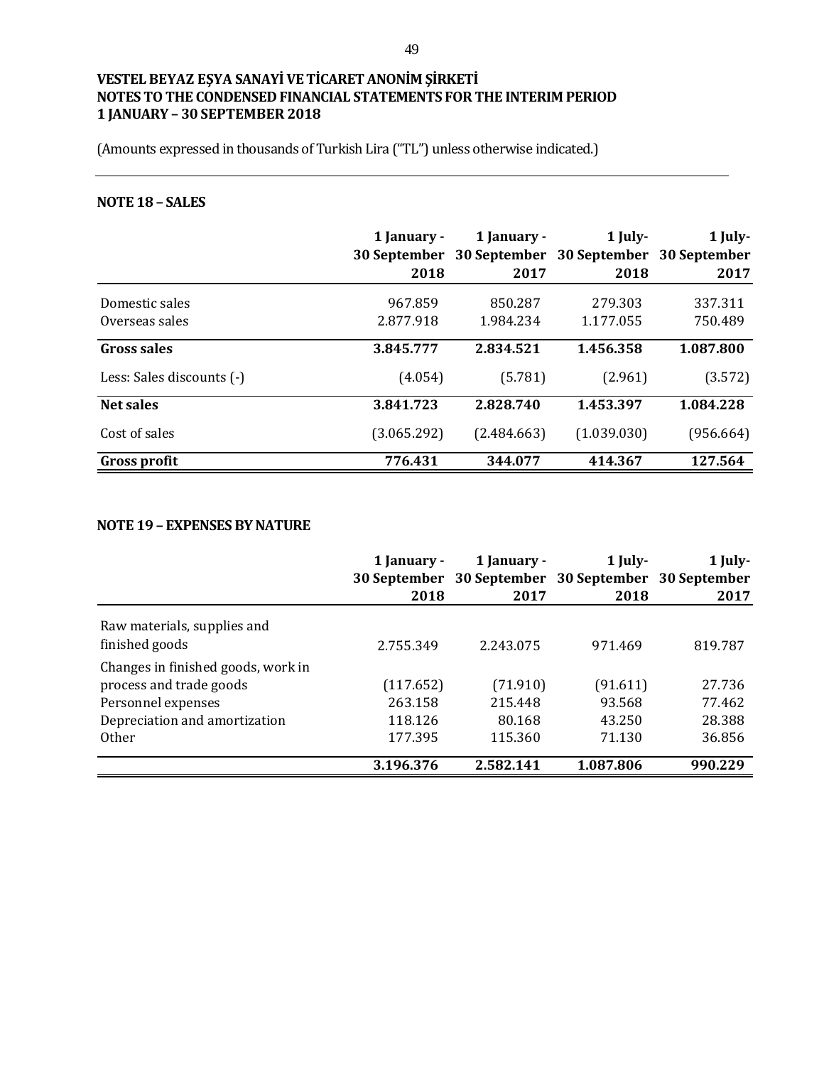**VESTEL BEYAZ EŞYA SANAYİ VE TİCARET ANONİM ŞİRKETİ**
**NOTES TO THE CONDENSED FINANCIAL STATEMENTS FOR THE INTERIM PERIOD**
**1 JANUARY – 30 SEPTEMBER 2018**

(Amounts expressed in thousands of Turkish Lira ("TL") unless otherwise indicated.)

## NOTE 18 – SALES

| | 1 January - 30 September 2018 | 1 January - 30 September 2017 | 1 July- 30 September 2018 | 1 July- 30 September 2017 |
|---|---|---|---|---|
| Domestic sales | 967.859 | 850.287 | 279.303 | 337.311 |
| Overseas sales | 2.877.918 | 1.984.234 | 1.177.055 | 750.489 |
| **Gross sales** | **3.845.777** | **2.834.521** | **1.456.358** | **1.087.800** |
| Less: Sales discounts (-) | (4.054) | (5.781) | (2.961) | (3.572) |
| **Net sales** | **3.841.723** | **2.828.740** | **1.453.397** | **1.084.228** |
| Cost of sales | (3.065.292) | (2.484.663) | (1.039.030) | (956.664) |
| **Gross profit** | **776.431** | **344.077** | **414.367** | **127.564** |

## NOTE 19 – EXPENSES BY NATURE

| | 1 January - 30 September 2018 | 1 January - 30 September 2017 | 1 July- 30 September 2018 | 1 July- 30 September 2017 |
|---|---|---|---|---|
| Raw materials, supplies and finished goods | 2.755.349 | 2.243.075 | 971.469 | 819.787 |
| Changes in finished goods, work in process and trade goods | (117.652) | (71.910) | (91.611) | 27.736 |
| Personnel expenses | 263.158 | 215.448 | 93.568 | 77.462 |
| Depreciation and amortization | 118.126 | 80.168 | 43.250 | 28.388 |
| Other | 177.395 | 115.360 | 71.130 | 36.856 |
| | **3.196.376** | **2.582.141** | **1.087.806** | **990.229** |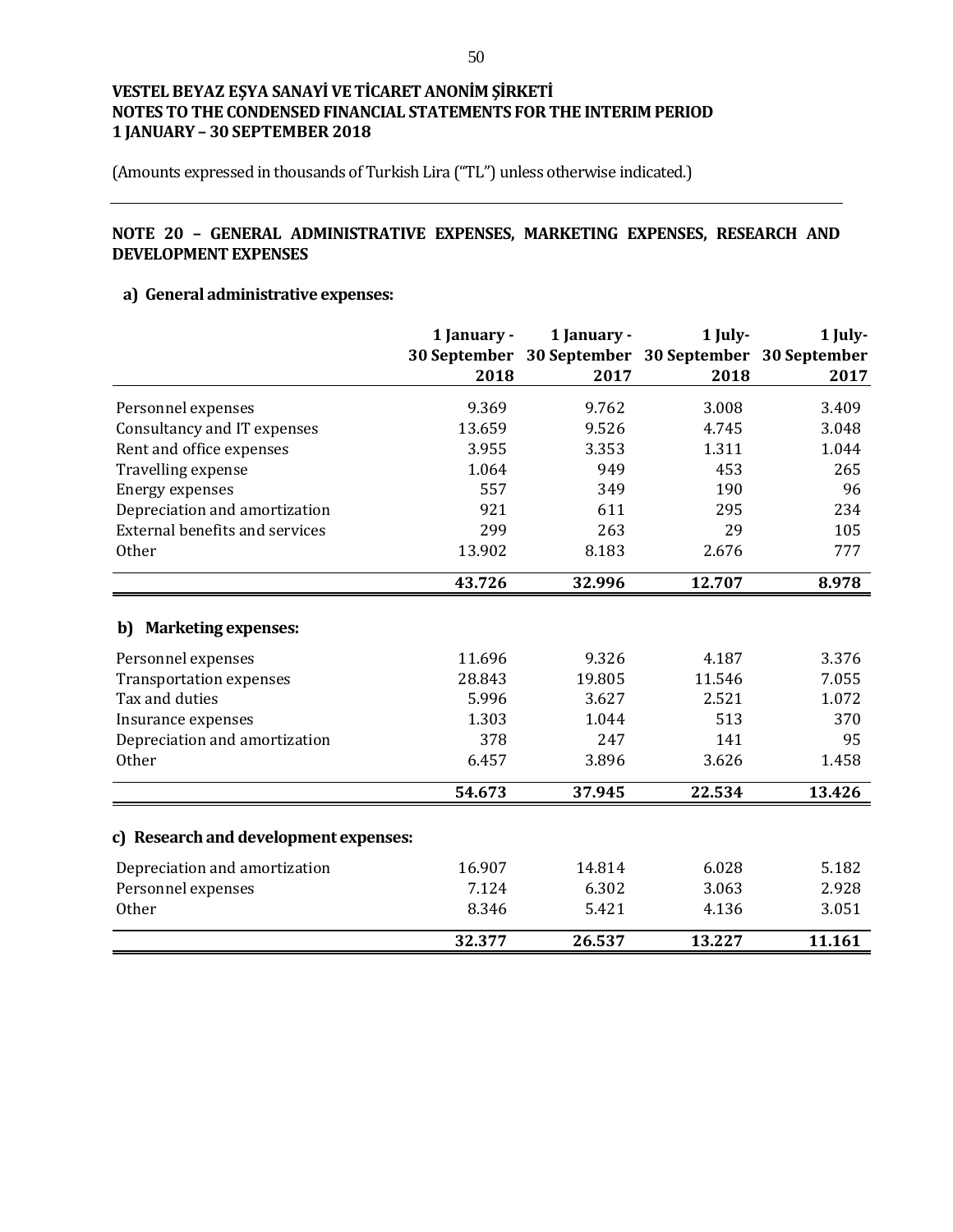**VESTEL BEYAZ EŞYA SANAYİ VE TİCARET ANONİM ŞİRKETİ**
**NOTES TO THE CONDENSED FINANCIAL STATEMENTS FOR THE INTERIM PERIOD**
**1 JANUARY – 30 SEPTEMBER 2018**

(Amounts expressed in thousands of Turkish Lira ("TL") unless otherwise indicated.)

## NOTE 20 – GENERAL ADMINISTRATIVE EXPENSES, MARKETING EXPENSES, RESEARCH AND DEVELOPMENT EXPENSES

### a) General administrative expenses:

| | 1 January - 30 September 2018 | 1 January - 30 September 2017 | 1 July- 30 September 2018 | 1 July- 30 September 2017 |
|---|---|---|---|---|
| Personnel expenses | 9.369 | 9.762 | 3.008 | 3.409 |
| Consultancy and IT expenses | 13.659 | 9.526 | 4.745 | 3.048 |
| Rent and office expenses | 3.955 | 3.353 | 1.311 | 1.044 |
| Travelling expense | 1.064 | 949 | 453 | 265 |
| Energy expenses | 557 | 349 | 190 | 96 |
| Depreciation and amortization | 921 | 611 | 295 | 234 |
| External benefits and services | 299 | 263 | 29 | 105 |
| Other | 13.902 | 8.183 | 2.676 | 777 |
| | **43.726** | **32.996** | **12.707** | **8.978** |

### b) Marketing expenses:

| | 1 January - 30 September 2018 | 1 January - 30 September 2017 | 1 July- 30 September 2018 | 1 July- 30 September 2017 |
|---|---|---|---|---|
| Personnel expenses | 11.696 | 9.326 | 4.187 | 3.376 |
| Transportation expenses | 28.843 | 19.805 | 11.546 | 7.055 |
| Tax and duties | 5.996 | 3.627 | 2.521 | 1.072 |
| Insurance expenses | 1.303 | 1.044 | 513 | 370 |
| Depreciation and amortization | 378 | 247 | 141 | 95 |
| Other | 6.457 | 3.896 | 3.626 | 1.458 |
| | **54.673** | **37.945** | **22.534** | **13.426** |

### c) Research and development expenses:

| | 1 January - 30 September 2018 | 1 January - 30 September 2017 | 1 July- 30 September 2018 | 1 July- 30 September 2017 |
|---|---|---|---|---|
| Depreciation and amortization | 16.907 | 14.814 | 6.028 | 5.182 |
| Personnel expenses | 7.124 | 6.302 | 3.063 | 2.928 |
| Other | 8.346 | 5.421 | 4.136 | 3.051 |
| | **32.377** | **26.537** | **13.227** | **11.161** |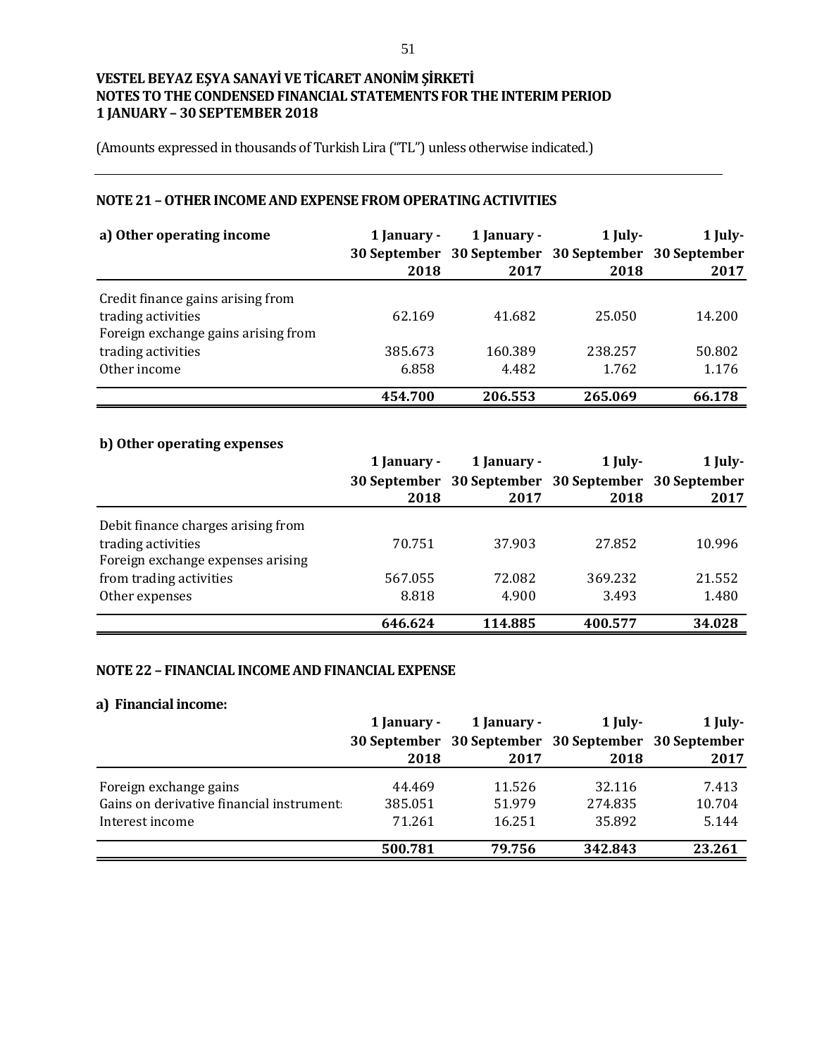**VESTEL BEYAZ EŞYA SANAYİ VE TİCARET ANONİM ŞİRKETİ**
**NOTES TO THE CONDENSED FINANCIAL STATEMENTS FOR THE INTERIM PERIOD**
**1 JANUARY – 30 SEPTEMBER 2018**

(Amounts expressed in thousands of Turkish Lira ("TL") unless otherwise indicated.)

## NOTE 21 – OTHER INCOME AND EXPENSE FROM OPERATING ACTIVITIES

| a) Other operating income | 1 January - 30 September 2018 | 1 January - 30 September 2017 | 1 July- 30 September 2018 | 1 July- 30 September 2017 |
|---|---|---|---|---|
| Credit finance gains arising from trading activities | 62.169 | 41.682 | 25.050 | 14.200 |
| Foreign exchange gains arising from trading activities | 385.673 | 160.389 | 238.257 | 50.802 |
| Other income | 6.858 | 4.482 | 1.762 | 1.176 |
| | **454.700** | **206.553** | **265.069** | **66.178** |

**b) Other operating expenses**

| | 1 January - 30 September 2018 | 1 January - 30 September 2017 | 1 July- 30 September 2018 | 1 July- 30 September 2017 |
|---|---|---|---|---|
| Debit finance charges arising from trading activities | 70.751 | 37.903 | 27.852 | 10.996 |
| Foreign exchange expenses arising from trading activities | 567.055 | 72.082 | 369.232 | 21.552 |
| Other expenses | 8.818 | 4.900 | 3.493 | 1.480 |
| | **646.624** | **114.885** | **400.577** | **34.028** |

## NOTE 22 – FINANCIAL INCOME AND FINANCIAL EXPENSE

**a) Financial income:**

| | 1 January - 30 September 2018 | 1 January - 30 September 2017 | 1 July- 30 September 2018 | 1 July- 30 September 2017 |
|---|---|---|---|---|
| Foreign exchange gains | 44.469 | 11.526 | 32.116 | 7.413 |
| Gains on derivative financial instruments | 385.051 | 51.979 | 274.835 | 10.704 |
| Interest income | 71.261 | 16.251 | 35.892 | 5.144 |
| | **500.781** | **79.756** | **342.843** | **23.261** |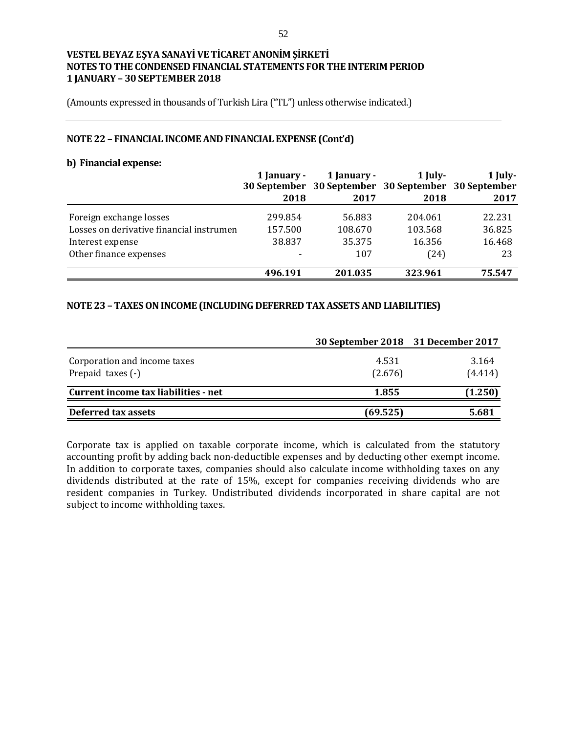# VESTEL BEYAZ EŞYA SANAYİ VE TİCARET ANONİM ŞİRKETİ
## NOTES TO THE CONDENSED FINANCIAL STATEMENTS FOR THE INTERIM PERIOD
## 1 JANUARY – 30 SEPTEMBER 2018

(Amounts expressed in thousands of Turkish Lira ("TL") unless otherwise indicated.)

### NOTE 22 – FINANCIAL INCOME AND FINANCIAL EXPENSE (Cont'd)

**b) Financial expense:**

| | 1 January - 30 September 2018 | 1 January - 30 September 2017 | 1 July- 30 September 2018 | 1 July- 30 September 2017 |
|---|---|---|---|---|
| Foreign exchange losses | 299.854 | 56.883 | 204.061 | 22.231 |
| Losses on derivative financial instrumen | 157.500 | 108.670 | 103.568 | 36.825 |
| Interest expense | 38.837 | 35.375 | 16.356 | 16.468 |
| Other finance expenses | - | 107 | (24) | 23 |
| | **496.191** | **201.035** | **323.961** | **75.547** |

### NOTE 23 – TAXES ON INCOME (INCLUDING DEFERRED TAX ASSETS AND LIABILITIES)

| | 30 September 2018 | 31 December 2017 |
|---|---|---|
| Corporation and income taxes | 4.531 | 3.164 |
| Prepaid taxes (-) | (2.676) | (4.414) |
| **Current income tax liabilities - net** | **1.855** | **(1.250)** |
| **Deferred tax assets** | **(69.525)** | **5.681** |

Corporate tax is applied on taxable corporate income, which is calculated from the statutory accounting profit by adding back non-deductible expenses and by deducting other exempt income. In addition to corporate taxes, companies should also calculate income withholding taxes on any dividends distributed at the rate of 15%, except for companies receiving dividends who are resident companies in Turkey. Undistributed dividends incorporated in share capital are not subject to income withholding taxes.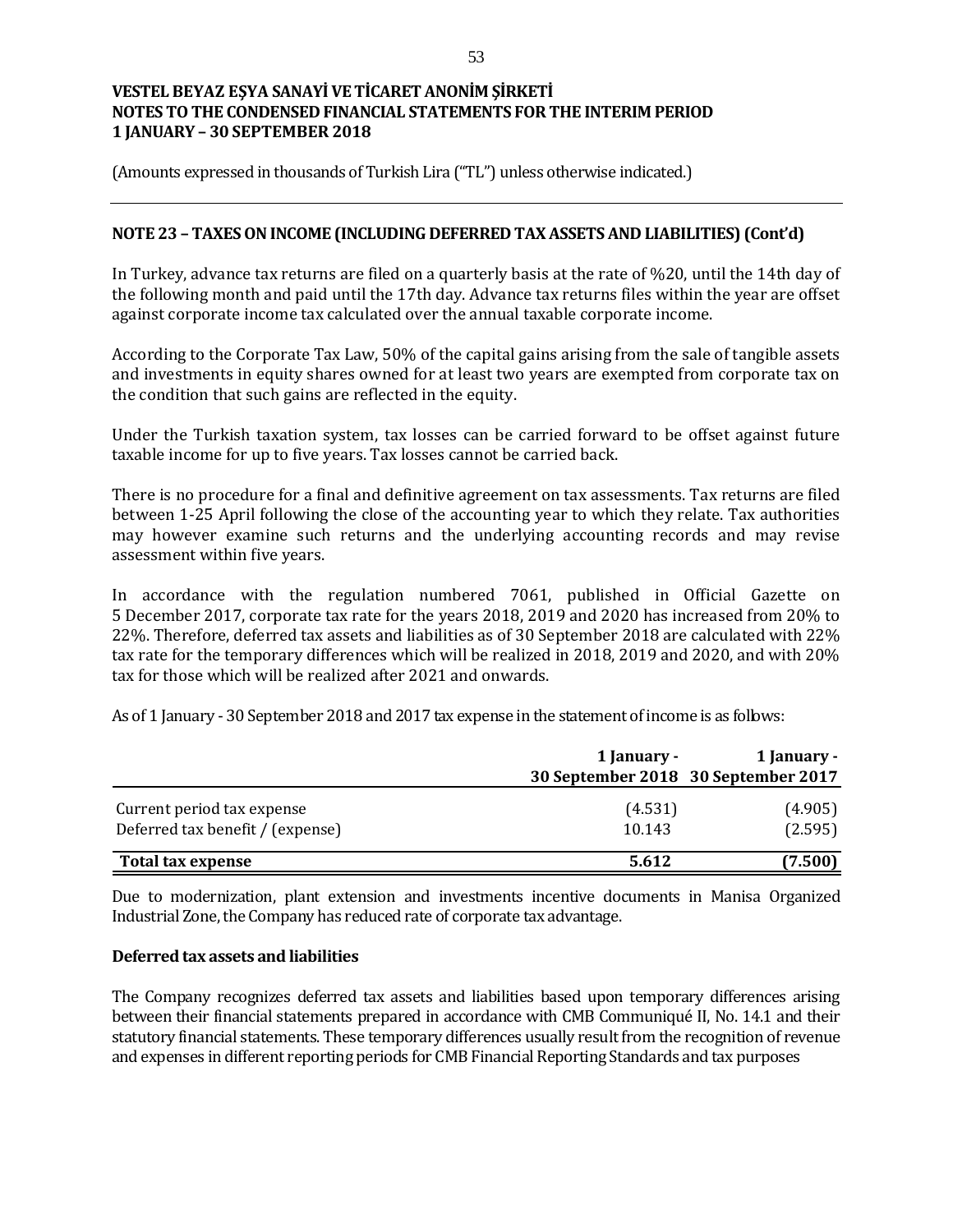# VESTEL BEYAZ EŞYA SANAYİ VE TİCARET ANONİM ŞİRKETİ
## NOTES TO THE CONDENSED FINANCIAL STATEMENTS FOR THE INTERIM PERIOD
## 1 JANUARY – 30 SEPTEMBER 2018

(Amounts expressed in thousands of Turkish Lira ("TL") unless otherwise indicated.)

### NOTE 23 – TAXES ON INCOME (INCLUDING DEFERRED TAX ASSETS AND LIABILITIES) (Cont'd)

In Turkey, advance tax returns are filed on a quarterly basis at the rate of %20, until the 14th day of the following month and paid until the 17th day. Advance tax returns files within the year are offset against corporate income tax calculated over the annual taxable corporate income.

According to the Corporate Tax Law, 50% of the capital gains arising from the sale of tangible assets and investments in equity shares owned for at least two years are exempted from corporate tax on the condition that such gains are reflected in the equity.

Under the Turkish taxation system, tax losses can be carried forward to be offset against future taxable income for up to five years. Tax losses cannot be carried back.

There is no procedure for a final and definitive agreement on tax assessments. Tax returns are filed between 1-25 April following the close of the accounting year to which they relate. Tax authorities may however examine such returns and the underlying accounting records and may revise assessment within five years.

In accordance with the regulation numbered 7061, published in Official Gazette on 5 December 2017, corporate tax rate for the years 2018, 2019 and 2020 has increased from 20% to 22%. Therefore, deferred tax assets and liabilities as of 30 September 2018 are calculated with 22% tax rate for the temporary differences which will be realized in 2018, 2019 and 2020, and with 20% tax for those which will be realized after 2021 and onwards.

As of 1 January - 30 September 2018 and 2017 tax expense in the statement of income is as follows:

| | 1 January - 30 September 2018 | 1 January - 30 September 2017 |
|---|---|---|
| Current period tax expense | (4.531) | (4.905) |
| Deferred tax benefit / (expense) | 10.143 | (2.595) |
| **Total tax expense** | **5.612** | **(7.500)** |

Due to modernization, plant extension and investments incentive documents in Manisa Organized Industrial Zone, the Company has reduced rate of corporate tax advantage.

**Deferred tax assets and liabilities**

The Company recognizes deferred tax assets and liabilities based upon temporary differences arising between their financial statements prepared in accordance with CMB Communiqué II, No. 14.1 and their statutory financial statements. These temporary differences usually result from the recognition of revenue and expenses in different reporting periods for CMB Financial Reporting Standards and tax purposes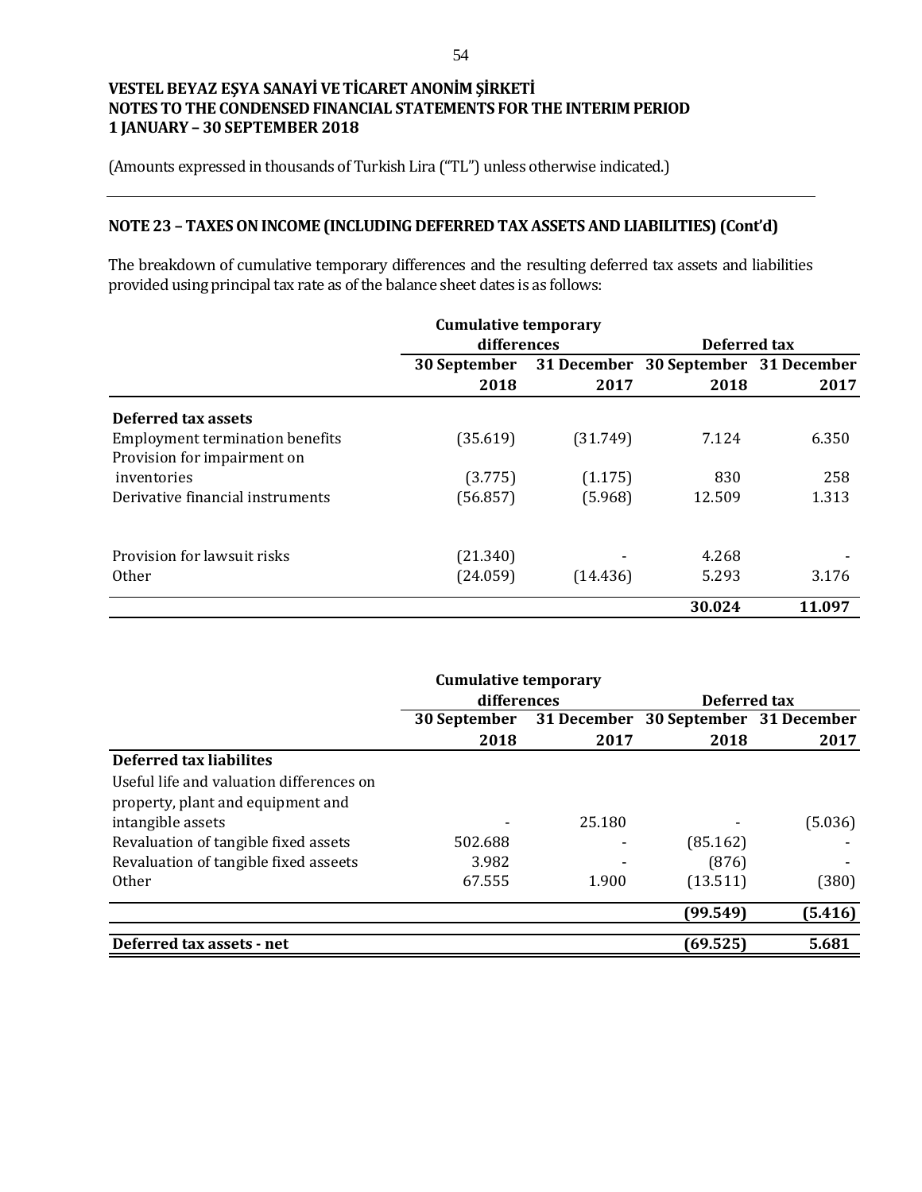# VESTEL BEYAZ EŞYA SANAYİ VE TİCARET ANONİM ŞİRKETİ
## NOTES TO THE CONDENSED FINANCIAL STATEMENTS FOR THE INTERIM PERIOD
## 1 JANUARY – 30 SEPTEMBER 2018

(Amounts expressed in thousands of Turkish Lira ("TL") unless otherwise indicated.)

### NOTE 23 – TAXES ON INCOME (INCLUDING DEFERRED TAX ASSETS AND LIABILITIES) (Cont'd)

The breakdown of cumulative temporary differences and the resulting deferred tax assets and liabilities provided using principal tax rate as of the balance sheet dates is as follows:

| | Cumulative temporary differences | | Deferred tax | |
|---|---|---|---|---|
| | 30 September 2018 | 31 December 2017 | 30 September 2018 | 31 December 2017 |
| **Deferred tax assets** | | | | |
| Employment termination benefits | (35.619) | (31.749) | 7.124 | 6.350 |
| Provision for impairment on inventories | (3.775) | (1.175) | 830 | 258 |
| Derivative financial instruments | (56.857) | (5.968) | 12.509 | 1.313 |
| Provision for lawsuit risks | (21.340) | - | 4.268 | - |
| Other | (24.059) | (14.436) | 5.293 | 3.176 |
| | | | **30.024** | **11.097** |

| | Cumulative temporary differences | | Deferred tax | |
|---|---|---|---|---|
| | 30 September 2018 | 31 December 2017 | 30 September 2018 | 31 December 2017 |
| **Deferred tax liabilites** | | | | |
| Useful life and valuation differences on property, plant and equipment and intangible assets | - | 25.180 | - | (5.036) |
| Revaluation of tangible fixed assets | 502.688 | - | (85.162) | - |
| Revaluation of tangible fixed asseets | 3.982 | - | (876) | - |
| Other | 67.555 | 1.900 | (13.511) | (380) |
| | | | **(99.549)** | **(5.416)** |
| **Deferred tax assets - net** | | | **(69.525)** | **5.681** |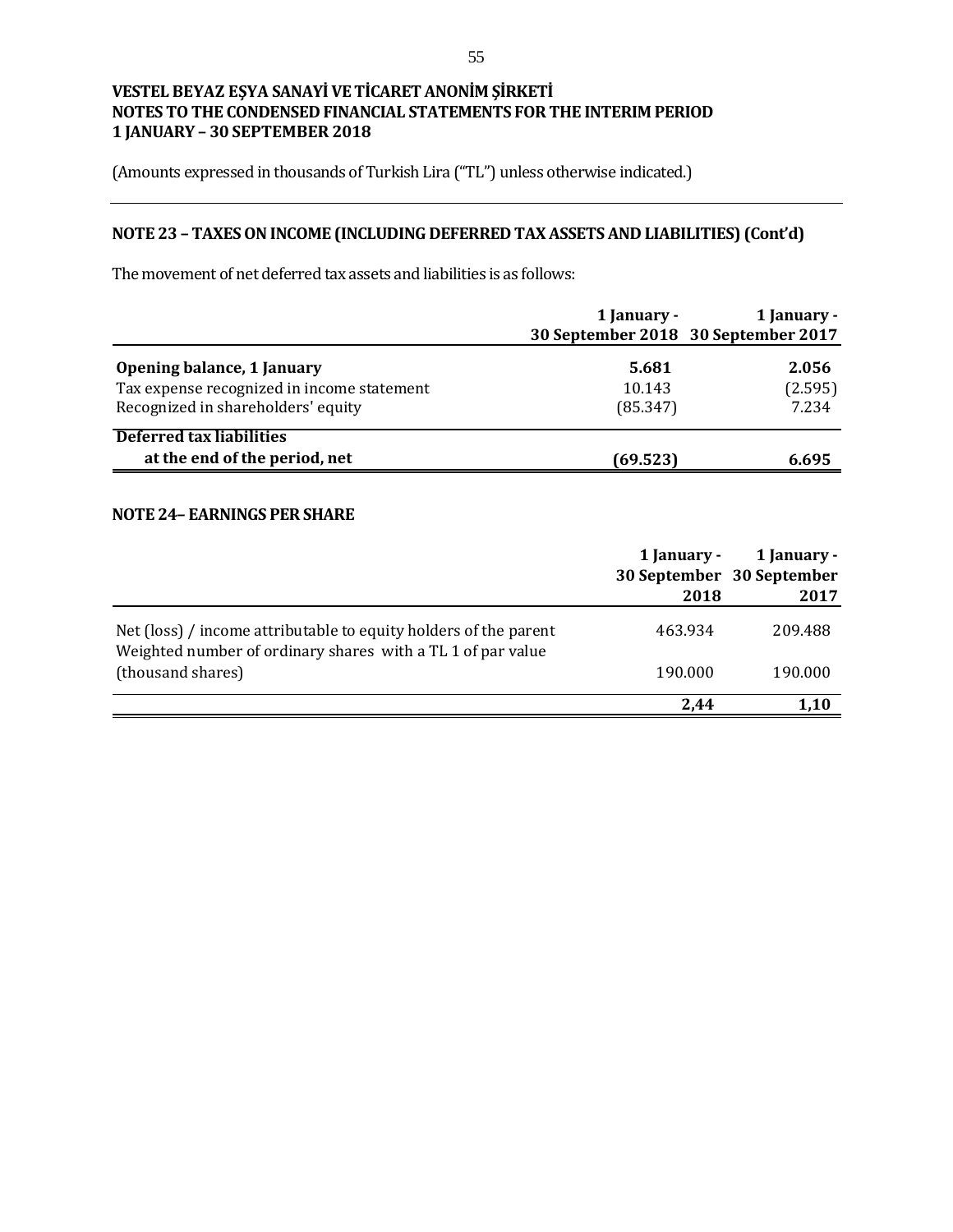**VESTEL BEYAZ EŞYA SANAYİ VE TİCARET ANONİM ŞİRKETİ**
**NOTES TO THE CONDENSED FINANCIAL STATEMENTS FOR THE INTERIM PERIOD**
**1 JANUARY – 30 SEPTEMBER 2018**

(Amounts expressed in thousands of Turkish Lira ("TL") unless otherwise indicated.)

## NOTE 23 – TAXES ON INCOME (INCLUDING DEFERRED TAX ASSETS AND LIABILITIES) (Cont'd)

The movement of net deferred tax assets and liabilities is as follows:

| | 1 January - 30 September 2018 | 1 January - 30 September 2017 |
|---|---|---|
| **Opening balance, 1 January** | **5.681** | **2.056** |
| Tax expense recognized in income statement | 10.143 | (2.595) |
| Recognized in shareholders' equity | (85.347) | 7.234 |
| **Deferred tax liabilities at the end of the period, net** | **(69.523)** | **6.695** |

## NOTE 24– EARNINGS PER SHARE

| | 1 January - 30 September 2018 | 1 January - 30 September 2017 |
|---|---|---|
| Net (loss) / income attributable to equity holders of the parent | 463.934 | 209.488 |
| Weighted number of ordinary shares with a TL 1 of par value (thousand shares) | 190.000 | 190.000 |
| | **2,44** | **1,10** |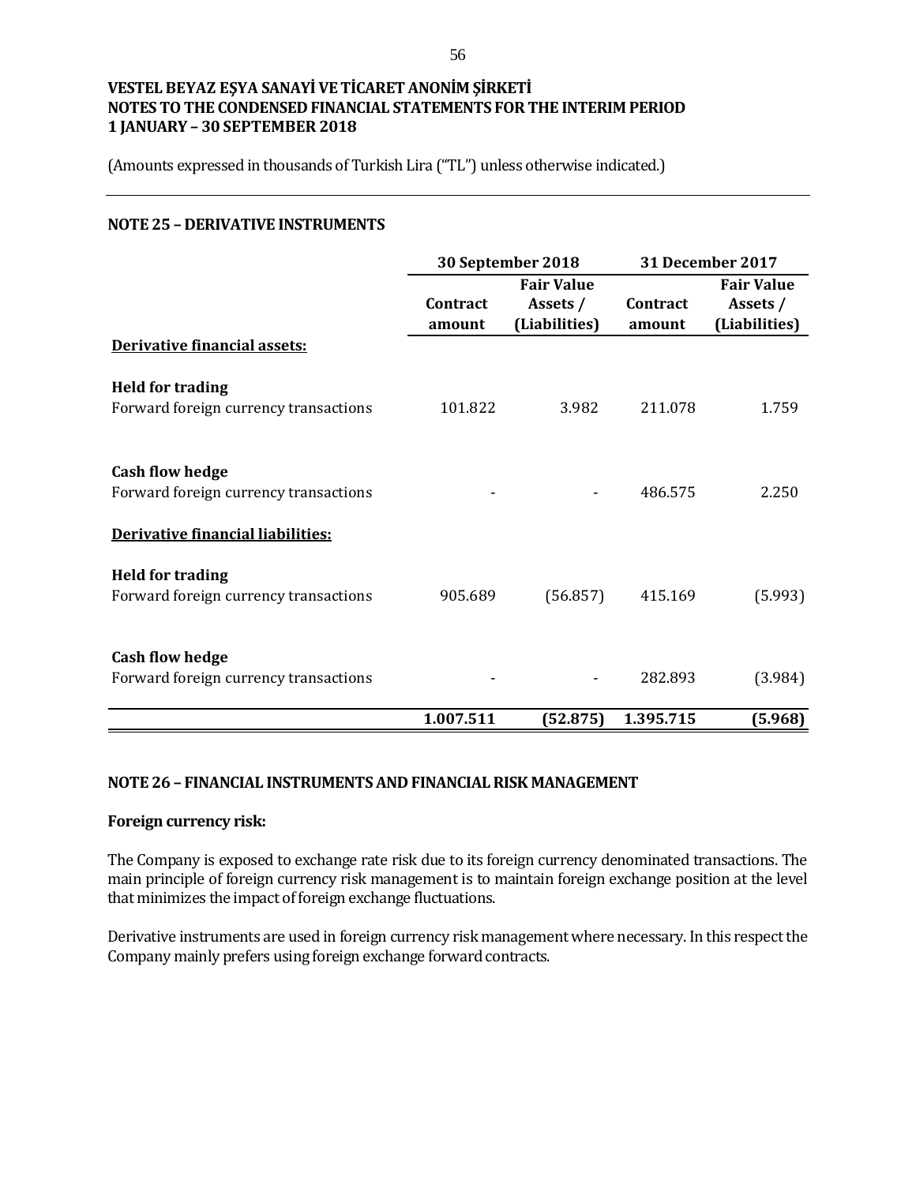**VESTEL BEYAZ EŞYA SANAYİ VE TİCARET ANONİM ŞİRKETİ**
**NOTES TO THE CONDENSED FINANCIAL STATEMENTS FOR THE INTERIM PERIOD**
**1 JANUARY – 30 SEPTEMBER 2018**

(Amounts expressed in thousands of Turkish Lira ("TL") unless otherwise indicated.)

## NOTE 25 – DERIVATIVE INSTRUMENTS

| | 30 September 2018 | | 31 December 2017 | |
|---|---|---|---|---|
| | Contract amount | Fair Value Assets / (Liabilities) | Contract amount | Fair Value Assets / (Liabilities) |
| <u>**Derivative financial assets:**</u> | | | | |
| **Held for trading** | | | | |
| Forward foreign currency transactions | 101.822 | 3.982 | 211.078 | 1.759 |
| **Cash flow hedge** | | | | |
| Forward foreign currency transactions | - | - | 486.575 | 2.250 |
| <u>**Derivative financial liabilities:**</u> | | | | |
| **Held for trading** | | | | |
| Forward foreign currency transactions | 905.689 | (56.857) | 415.169 | (5.993) |
| **Cash flow hedge** | | | | |
| Forward foreign currency transactions | - | - | 282.893 | (3.984) |
| | **1.007.511** | **(52.875)** | **1.395.715** | **(5.968)** |

## NOTE 26 – FINANCIAL INSTRUMENTS AND FINANCIAL RISK MANAGEMENT

**Foreign currency risk:**

The Company is exposed to exchange rate risk due to its foreign currency denominated transactions. The main principle of foreign currency risk management is to maintain foreign exchange position at the level that minimizes the impact of foreign exchange fluctuations.

Derivative instruments are used in foreign currency risk management where necessary. In this respect the Company mainly prefers using foreign exchange forward contracts.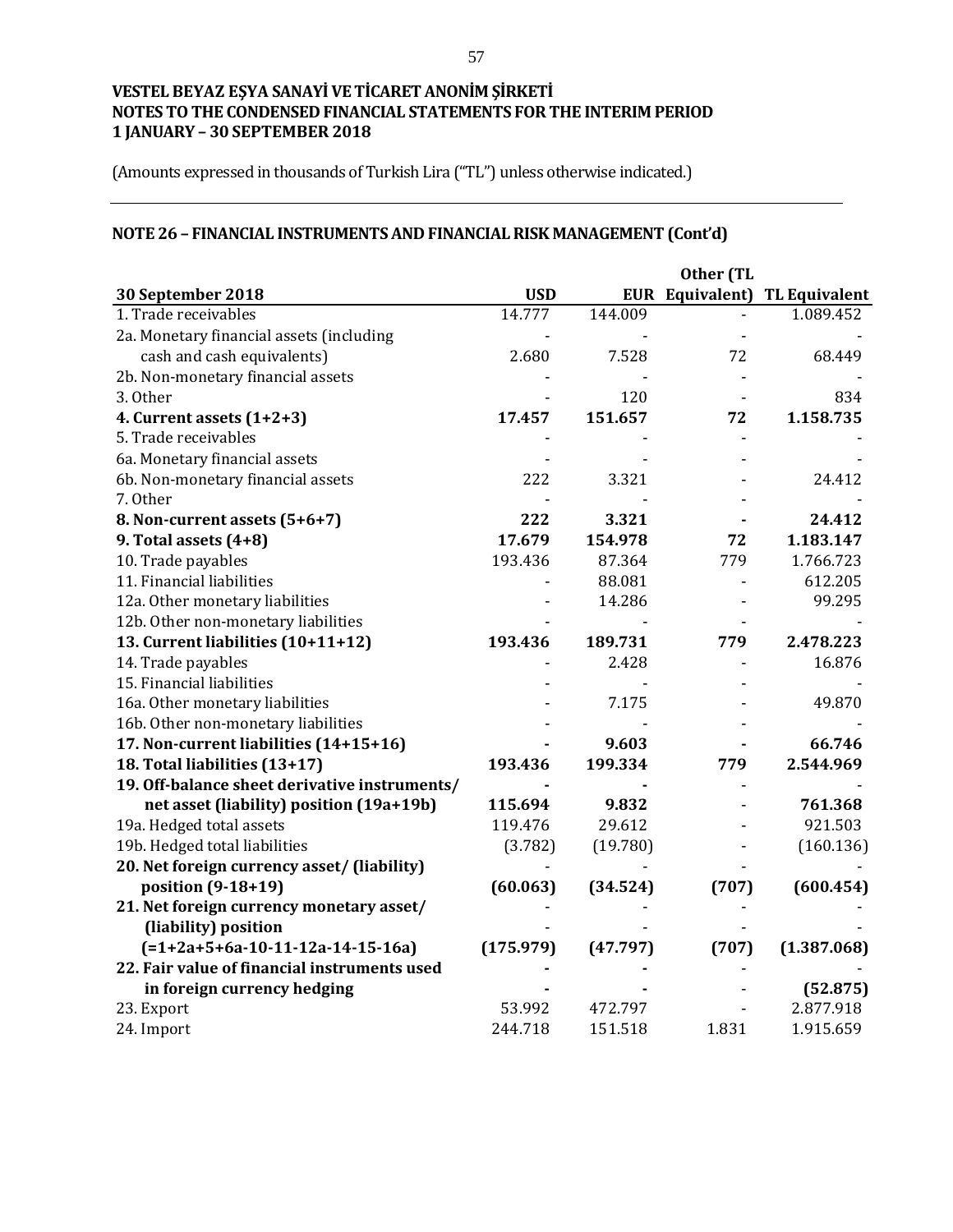**VESTEL BEYAZ EŞYA SANAYİ VE TİCARET ANONİM ŞİRKETİ**
**NOTES TO THE CONDENSED FINANCIAL STATEMENTS FOR THE INTERIM PERIOD**
**1 JANUARY – 30 SEPTEMBER 2018**

(Amounts expressed in thousands of Turkish Lira ("TL") unless otherwise indicated.)

## NOTE 26 – FINANCIAL INSTRUMENTS AND FINANCIAL RISK MANAGEMENT (Cont'd)

| 30 September 2018 | USD | EUR | Other (TL Equivalent) | TL Equivalent |
|---|---|---|---|---|
| 1. Trade receivables | 14.777 | 144.009 | - | 1.089.452 |
| 2a. Monetary financial assets (including cash and cash equivalents) | 2.680 | 7.528 | 72 | 68.449 |
| 2b. Non-monetary financial assets | - | - | - | - |
| 3. Other | - | 120 | - | 834 |
| **4. Current assets (1+2+3)** | **17.457** | **151.657** | **72** | **1.158.735** |
| 5. Trade receivables | - | - | - | - |
| 6a. Monetary financial assets | - | - | - | - |
| 6b. Non-monetary financial assets | 222 | 3.321 | - | 24.412 |
| 7. Other | - | - | - | - |
| **8. Non-current assets (5+6+7)** | **222** | **3.321** | **-** | **24.412** |
| **9. Total assets (4+8)** | **17.679** | **154.978** | **72** | **1.183.147** |
| 10. Trade payables | 193.436 | 87.364 | 779 | 1.766.723 |
| 11. Financial liabilities | - | 88.081 | - | 612.205 |
| 12a. Other monetary liabilities | - | 14.286 | - | 99.295 |
| 12b. Other non-monetary liabilities | - | - | - | - |
| **13. Current liabilities (10+11+12)** | **193.436** | **189.731** | **779** | **2.478.223** |
| 14. Trade payables | - | 2.428 | - | 16.876 |
| 15. Financial liabilities | - | - | - | - |
| 16a. Other monetary liabilities | - | 7.175 | - | 49.870 |
| 16b. Other non-monetary liabilities | - | - | - | - |
| **17. Non-current liabilities (14+15+16)** | **-** | **9.603** | **-** | **66.746** |
| **18. Total liabilities (13+17)** | **193.436** | **199.334** | **779** | **2.544.969** |
| **19. Off-balance sheet derivative instruments/ net asset (liability) position (19a+19b)** | **115.694** | **9.832** | - | **761.368** |
| 19a. Hedged total assets | 119.476 | 29.612 | - | 921.503 |
| 19b. Hedged total liabilities | (3.782) | (19.780) | - | (160.136) |
| **20. Net foreign currency asset/ (liability) position (9-18+19)** | **(60.063)** | **(34.524)** | **(707)** | **(600.454)** |
| **21. Net foreign currency monetary asset/ (liability) position (=1+2a+5+6a-10-11-12a-14-15-16a)** | **(175.979)** | **(47.797)** | **(707)** | **(1.387.068)** |
| **22. Fair value of financial instruments used in foreign currency hedging** | **-** | **-** | - | **(52.875)** |
| 23. Export | 53.992 | 472.797 | - | 2.877.918 |
| 24. Import | 244.718 | 151.518 | 1.831 | 1.915.659 |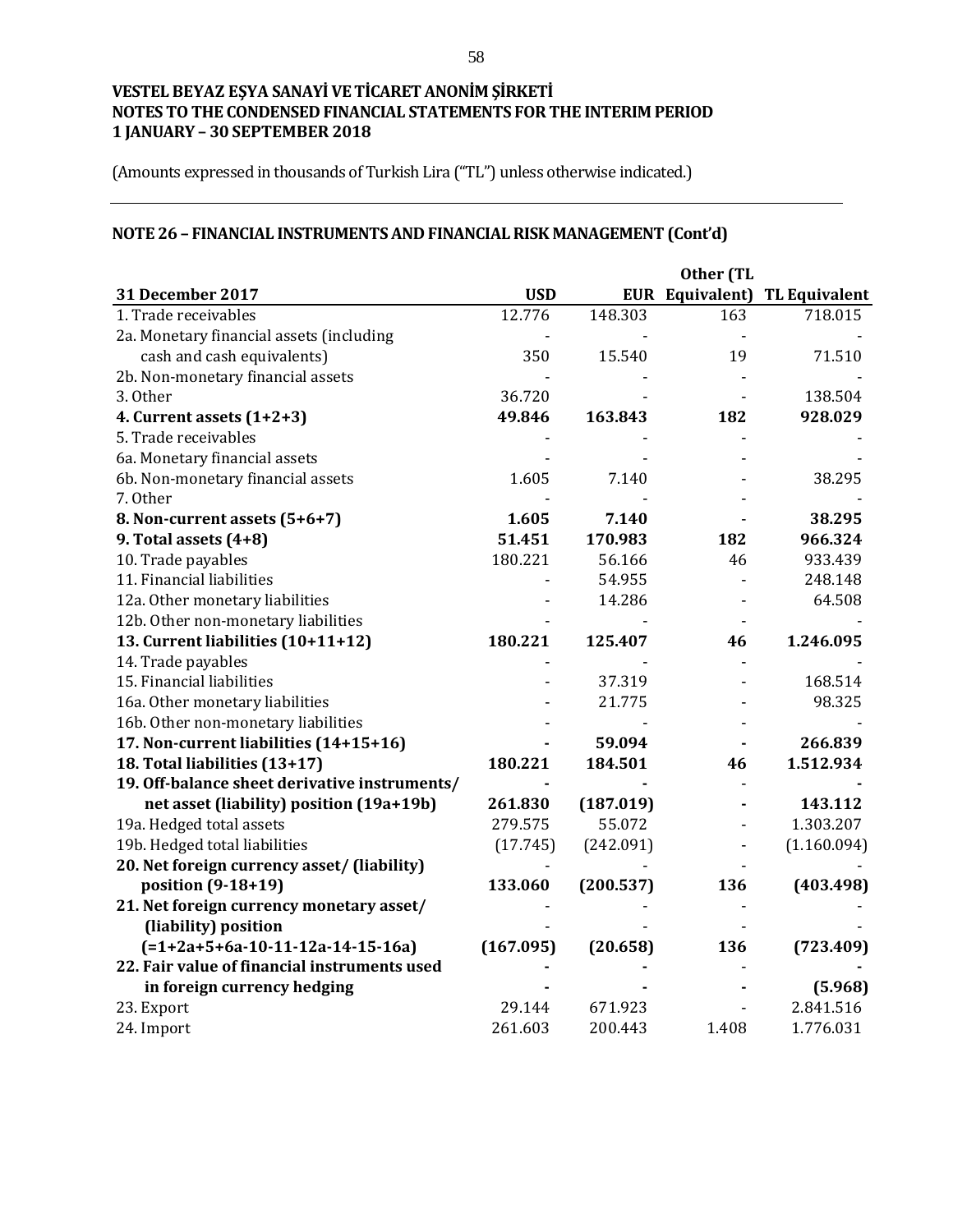VESTEL BEYAZ EŞYA SANAYİ VE TİCARET ANONİM ŞİRKETİ
NOTES TO THE CONDENSED FINANCIAL STATEMENTS FOR THE INTERIM PERIOD
1 JANUARY – 30 SEPTEMBER 2018

(Amounts expressed in thousands of Turkish Lira ("TL") unless otherwise indicated.)

## NOTE 26 – FINANCIAL INSTRUMENTS AND FINANCIAL RISK MANAGEMENT (Cont'd)

| 31 December 2017 | USD | EUR | Other (TL Equivalent) | TL Equivalent |
|---|---|---|---|---|
| 1. Trade receivables | 12.776 | 148.303 | 163 | 718.015 |
| 2a. Monetary financial assets (including cash and cash equivalents) | 350 | 15.540 | 19 | 71.510 |
| 2b. Non-monetary financial assets | - | - | - | - |
| 3. Other | 36.720 | - | - | 138.504 |
| **4. Current assets (1+2+3)** | **49.846** | **163.843** | **182** | **928.029** |
| 5. Trade receivables | - | - | - | - |
| 6a. Monetary financial assets | - | - | - | - |
| 6b. Non-monetary financial assets | 1.605 | 7.140 | - | 38.295 |
| 7. Other | - | - | - | - |
| **8. Non-current assets (5+6+7)** | **1.605** | **7.140** | - | **38.295** |
| **9. Total assets (4+8)** | **51.451** | **170.983** | **182** | **966.324** |
| 10. Trade payables | 180.221 | 56.166 | 46 | 933.439 |
| 11. Financial liabilities | - | 54.955 | - | 248.148 |
| 12a. Other monetary liabilities | - | 14.286 | - | 64.508 |
| 12b. Other non-monetary liabilities | - | - | - | - |
| **13. Current liabilities (10+11+12)** | **180.221** | **125.407** | **46** | **1.246.095** |
| 14. Trade payables | - | - | - | - |
| 15. Financial liabilities | - | 37.319 | - | 168.514 |
| 16a. Other monetary liabilities | - | 21.775 | - | 98.325 |
| 16b. Other non-monetary liabilities | - | - | - | - |
| **17. Non-current liabilities (14+15+16)** | - | **59.094** | - | **266.839** |
| **18. Total liabilities (13+17)** | **180.221** | **184.501** | **46** | **1.512.934** |
| **19. Off-balance sheet derivative instruments/ net asset (liability) position (19a+19b)** | **261.830** | **(187.019)** | - | **143.112** |
| 19a. Hedged total assets | 279.575 | 55.072 | - | 1.303.207 |
| 19b. Hedged total liabilities | (17.745) | (242.091) | - | (1.160.094) |
| **20. Net foreign currency asset/ (liability) position (9-18+19)** | **133.060** | **(200.537)** | **136** | **(403.498)** |
| **21. Net foreign currency monetary asset/ (liability) position (=1+2a+5+6a-10-11-12a-14-15-16a)** | **(167.095)** | **(20.658)** | **136** | **(723.409)** |
| **22. Fair value of financial instruments used in foreign currency hedging** | - | - | - | **(5.968)** |
| 23. Export | 29.144 | 671.923 | - | 2.841.516 |
| 24. Import | 261.603 | 200.443 | 1.408 | 1.776.031 |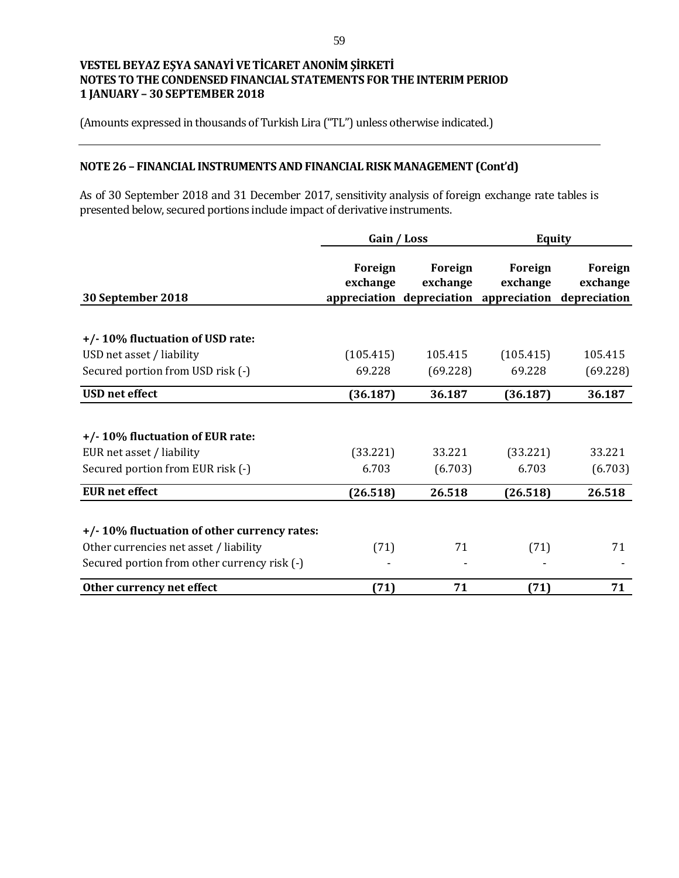# VESTEL BEYAZ EŞYA SANAYİ VE TİCARET ANONİM ŞİRKETİ
# NOTES TO THE CONDENSED FINANCIAL STATEMENTS FOR THE INTERIM PERIOD
# 1 JANUARY – 30 SEPTEMBER 2018

(Amounts expressed in thousands of Turkish Lira ("TL") unless otherwise indicated.)

## NOTE 26 – FINANCIAL INSTRUMENTS AND FINANCIAL RISK MANAGEMENT (Cont'd)

As of 30 September 2018 and 31 December 2017, sensitivity analysis of foreign exchange rate tables is presented below, secured portions include impact of derivative instruments.

| | **Gain / Loss** | | **Equity** | |
|---|---|---|---|---|
| **30 September 2018** | **Foreign exchange appreciation** | **Foreign exchange depreciation** | **Foreign exchange appreciation** | **Foreign exchange depreciation** |
| **+/- 10% fluctuation of USD rate:** | | | | |
| USD net asset / liability | (105.415) | 105.415 | (105.415) | 105.415 |
| Secured portion from USD risk (-) | 69.228 | (69.228) | 69.228 | (69.228) |
| **USD net effect** | **(36.187)** | **36.187** | **(36.187)** | **36.187** |
| **+/- 10% fluctuation of EUR rate:** | | | | |
| EUR net asset / liability | (33.221) | 33.221 | (33.221) | 33.221 |
| Secured portion from EUR risk (-) | 6.703 | (6.703) | 6.703 | (6.703) |
| **EUR net effect** | **(26.518)** | **26.518** | **(26.518)** | **26.518** |
| **+/- 10% fluctuation of other currency rates:** | | | | |
| Other currencies net asset / liability | (71) | 71 | (71) | 71 |
| Secured portion from other currency risk (-) | - | - | - | - |
| **Other currency net effect** | **(71)** | **71** | **(71)** | **71** |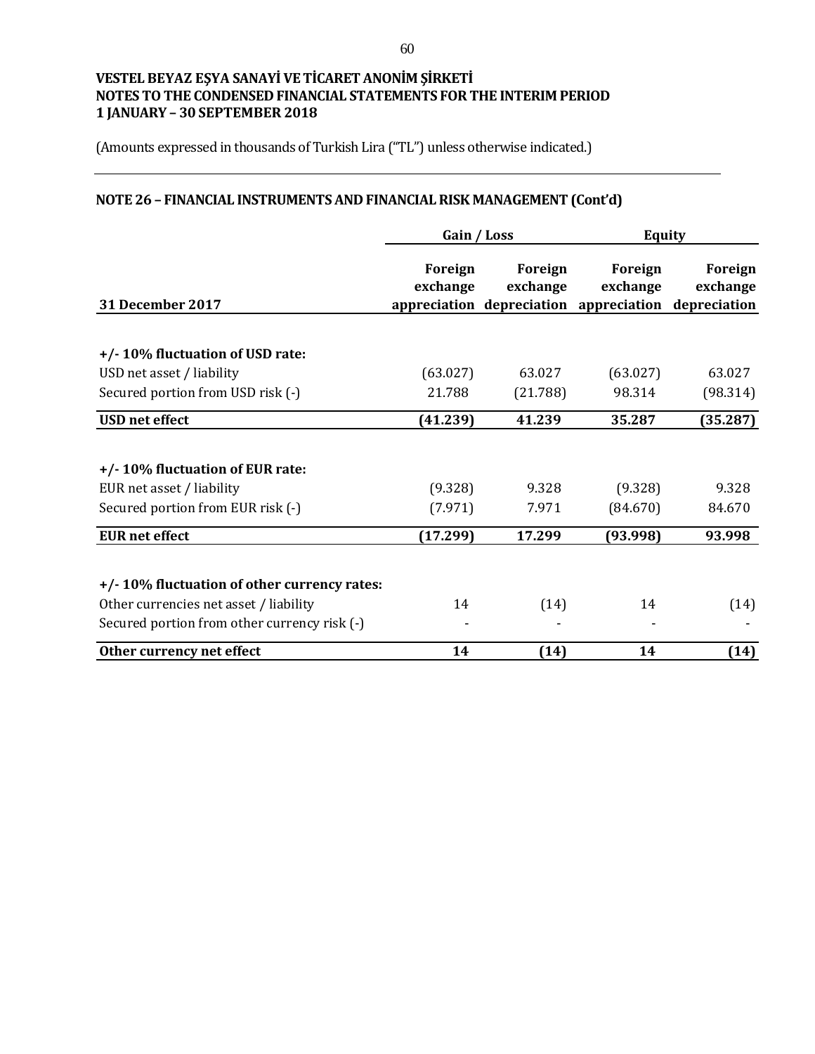**VESTEL BEYAZ EŞYA SANAYİ VE TİCARET ANONİM ŞİRKETİ**
**NOTES TO THE CONDENSED FINANCIAL STATEMENTS FOR THE INTERIM PERIOD**
**1 JANUARY – 30 SEPTEMBER 2018**

(Amounts expressed in thousands of Turkish Lira ("TL") unless otherwise indicated.)

## NOTE 26 – FINANCIAL INSTRUMENTS AND FINANCIAL RISK MANAGEMENT (Cont'd)

| | Gain / Loss | | Equity | |
|---|---|---|---|---|
| **31 December 2017** | **Foreign exchange appreciation** | **Foreign exchange depreciation** | **Foreign exchange appreciation** | **Foreign exchange depreciation** |
| **+/- 10% fluctuation of USD rate:** | | | | |
| USD net asset / liability | (63.027) | 63.027 | (63.027) | 63.027 |
| Secured portion from USD risk (-) | 21.788 | (21.788) | 98.314 | (98.314) |
| **USD net effect** | **(41.239)** | **41.239** | **35.287** | **(35.287)** |
| **+/- 10% fluctuation of EUR rate:** | | | | |
| EUR net asset / liability | (9.328) | 9.328 | (9.328) | 9.328 |
| Secured portion from EUR risk (-) | (7.971) | 7.971 | (84.670) | 84.670 |
| **EUR net effect** | **(17.299)** | **17.299** | **(93.998)** | **93.998** |
| **+/- 10% fluctuation of other currency rates:** | | | | |
| Other currencies net asset / liability | 14 | (14) | 14 | (14) |
| Secured portion from other currency risk (-) | - | - | - | - |
| **Other currency net effect** | **14** | **(14)** | **14** | **(14)** |